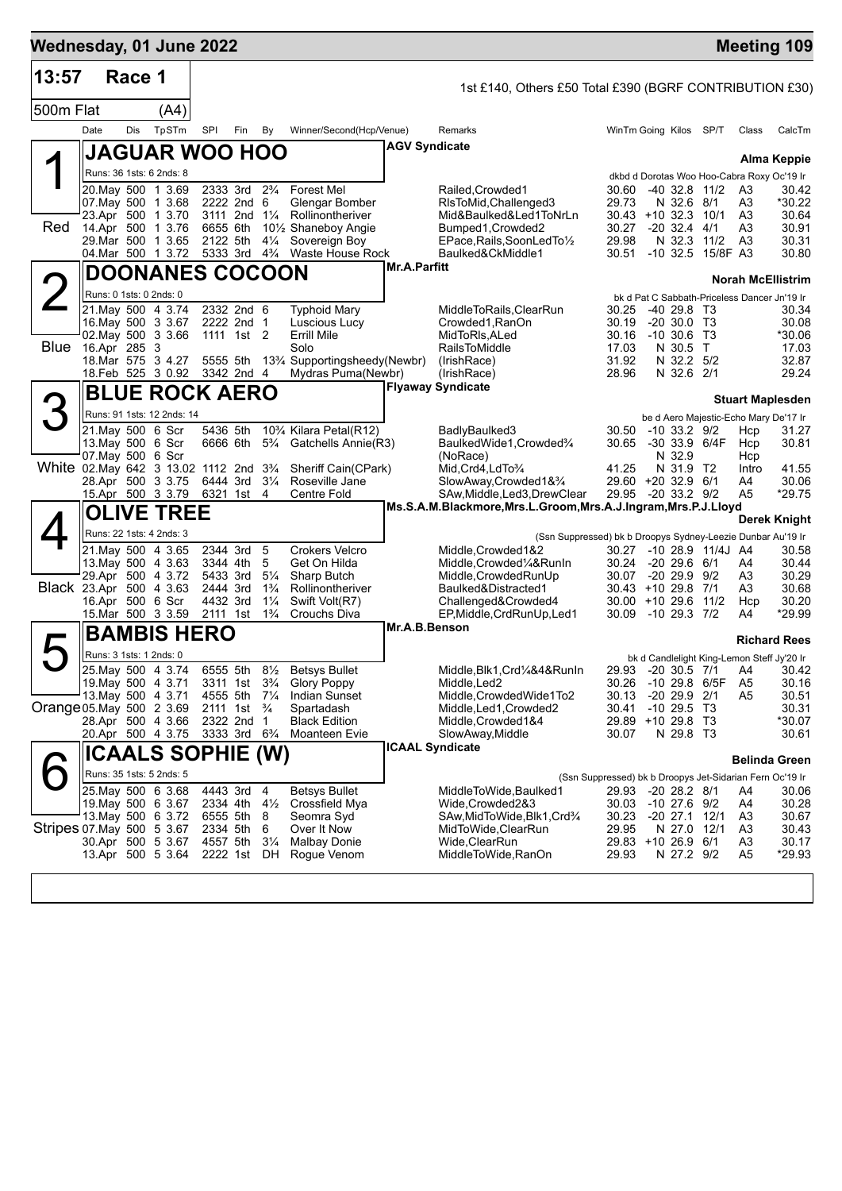# Wednesday, 01 June 2022 — Meeting 109

## 13:57 Race 1

1st £140, Others £50 Total £390 (BGRF CONTRIBUTION £30)

500m Flat (A4)

| Date | Dis | TpSTm | SPI | Fin | By | Winner/Second(Hcp/Venue) | Remarks | WinTm | Going | Kilos | SP/T | Class | CalcTm |
|---|---|---|---|---|---|---|---|---|---|---|---|---|---|

### 1 (Red) JAGUAR WOO HOO — AGV Syndicate — Trainer: Alma Keppie

Runs: 36 1sts: 6 2nds: 8 — dkbd d Dorotas Woo Hoo-Cabra Roxy Oc'19 Ir

| Date | Dis | TpSTm | SPI | Fin | By | Winner/Second(Hcp/Venue) | Remarks | WinTm | Going | Kilos | SP/T | Class | CalcTm |
|---|---|---|---|---|---|---|---|---|---|---|---|---|---|
| 20.May | 500 | 1 3.69 | 2333 | 3rd | 2¾ | Forest Mel | Railed,Crowded1 | 30.60 | -40 | 32.8 | 11/2 | A3 | 30.42 |
| 07.May | 500 | 1 3.68 | 2222 | 2nd | 6 | Glengar Bomber | RlsToMid,Challenged3 | 29.73 | N | 32.6 | 8/1 | A3 | *30.22 |
| 23.Apr | 500 | 1 3.70 | 3111 | 2nd | 1¼ | Rollinontheriver | Mid&Baulked&Led1ToNrLn | 30.43 | +10 | 32.3 | 10/1 | A3 | 30.64 |
| 14.Apr | 500 | 1 3.76 | 6655 | 6th | 10½ | Shaneboy Angie | Bumped1,Crowded2 | 30.27 | -20 | 32.4 | 4/1 | A3 | 30.91 |
| 29.Mar | 500 | 1 3.65 | 2122 | 5th | 4¼ | Sovereign Boy | EPace,Rails,SoonLedTo½ | 29.98 | N | 32.3 | 11/2 | A3 | 30.31 |
| 04.Mar | 500 | 1 3.72 | 5333 | 3rd | 4¾ | Waste House Rock | Baulked&CkMiddle1 | 30.51 | -10 | 32.5 | 15/8F | A3 | 30.80 |

### 2 (Blue) DOONANES COCOON — Mr.A.Parfitt — Trainer: Norah McEllistrim

Runs: 0 1sts: 0 2nds: 0 — bk d Pat C Sabbath-Priceless Dancer Jn'19 Ir

| Date | Dis | TpSTm | SPI | Fin | By | Winner/Second(Hcp/Venue) | Remarks | WinTm | Going | Kilos | SP/T | Class | CalcTm |
|---|---|---|---|---|---|---|---|---|---|---|---|---|---|
| 21.May | 500 | 4 3.74 | 2332 | 2nd | 6 | Typhoid Mary | MiddleToRails,ClearRun | 30.25 | -40 | 29.8 | T3 | | 30.34 |
| 16.May | 500 | 3 3.67 | 2222 | 2nd | 1 | Luscious Lucy | Crowded1,RanOn | 30.19 | -20 | 30.0 | T3 | | 30.08 |
| 02.May | 500 | 3 3.66 | 1111 | 1st | 2 | Errill Mile | MidToRls,ALed | 30.16 | -10 | 30.6 | T3 | | *30.06 |
| 16.Apr | 285 | 3 | | | | Solo | RailsToMiddle | 17.03 | N | 30.5 | T | | 17.03 |
| 18.Mar | 575 | 3 4.27 | 5555 | 5th | 13¾ | Supportingsheedy(Newbr) | (IrishRace) | 31.92 | N | 32.2 | 5/2 | | 32.87 |
| 18.Feb | 525 | 3 0.92 | 3342 | 2nd | 4 | Mydras Puma(Newbr) | (IrishRace) | 28.96 | N | 32.6 | 2/1 | | 29.24 |

### 3 (White) BLUE ROCK AERO — Flyaway Syndicate — Trainer: Stuart Maplesden

Runs: 91 1sts: 12 2nds: 14 — be d Aero Majestic-Echo Mary De'17 Ir

| Date | Dis | TpSTm | SPI | Fin | By | Winner/Second(Hcp/Venue) | Remarks | WinTm | Going | Kilos | SP/T | Class | CalcTm |
|---|---|---|---|---|---|---|---|---|---|---|---|---|---|
| 21.May | 500 | 6 Scr | 5436 | 5th | 10¾ | Kilara Petal(R12) | BadlyBaulked3 | 30.50 | -10 | 33.2 | 9/2 | Hcp | 31.27 |
| 13.May | 500 | 6 Scr | 6666 | 6th | 5¾ | Gatchells Annie(R3) | BaulkedWide1,Crowded¾ | 30.65 | -30 | 33.9 | 6/4F | Hcp | 30.81 |
| 07.May | 500 | 6 Scr | | | | | (NoRace) | | N | 32.9 | | Hcp | |
| 02.May | 642 | 3 13.02 | 1112 | 2nd | 3¾ | Sheriff Cain(CPark) | Mid,Crd4,LdTo¾ | 41.25 | N | 31.9 | T2 | Intro | 41.55 |
| 28.Apr | 500 | 3 3.75 | 6444 | 3rd | 3¼ | Roseville Jane | SlowAway,Crowded1&¾ | 29.60 | +20 | 32.9 | 6/1 | A4 | 30.06 |
| 15.Apr | 500 | 3 3.79 | 6321 | 1st | 4 | Centre Fold | SAw,Middle,Led3,DrewClear | 29.95 | -20 | 33.2 | 9/2 | A5 | *29.75 |

### 4 (Black) OLIVE TREE — Ms.S.A.M.Blackmore,Mrs.L.Groom,Mrs.A.J.Ingram,Mrs.P.J.Lloyd — Trainer: Derek Knight

Runs: 22 1sts: 4 2nds: 3 — (Ssn Suppressed) bk b Droopys Sydney-Leezie Dunbar Au'19 Ir

| Date | Dis | TpSTm | SPI | Fin | By | Winner/Second(Hcp/Venue) | Remarks | WinTm | Going | Kilos | SP/T | Class | CalcTm |
|---|---|---|---|---|---|---|---|---|---|---|---|---|---|
| 21.May | 500 | 4 3.65 | 2344 | 3rd | 5 | Crokers Velcro | Middle,Crowded1&2 | 30.27 | -10 | 28.9 | 11/4J | A4 | 30.58 |
| 13.May | 500 | 4 3.63 | 3344 | 4th | 5 | Get On Hilda | Middle,Crowded¼&RunIn | 30.24 | -20 | 29.6 | 6/1 | A4 | 30.44 |
| 29.Apr | 500 | 4 3.72 | 5433 | 3rd | 5¼ | Sharp Butch | Middle,CrowdedRunUp | 30.07 | -20 | 29.9 | 9/2 | A3 | 30.29 |
| 23.Apr | 500 | 4 3.63 | 2444 | 3rd | 1¾ | Rollinontheriver | Baulked&Distracted1 | 30.43 | +10 | 29.8 | 7/1 | A3 | 30.68 |
| 16.Apr | 500 | 6 Scr | 4432 | 3rd | 1¼ | Swift Volt(R7) | Challenged&Crowded4 | 30.00 | +10 | 29.6 | 11/2 | Hcp | 30.20 |
| 15.Mar | 500 | 3 3.59 | 2111 | 1st | 1¾ | Crouchs Diva | EP,Middle,CrdRunUp,Led1 | 30.09 | -10 | 29.3 | 7/2 | A4 | *29.99 |

### 5 (Orange) BAMBIS HERO — Mr.A.B.Benson — Trainer: Richard Rees

Runs: 3 1sts: 1 2nds: 0 — bk d Candlelight King-Lemon Steff Jy'20 Ir

| Date | Dis | TpSTm | SPI | Fin | By | Winner/Second(Hcp/Venue) | Remarks | WinTm | Going | Kilos | SP/T | Class | CalcTm |
|---|---|---|---|---|---|---|---|---|---|---|---|---|---|
| 25.May | 500 | 4 3.74 | 6555 | 5th | 8½ | Betsys Bullet | Middle,Blk1,Crd¼&4&RunIn | 29.93 | -20 | 30.5 | 7/1 | A4 | 30.42 |
| 19.May | 500 | 4 3.71 | 3311 | 1st | 3¾ | Glory Poppy | Middle,Led2 | 30.26 | -10 | 29.8 | 6/5F | A5 | 30.16 |
| 13.May | 500 | 4 3.71 | 4555 | 5th | 7¼ | Indian Sunset | Middle,CrowdedWide1To2 | 30.13 | -20 | 29.9 | 2/1 | A5 | 30.51 |
| 05.May | 500 | 2 3.69 | 2111 | 1st | ¾ | Spartadash | Middle,Led1,Crowded2 | 30.41 | -10 | 29.5 | T3 | | 30.31 |
| 28.Apr | 500 | 4 3.66 | 2322 | 2nd | 1 | Black Edition | Middle,Crowded1&4 | 29.89 | +10 | 29.8 | T3 | | *30.07 |
| 20.Apr | 500 | 4 3.75 | 3333 | 3rd | 6¾ | Moanteen Evie | SlowAway,Middle | 30.07 | N | 29.8 | T3 | | 30.61 |

### 6 (Stripes) ICAALS SOPHIE (W) — ICAAL Syndicate — Trainer: Belinda Green

Runs: 35 1sts: 5 2nds: 5 — (Ssn Suppressed) bk b Droopys Jet-Sidarian Fern Oc'19 Ir

| Date | Dis | TpSTm | SPI | Fin | By | Winner/Second(Hcp/Venue) | Remarks | WinTm | Going | Kilos | SP/T | Class | CalcTm |
|---|---|---|---|---|---|---|---|---|---|---|---|---|---|
| 25.May | 500 | 6 3.68 | 4443 | 3rd | 4 | Betsys Bullet | MiddleToWide,Baulked1 | 29.93 | -20 | 28.2 | 8/1 | A4 | 30.06 |
| 19.May | 500 | 6 3.67 | 2334 | 4th | 4½ | Crossfield Mya | Wide,Crowded2&3 | 30.03 | -10 | 27.6 | 9/2 | A4 | 30.28 |
| 13.May | 500 | 6 3.72 | 6555 | 5th | 8 | Seomra Syd | SAw,MidToWide,Blk1,Crd¾ | 30.23 | -20 | 27.1 | 12/1 | A3 | 30.67 |
| 07.May | 500 | 5 3.67 | 2334 | 5th | 6 | Over It Now | MidToWide,ClearRun | 29.95 | N | 27.0 | 12/1 | A3 | 30.43 |
| 30.Apr | 500 | 5 3.67 | 4557 | 5th | 3¼ | Malbay Donie | Wide,ClearRun | 29.83 | +10 | 26.9 | 6/1 | A3 | 30.17 |
| 13.Apr | 500 | 5 3.64 | 2222 | 1st | DH | Rogue Venom | MiddleToWide,RanOn | 29.93 | N | 27.2 | 9/2 | A5 | *29.93 |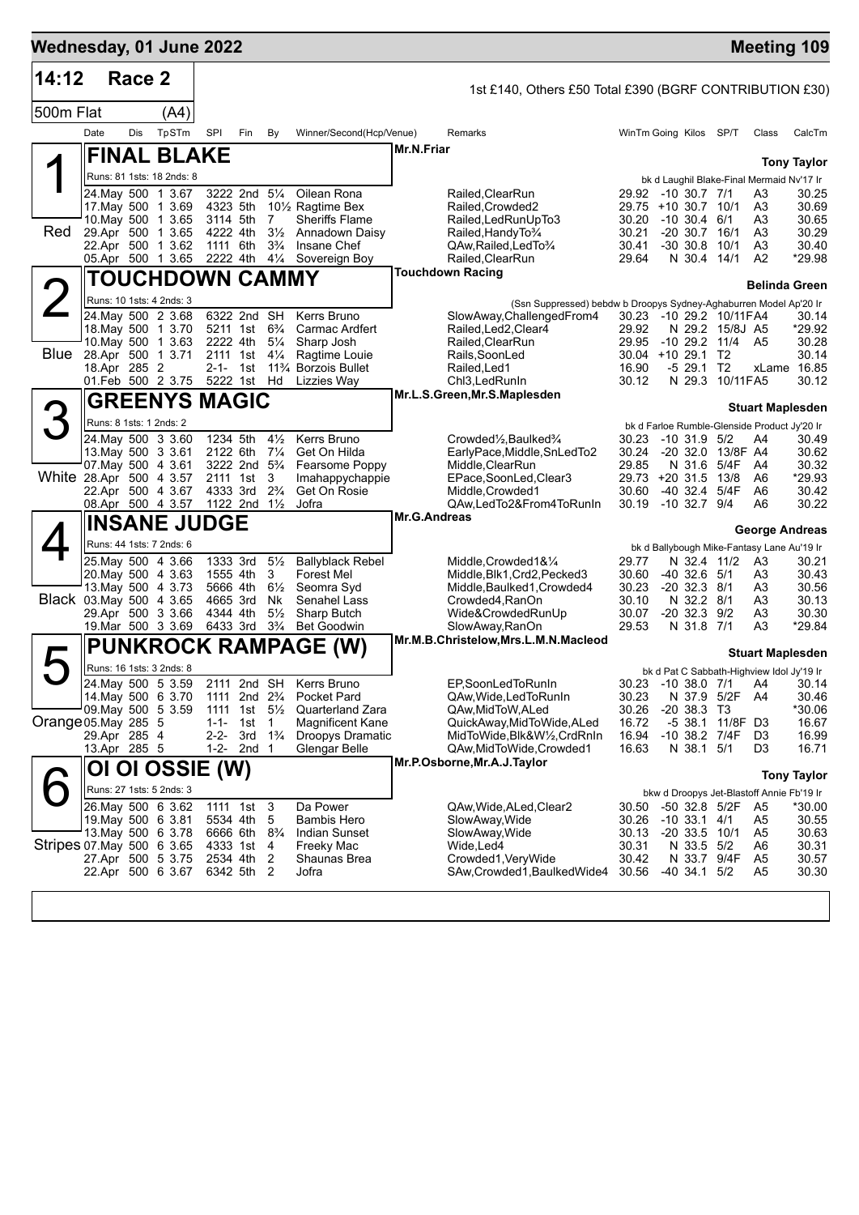# Wednesday, 01 June 2022 — Meeting 109

## 14:12 Race 2

1st £140, Others £50 Total £390 (BGRF CONTRIBUTION £30)

500m Flat (A4)

| Date | Dis | TpSTm | SPI | Fin | By | Winner/Second(Hcp/Venue) | Remarks | WinTm | Going | Kilos | SP/T | Class | CalcTm |
|---|---|---|---|---|---|---|---|---|---|---|---|---|---|

### 1 Red — FINAL BLAKE

Mr.N.Friar — Tony Taylor

Runs: 81 1sts: 18 2nds: 8 — bk d Laughil Blake-Final Mermaid Nv'17 Ir

| Date | Dis | TpSTm | SPI | Fin | By | Winner/Second(Hcp/Venue) | Remarks | WinTm | Going | Kilos | SP/T | Class | CalcTm |
|---|---|---|---|---|---|---|---|---|---|---|---|---|---|
| 24.May | 500 | 1 3.67 | 3222 | 2nd | 5¼ | Oilean Rona | Railed,ClearRun | 29.92 | -10 | 30.7 | 7/1 | A3 | 30.25 |
| 17.May | 500 | 1 3.69 | 4323 | 5th | 10½ | Ragtime Bex | Railed,Crowded2 | 29.75 | +10 | 30.7 | 10/1 | A3 | 30.69 |
| 10.May | 500 | 1 3.65 | 3114 | 5th | 7 | Sheriffs Flame | Railed,LedRunUpTo3 | 30.20 | -10 | 30.4 | 6/1 | A3 | 30.65 |
| 29.Apr | 500 | 1 3.65 | 4222 | 4th | 3½ | Annadown Daisy | Railed,HandyTo¾ | 30.21 | -20 | 30.7 | 16/1 | A3 | 30.29 |
| 22.Apr | 500 | 1 3.62 | 1111 | 6th | 3¾ | Insane Chef | QAw,Railed,LedTo¾ | 30.41 | -30 | 30.8 | 10/1 | A3 | 30.40 |
| 05.Apr | 500 | 1 3.65 | 2222 | 4th | 4¼ | Sovereign Boy | Railed,ClearRun | 29.64 | N | 30.4 | 14/1 | A2 | *29.98 |

### 2 Blue — TOUCHDOWN CAMMY

Touchdown Racing — Belinda Green

Runs: 10 1sts: 4 2nds: 3 — (Ssn Suppressed) bebdw b Droopys Sydney-Aghaburren Model Ap'20 Ir

| Date | Dis | TpSTm | SPI | Fin | By | Winner/Second(Hcp/Venue) | Remarks | WinTm | Going | Kilos | SP/T | Class | CalcTm |
|---|---|---|---|---|---|---|---|---|---|---|---|---|---|
| 24.May | 500 | 2 3.68 | 6322 | 2nd | SH | Kerrs Bruno | SlowAway,ChallengedFrom4 | 30.23 | -10 | 29.2 | 10/11FA4 | | 30.14 |
| 18.May | 500 | 1 3.70 | 5211 | 1st | 6¾ | Carmac Ardfert | Railed,Led2,Clear4 | 29.92 | N | 29.2 | 15/8J | A5 | *29.92 |
| 10.May | 500 | 1 3.63 | 2222 | 4th | 5¼ | Sharp Josh | Railed,ClearRun | 29.95 | -10 | 29.2 | 11/4 | A5 | 30.28 |
| 28.Apr | 500 | 1 3.71 | 2111 | 1st | 4¼ | Ragtime Louie | Rails,SoonLed | 30.04 | +10 | 29.1 | T2 | | 30.14 |
| 18.Apr | 285 | 2 | 2-1- | 1st | 11¾ | Borzois Bullet | Railed,Led1 | 16.90 | -5 | 29.1 | T2 | xLame | 16.85 |
| 01.Feb | 500 | 2 3.75 | 5222 | 1st | Hd | Lizzies Way | Chl3,LedRunIn | 30.12 | N | 29.3 | 10/11FA5 | | 30.12 |

### 3 White — GREENYS MAGIC

Mr.L.S.Green,Mr.S.Maplesden — Stuart Maplesden

Runs: 8 1sts: 1 2nds: 2 — bk d Farloe Rumble-Glenside Product Jy'20 Ir

| Date | Dis | TpSTm | SPI | Fin | By | Winner/Second(Hcp/Venue) | Remarks | WinTm | Going | Kilos | SP/T | Class | CalcTm |
|---|---|---|---|---|---|---|---|---|---|---|---|---|---|
| 24.May | 500 | 3 3.60 | 1234 | 5th | 4½ | Kerrs Bruno | Crowded½,Baulked¾ | 30.23 | -10 | 31.9 | 5/2 | A4 | 30.49 |
| 13.May | 500 | 3 3.61 | 2122 | 6th | 7¼ | Get On Hilda | EarlyPace,Middle,SnLedTo2 | 30.24 | -20 | 32.0 | 13/8F | A4 | 30.62 |
| 07.May | 500 | 4 3.61 | 3222 | 2nd | 5¾ | Fearsome Poppy | Middle,ClearRun | 29.85 | N | 31.6 | 5/4F | A4 | 30.32 |
| 28.Apr | 500 | 4 3.57 | 2111 | 1st | 3 | Imahappychappie | EPace,SoonLed,Clear3 | 29.73 | +20 | 31.5 | 13/8 | A6 | *29.93 |
| 22.Apr | 500 | 4 3.67 | 4333 | 3rd | 2¾ | Get On Rosie | Middle,Crowded1 | 30.60 | -40 | 32.4 | 5/4F | A6 | 30.42 |
| 08.Apr | 500 | 4 3.57 | 1122 | 2nd | 1½ | Jofra | QAw,LedTo2&From4ToRunIn | 30.19 | -10 | 32.7 | 9/4 | A6 | 30.22 |

### 4 Black — INSANE JUDGE

Mr.G.Andreas — George Andreas

Runs: 44 1sts: 7 2nds: 6 — bk d Ballybough Mike-Fantasy Lane Au'19 Ir

| Date | Dis | TpSTm | SPI | Fin | By | Winner/Second(Hcp/Venue) | Remarks | WinTm | Going | Kilos | SP/T | Class | CalcTm |
|---|---|---|---|---|---|---|---|---|---|---|---|---|---|
| 25.May | 500 | 4 3.66 | 1333 | 3rd | 5½ | Ballyblack Rebel | Middle,Crowded1&¼ | 29.77 | N | 32.4 | 11/2 | A3 | 30.21 |
| 20.May | 500 | 4 3.63 | 1555 | 4th | 3 | Forest Mel | Middle,Blk1,Crd2,Pecked3 | 30.60 | -40 | 32.6 | 5/1 | A3 | 30.43 |
| 13.May | 500 | 4 3.73 | 5666 | 4th | 6½ | Seomra Syd | Middle,Baulked1,Crowded4 | 30.23 | -20 | 32.3 | 8/1 | A3 | 30.56 |
| 03.May | 500 | 4 3.65 | 4665 | 3rd | Nk | Senahel Lass | Crowded4,RanOn | 30.10 | N | 32.2 | 8/1 | A3 | 30.13 |
| 29.Apr | 500 | 3 3.66 | 4344 | 4th | 5½ | Sharp Butch | Wide&CrowdedRunUp | 30.07 | -20 | 32.3 | 9/2 | A3 | 30.30 |
| 19.Mar | 500 | 3 3.69 | 6433 | 3rd | 3¾ | Bet Goodwin | SlowAway,RanOn | 29.53 | N | 31.8 | 7/1 | A3 | *29.84 |

### 5 Orange — PUNKROCK RAMPAGE (W)

Mr.M.B.Christelow,Mrs.L.M.N.Macleod — Stuart Maplesden

Runs: 16 1sts: 3 2nds: 8 — bk d Pat C Sabbath-Highview Idol Jy'19 Ir

| Date | Dis | TpSTm | SPI | Fin | By | Winner/Second(Hcp/Venue) | Remarks | WinTm | Going | Kilos | SP/T | Class | CalcTm |
|---|---|---|---|---|---|---|---|---|---|---|---|---|---|
| 24.May | 500 | 5 3.59 | 2111 | 2nd | SH | Kerrs Bruno | EP,SoonLedToRunIn | 30.23 | -10 | 38.0 | 7/1 | A4 | 30.14 |
| 14.May | 500 | 6 3.70 | 1111 | 2nd | 2¾ | Pocket Pard | QAw,Wide,LedToRunIn | 30.23 | N | 37.9 | 5/2F | A4 | 30.46 |
| 09.May | 500 | 5 3.59 | 1111 | 1st | 5½ | Quarterland Zara | QAw,MidToW,ALed | 30.26 | -20 | 38.3 | T3 | | *30.06 |
| 05.May | 285 | 5 | 1-1- | 1st | 1 | Magnificent Kane | QuickAway,MidToWide,ALed | 16.72 | -5 | 38.1 | 11/8F | D3 | 16.67 |
| 29.Apr | 285 | 4 | 2-2- | 3rd | 1¾ | Droopys Dramatic | MidToWide,Blk&W½,CrdRnIn | 16.94 | -10 | 38.2 | 7/4F | D3 | 16.99 |
| 13.Apr | 285 | 5 | 1-2- | 2nd | 1 | Glengar Belle | QAw,MidToWide,Crowded1 | 16.63 | N | 38.1 | 5/1 | D3 | 16.71 |

### 6 Stripes — OI OI OSSIE (W)

Mr.P.Osborne,Mr.A.J.Taylor — Tony Taylor

Runs: 27 1sts: 5 2nds: 3 — bkw d Droopys Jet-Blastoff Annie Fb'19 Ir

| Date | Dis | TpSTm | SPI | Fin | By | Winner/Second(Hcp/Venue) | Remarks | WinTm | Going | Kilos | SP/T | Class | CalcTm |
|---|---|---|---|---|---|---|---|---|---|---|---|---|---|
| 26.May | 500 | 6 3.62 | 1111 | 1st | 3 | Da Power | QAw,Wide,ALed,Clear2 | 30.50 | -50 | 32.8 | 5/2F | A5 | *30.00 |
| 19.May | 500 | 6 3.81 | 5534 | 4th | 5 | Bambis Hero | SlowAway,Wide | 30.26 | -10 | 33.1 | 4/1 | A5 | 30.55 |
| 13.May | 500 | 6 3.78 | 6666 | 6th | 8¾ | Indian Sunset | SlowAway,Wide | 30.13 | -20 | 33.5 | 10/1 | A5 | 30.63 |
| 07.May | 500 | 6 3.65 | 4333 | 1st | 4 | Freeky Mac | Wide,Led4 | 30.31 | N | 33.5 | 5/2 | A6 | 30.31 |
| 27.Apr | 500 | 5 3.75 | 2534 | 4th | 2 | Shaunas Brea | Crowded1,VeryWide | 30.42 | N | 33.7 | 9/4F | A5 | 30.57 |
| 22.Apr | 500 | 6 3.67 | 6342 | 5th | 2 | Jofra | SAw,Crowded1,BaulkedWide4 | 30.56 | -40 | 34.1 | 5/2 | A5 | 30.30 |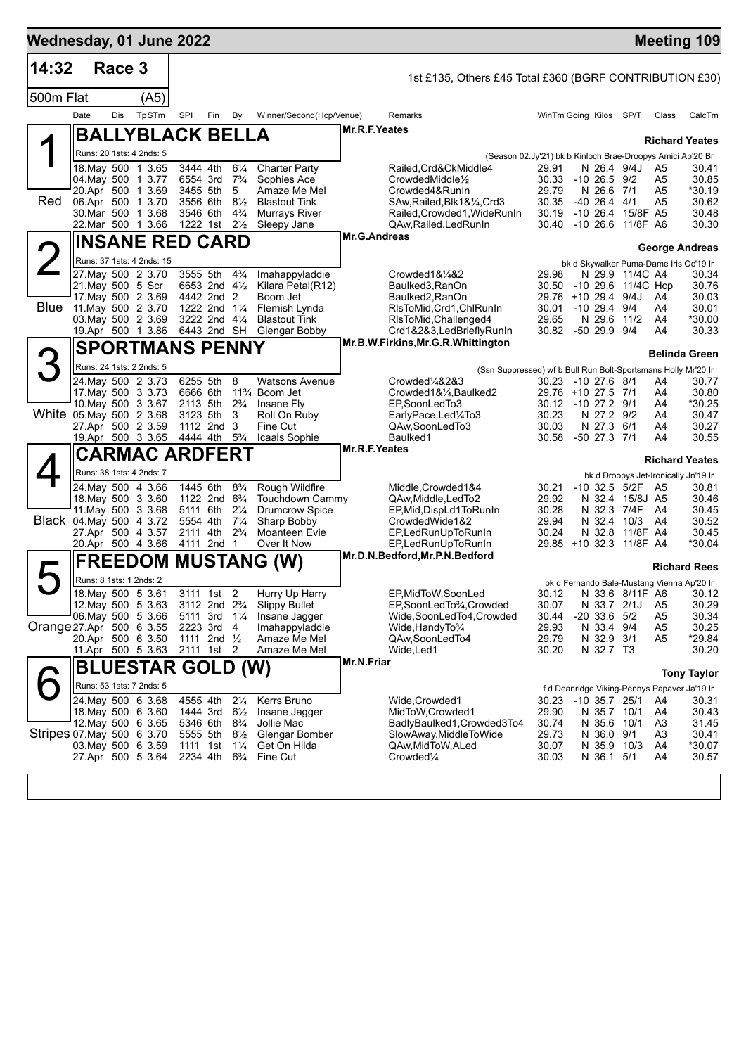## Wednesday, 01 June 2022 — Meeting 109

**14:32 Race 3** — 1st £135, Others £45 Total £360 (BGRF CONTRIBUTION £30)

500m Flat (A5)

| Date | Dis | TpSTm | SPl | Fin | By | Winner/Second(Hcp/Venue) | Remarks | WinTm | Going | Kilos | SP/T | Class | CalcTm |
|---|---|---|---|---|---|---|---|---|---|---|---|---|---|

### 1 (Red) BALLYBLACK BELLA — Mr.R.F.Yeates — Richard Yeates

Runs: 20 1sts: 4 2nds: 5 — (Season 02.Jy'21) bk b Kinloch Brae-Droopys Amici Ap'20 Br

| Date | Dis | TpSTm | SPl | Fin | By | Winner/Second(Hcp/Venue) | Remarks | WinTm | Going | Kilos | SP/T | Class | CalcTm |
|---|---|---|---|---|---|---|---|---|---|---|---|---|---|
| 18.May | 500 | 1 3.65 | 3444 | 4th | 6¼ | Charter Party | Railed,Crd&CkMiddle4 | 29.91 | N | 26.4 | 9/4J | A5 | 30.41 |
| 04.May | 500 | 1 3.77 | 6554 | 3rd | 7¾ | Sophies Ace | CrowdedMiddle½ | 30.33 | -10 | 26.5 | 9/2 | A5 | 30.85 |
| 20.Apr | 500 | 1 3.69 | 3455 | 5th | 5 | Amaze Me Mel | Crowded4&RunIn | 29.79 | N | 26.6 | 7/1 | A5 | *30.19 |
| 06.Apr | 500 | 1 3.70 | 3556 | 6th | 8½ | Blastout Tink | SAw,Railed,Blk1&¼,Crd3 | 30.35 | -40 | 26.4 | 4/1 | A5 | 30.62 |
| 30.Mar | 500 | 1 3.68 | 3546 | 6th | 4¾ | Murrays River | Railed,Crowded1,WideRunIn | 30.19 | -10 | 26.4 | 15/8F | A5 | 30.48 |
| 22.Mar | 500 | 1 3.66 | 1222 | 1st | 2½ | Sleepy Jane | QAw,Railed,LedRunIn | 30.40 | -10 | 26.6 | 11/8F | A6 | 30.30 |

### 2 (Blue) INSANE RED CARD — Mr.G.Andreas — George Andreas

Runs: 37 1sts: 4 2nds: 15 — bk d Skywalker Puma-Dame Iris Oc'19 Ir

| Date | Dis | TpSTm | SPl | Fin | By | Winner/Second(Hcp/Venue) | Remarks | WinTm | Going | Kilos | SP/T | Class | CalcTm |
|---|---|---|---|---|---|---|---|---|---|---|---|---|---|
| 27.May | 500 | 2 3.70 | 3555 | 5th | 4¾ | Imahappyladdie | Crowded1&¼&2 | 29.98 | N | 29.9 | 11/4C | A4 | 30.34 |
| 21.May | 500 | 5 Scr | 6653 | 2nd | 4½ | Kilara Petal(R12) | Baulked3,RanOn | 30.50 | -10 | 29.6 | 11/4C | Hcp | 30.76 |
| 17.May | 500 | 2 3.69 | 4442 | 2nd | 2 | Boom Jet | Baulked2,RanOn | 29.76 | +10 | 29.4 | 9/4J | A4 | 30.03 |
| 11.May | 500 | 2 3.70 | 1222 | 2nd | 1¼ | Flemish Lynda | RlsToMid,Crd1,ChlRunIn | 30.01 | -10 | 29.4 | 9/4 | A4 | 30.01 |
| 03.May | 500 | 2 3.69 | 3222 | 2nd | 4¼ | Blastout Tink | RlsToMid,Challenged4 | 29.65 | N | 29.6 | 11/2 | A4 | *30.00 |
| 19.Apr | 500 | 1 3.86 | 6443 | 2nd | SH | Glengar Bobby | Crd1&2&3,LedBrieflyRunIn | 30.82 | -50 | 29.9 | 9/4 | A4 | 30.33 |

### 3 (White) SPORTMANS PENNY — Mr.B.W.Firkins,Mr.G.R.Whittington — Belinda Green

Runs: 24 1sts: 2 2nds: 5 — (Ssn Suppressed) wf b Bull Run Bolt-Sportsmans Holly Mr'20 Ir

| Date | Dis | TpSTm | SPl | Fin | By | Winner/Second(Hcp/Venue) | Remarks | WinTm | Going | Kilos | SP/T | Class | CalcTm |
|---|---|---|---|---|---|---|---|---|---|---|---|---|---|
| 24.May | 500 | 2 3.73 | 6255 | 5th | 8 | Watsons Avenue | Crowded¼&2&3 | 30.23 | -10 | 27.6 | 8/1 | A4 | 30.77 |
| 17.May | 500 | 3 3.73 | 6666 | 6th | 11¾ | Boom Jet | Crowded1&¼,Baulked2 | 29.76 | +10 | 27.5 | 7/1 | A4 | 30.80 |
| 10.May | 500 | 3 3.67 | 2113 | 5th | 2¾ | Insane Fly | EP,SoonLedTo3 | 30.12 | -10 | 27.2 | 9/1 | A4 | *30.25 |
| 05.May | 500 | 2 3.68 | 3123 | 5th | 3 | Roll On Ruby | EarlyPace,Led¼To3 | 30.23 | N | 27.2 | 9/2 | A4 | 30.47 |
| 27.Apr | 500 | 2 3.59 | 1112 | 2nd | 3 | Fine Cut | QAw,SoonLedTo3 | 30.03 | N | 27.3 | 6/1 | A4 | 30.27 |
| 19.Apr | 500 | 3 3.65 | 4444 | 4th | 5¾ | Icaals Sophie | Baulked1 | 30.58 | -50 | 27.3 | 7/1 | A4 | 30.55 |

### 4 (Black) CARMAC ARDFERT — Mr.R.F.Yeates — Richard Yeates

Runs: 38 1sts: 4 2nds: 7 — bk d Droopys Jet-Ironically Jn'19 Ir

| Date | Dis | TpSTm | SPl | Fin | By | Winner/Second(Hcp/Venue) | Remarks | WinTm | Going | Kilos | SP/T | Class | CalcTm |
|---|---|---|---|---|---|---|---|---|---|---|---|---|---|
| 24.May | 500 | 4 3.66 | 1445 | 6th | 8¾ | Rough Wildfire | Middle,Crowded1&4 | 30.21 | -10 | 32.5 | 5/2F | A5 | 30.81 |
| 18.May | 500 | 3 3.60 | 1122 | 2nd | 6¾ | Touchdown Cammy | QAw,Middle,LedTo2 | 29.92 | N | 32.4 | 15/8J | A5 | 30.46 |
| 11.May | 500 | 3 3.68 | 5111 | 6th | 2¼ | Drumcrow Spice | EP,Mid,DispLd1ToRunIn | 30.28 | N | 32.3 | 7/4F | A4 | 30.45 |
| 04.May | 500 | 4 3.72 | 5554 | 4th | 7¼ | Sharp Bobby | CrowdedWide1&2 | 29.94 | N | 32.4 | 10/3 | A4 | 30.52 |
| 27.Apr | 500 | 4 3.57 | 2111 | 4th | 2¾ | Moanteen Evie | EP,LedRunUpToRunIn | 30.24 | N | 32.8 | 11/8F | A4 | 30.45 |
| 20.Apr | 500 | 4 3.66 | 4111 | 2nd | 1 | Over It Now | EP,LedRunUpToRunIn | 29.85 | +10 | 32.3 | 11/8F | A4 | *30.04 |

### 5 (Orange) FREEDOM MUSTANG (W) — Mr.D.N.Bedford,Mr.P.N.Bedford — Richard Rees

Runs: 8 1sts: 1 2nds: 2 — bk d Fernando Bale-Mustang Vienna Ap'20 Ir

| Date | Dis | TpSTm | SPl | Fin | By | Winner/Second(Hcp/Venue) | Remarks | WinTm | Going | Kilos | SP/T | Class | CalcTm |
|---|---|---|---|---|---|---|---|---|---|---|---|---|---|
| 18.May | 500 | 5 3.61 | 3111 | 1st | 2 | Hurry Up Harry | EP,MidToW,SoonLed | 30.12 | N | 33.6 | 8/11F | A6 | 30.12 |
| 12.May | 500 | 5 3.63 | 3112 | 2nd | 2¾ | Slippy Bullet | EP,SoonLedTo¾,Crowded | 30.07 | N | 33.7 | 2/1J | A5 | 30.29 |
| 06.May | 500 | 5 3.66 | 5111 | 3rd | 1¼ | Insane Jagger | Wide,SoonLedTo4,Crowded | 30.44 | -20 | 33.6 | 5/2 | A5 | 30.34 |
| 27.Apr | 500 | 6 3.55 | 2223 | 3rd | 4 | Imahappyladdie | Wide,HandyTo¾ | 29.93 | N | 33.4 | 9/4 | A5 | 30.25 |
| 20.Apr | 500 | 6 3.50 | 1111 | 2nd | ½ | Amaze Me Mel | QAw,SoonLedTo4 | 29.79 | N | 32.9 | 3/1 | A5 | *29.84 |
| 11.Apr | 500 | 5 3.63 | 2111 | 1st | 2 | Amaze Me Mel | Wide,Led1 | 30.20 | N | 32.7 | T3 | | 30.20 |

### 6 (Stripes) BLUESTAR GOLD (W) — Mr.N.Friar — Tony Taylor

Runs: 53 1sts: 7 2nds: 5 — f d Deanridge Viking-Pennys Papaver Ja'19 Ir

| Date | Dis | TpSTm | SPl | Fin | By | Winner/Second(Hcp/Venue) | Remarks | WinTm | Going | Kilos | SP/T | Class | CalcTm |
|---|---|---|---|---|---|---|---|---|---|---|---|---|---|
| 24.May | 500 | 6 3.68 | 4555 | 4th | 2¼ | Kerrs Bruno | Wide,Crowded1 | 30.23 | -10 | 35.7 | 25/1 | A4 | 30.31 |
| 18.May | 500 | 6 3.60 | 1444 | 3rd | 6½ | Insane Jagger | MidToW,Crowded1 | 29.90 | N | 35.7 | 10/1 | A4 | 30.43 |
| 12.May | 500 | 6 3.65 | 5346 | 6th | 8¾ | Jollie Mac | BadlyBaulked1,Crowded3To4 | 30.74 | N | 35.6 | 10/1 | A3 | 31.45 |
| 07.May | 500 | 6 3.70 | 5555 | 5th | 8½ | Glengar Bomber | SlowAway,MiddleToWide | 29.73 | N | 36.0 | 9/1 | A3 | 30.41 |
| 03.May | 500 | 6 3.59 | 1111 | 1st | 1¼ | Get On Hilda | QAw,MidToW,ALed | 30.07 | N | 35.9 | 10/3 | A4 | *30.07 |
| 27.Apr | 500 | 5 3.64 | 2234 | 4th | 6¾ | Fine Cut | Crowded¼ | 30.03 | N | 36.1 | 5/1 | A4 | 30.57 |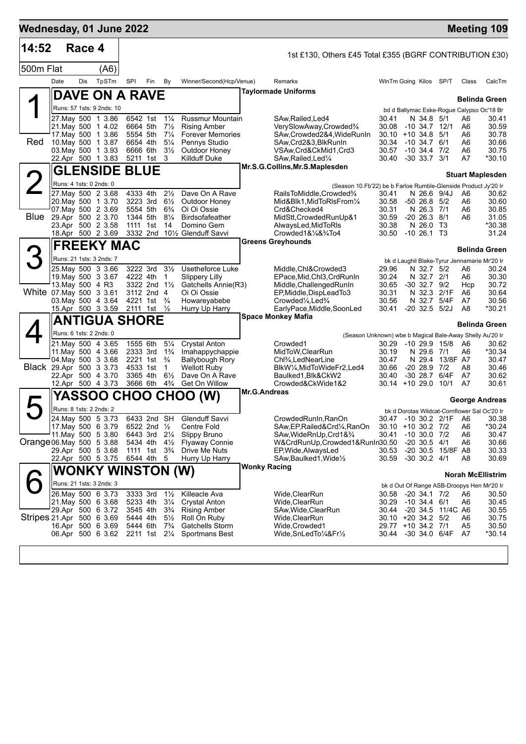# Wednesday, 01 June 2022 — Meeting 109

**14:52 Race 4** — 1st £130, Others £45 Total £355 (BGRF CONTRIBUTION £30)

**500m Flat (A6)**

| Date | Dis | TpSTm | SPI | Fin | By | Winner/Second(Hcp/Venue) | Remarks | WinTm | Going | Kilos | SP/T | Class | CalcTm |
|---|---|---|---|---|---|---|---|---|---|---|---|---|---|

## 1 DAVE ON A RAVE — Red
**Taylormade Uniforms** — Trainer: Belinda Green
Runs: 57 1sts: 9 2nds: 10 — bd d Ballymac Eske-Rogue Calypso Oc'18 Br

| Date | Dis | TpSTm | SPI | Fin | By | Winner/Second(Hcp/Venue) | Remarks | WinTm | Going | Kilos | SP/T | Class | CalcTm |
|---|---|---|---|---|---|---|---|---|---|---|---|---|---|
| 27.May | 500 | 1 3.86 | 6542 | 1st | 1¼ | Russmur Mountain | SAw,Railed,Led4 | 30.41 | N | 34.8 | 5/1 | A6 | 30.41 |
| 21.May | 500 | 1 4.02 | 6664 | 5th | 7½ | Rising Amber | VerySlowAway,Crowded¾ | 30.08 | -10 | 34.7 | 12/1 | A6 | 30.59 |
| 17.May | 500 | 1 3.86 | 5554 | 5th | 7¼ | Forever Memories | SAw,Crowded2&4,WideRunIn | 30.10 | +10 | 34.8 | 5/1 | A6 | 30.78 |
| 10.May | 500 | 1 3.87 | 6654 | 4th | 5¼ | Pennys Studio | SAw,Crd2&3,BlkRunIn | 30.34 | -10 | 34.7 | 6/1 | A6 | 30.66 |
| 03.May | 500 | 1 3.93 | 6666 | 6th | 3½ | Outdoor Honey | VSAw,Crd&CkMid1,Crd3 | 30.57 | -10 | 34.4 | 7/2 | A6 | 30.75 |
| 22.Apr | 500 | 1 3.83 | 5211 | 1st | 3 | Killduff Duke | SAw,Railed,Led¼ | 30.40 | -30 | 33.7 | 3/1 | A7 | *30.10 |

## 2 GLENSIDE BLUE — Blue
**Mr.S.G.Collins,Mr.S.Maplesden** — Trainer: Stuart Maplesden
Runs: 4 1sts: 0 2nds: 0 — (Season 10.Fb'22) be b Farloe Rumble-Glenside Product Jy'20 Ir

| Date | Dis | TpSTm | SPI | Fin | By | Winner/Second(Hcp/Venue) | Remarks | WinTm | Going | Kilos | SP/T | Class | CalcTm |
|---|---|---|---|---|---|---|---|---|---|---|---|---|---|
| 27.May | 500 | 2 3.68 | 4333 | 4th | 2½ | Dave On A Rave | RailsToMiddle,Crowded¾ | 30.41 | N | 26.6 | 9/4J | A6 | 30.62 |
| 20.May | 500 | 1 3.70 | 3223 | 3rd | 6½ | Outdoor Honey | Mid&Blk1,MidToRlsFrom¼ | 30.58 | -50 | 26.8 | 5/2 | A6 | 30.60 |
| 07.May | 500 | 2 3.69 | 5554 | 5th | 6¾ | Oi Oi Ossie | Crd&Checked4 | 30.31 | N | 26.3 | 7/1 | A6 | 30.85 |
| 29.Apr | 500 | 2 3.70 | 1344 | 5th | 8¼ | Birdsofafeather | MidStt,CrowdedRunUp&1 | 30.59 | -20 | 26.3 | 8/1 | A6 | 31.05 |
| 23.Apr | 500 | 2 3.58 | 1111 | 1st | 14 | Domino Gem | AlwaysLed,MidToRls | 30.38 | N | 26.0 | T3 | | *30.38 |
| 18.Apr | 500 | 2 3.69 | 3332 | 2nd | 10½ | Glenduff Savvi | Crowded1&¼&¾To4 | 30.50 | -10 | 26.1 | T3 | | 31.24 |

## 3 FREEKY MAC — White
**Greens Greyhounds** — Trainer: Belinda Green
Runs: 21 1sts: 3 2nds: 7 — bk d Laughil Blake-Tyrur Jennamarie Mr'20 Ir

| Date | Dis | TpSTm | SPI | Fin | By | Winner/Second(Hcp/Venue) | Remarks | WinTm | Going | Kilos | SP/T | Class | CalcTm |
|---|---|---|---|---|---|---|---|---|---|---|---|---|---|
| 25.May | 500 | 3 3.66 | 3222 | 3rd | 3½ | Usetheforce Luke | Middle,Chl&Crowded3 | 29.96 | N | 32.7 | 5/2 | A6 | 30.24 |
| 19.May | 500 | 3 3.67 | 4222 | 4th | 1 | Slippery Lilly | EPace,Mid,Chl3,CrdRunIn | 30.24 | N | 32.7 | 2/1 | A6 | 30.30 |
| 13.May | 500 | 4 R3 | 3322 | 2nd | 1½ | Gatchells Annie(R3) | Middle,ChallengedRunIn | 30.65 | -30 | 32.7 | 9/2 | Hcp | 30.72 |
| 07.May | 500 | 3 3.61 | 3112 | 2nd | 4 | Oi Oi Ossie | EP,Middle,DispLeadTo3 | 30.31 | N | 32.3 | 2/1F | A6 | 30.64 |
| 03.May | 500 | 4 3.64 | 4221 | 1st | ¾ | Howareyabebe | Crowded¼,Led¾ | 30.56 | N | 32.7 | 5/4F | A7 | 30.56 |
| 15.Apr | 500 | 3 3.59 | 2111 | 1st | ½ | Hurry Up Harry | EarlyPace,Middle,SoonLed | 30.41 | -20 | 32.5 | 5/2J | A8 | *30.21 |

## 4 ANTIGUA SHORE — Black
**Space Monkey Mafia** — Trainer: Belinda Green
Runs: 6 1sts: 2 2nds: 0 — (Season Unknown) wbe b Magical Bale-Away Shelly Au'20 Ir

| Date | Dis | TpSTm | SPI | Fin | By | Winner/Second(Hcp/Venue) | Remarks | WinTm | Going | Kilos | SP/T | Class | CalcTm |
|---|---|---|---|---|---|---|---|---|---|---|---|---|---|
| 21.May | 500 | 4 3.65 | 1555 | 6th | 5¼ | Crystal Anton | Crowded1 | 30.29 | -10 | 29.9 | 15/8 | A6 | 30.62 |
| 11.May | 500 | 4 3.66 | 2333 | 3rd | 1¾ | Imahappychappie | MidToW,ClearRun | 30.19 | N | 29.6 | 7/1 | A6 | *30.34 |
| 04.May | 500 | 3 3.68 | 2221 | 1st | ¾ | Ballybough Rory | Chl¾,LedNearLine | 30.47 | N | 29.4 | 13/8F | A7 | 30.47 |
| 29.Apr | 500 | 3 3.73 | 4533 | 1st | 1 | Wellott Ruby | BlkW¼,MidToWideFr2,Led4 | 30.66 | -20 | 28.9 | 7/2 | A8 | 30.46 |
| 22.Apr | 500 | 4 3.70 | 3365 | 4th | 6½ | Dave On A Rave | Baulked1,Blk&CkW2 | 30.40 | -30 | 28.7 | 6/4F | A7 | 30.62 |
| 12.Apr | 500 | 4 3.73 | 3666 | 6th | 4¾ | Get On Willow | Crowded&CkWide1&2 | 30.14 | +10 | 29.0 | 10/1 | A7 | 30.61 |

## 5 YASSOO CHOO CHOO (W) — Orange
**Mr.G.Andreas** — Trainer: George Andreas
Runs: 8 1sts: 2 2nds: 2 — bk d Dorotas Wildcat-Cornflower Sal Oc'20 Ir

| Date | Dis | TpSTm | SPI | Fin | By | Winner/Second(Hcp/Venue) | Remarks | WinTm | Going | Kilos | SP/T | Class | CalcTm |
|---|---|---|---|---|---|---|---|---|---|---|---|---|---|
| 24.May | 500 | 5 3.73 | 6433 | 2nd | SH | Glenduff Savvi | CrowdedRunIn,RanOn | 30.47 | -10 | 30.2 | 2/1F | A6 | 30.38 |
| 17.May | 500 | 6 3.79 | 6522 | 2nd | ½ | Centre Fold | SAw,EP,Railed&Crd¼,RanOn | 30.10 | +10 | 30.2 | 7/2 | A6 | *30.24 |
| 11.May | 500 | 5 3.80 | 6443 | 3rd | 2¼ | Slippy Bruno | SAw,WideRnUp,Crd1&¾ | 30.41 | -10 | 30.0 | 7/2 | A6 | 30.47 |
| 06.May | 500 | 5 3.88 | 5434 | 4th | 4½ | Flyaway Connie | W&CrdRunUp,Crowded1&RunIn | 30.50 | -20 | 30.5 | 4/1 | A6 | 30.66 |
| 29.Apr | 500 | 5 3.68 | 1111 | 1st | 3¾ | Drive Me Nuts | EP,Wide,AlwaysLed | 30.53 | -20 | 30.5 | 15/8F | A8 | 30.33 |
| 22.Apr | 500 | 5 3.75 | 6544 | 4th | 5 | Hurry Up Harry | SAw,Baulked1,Wide½ | 30.59 | -30 | 30.2 | 4/1 | A8 | 30.69 |

## 6 WONKY WINSTON (W) — Stripes
**Wonky Racing** — Trainer: Norah McEllistrim
Runs: 21 1sts: 3 2nds: 3 — bk d Out Of Range ASB-Droopys Hen Mr'20 Ir

| Date | Dis | TpSTm | SPI | Fin | By | Winner/Second(Hcp/Venue) | Remarks | WinTm | Going | Kilos | SP/T | Class | CalcTm |
|---|---|---|---|---|---|---|---|---|---|---|---|---|---|
| 26.May | 500 | 6 3.73 | 3333 | 3rd | 1½ | Killeacle Ava | Wide,ClearRun | 30.58 | -20 | 34.1 | 7/2 | A6 | 30.50 |
| 21.May | 500 | 6 3.68 | 5233 | 4th | 3¼ | Crystal Anton | Wide,ClearRun | 30.29 | -10 | 34.4 | 6/1 | A6 | 30.45 |
| 29.Apr | 500 | 6 3.72 | 3545 | 4th | 3¾ | Rising Amber | SAw,Wide,ClearRun | 30.44 | -20 | 34.5 | 11/4C | A6 | 30.55 |
| 21.Apr | 500 | 6 3.69 | 5444 | 4th | 5½ | Roll On Ruby | Wide,ClearRun | 30.10 | +20 | 34.2 | 5/2 | A6 | 30.75 |
| 16.Apr | 500 | 6 3.69 | 5444 | 6th | 7¾ | Gatchells Storm | Wide,Crowded1 | 29.77 | +10 | 34.2 | 7/1 | A5 | 30.50 |
| 06.Apr | 500 | 6 3.62 | 2211 | 1st | 2¼ | Sportsmans Best | Wide,SnLedTo¼&Fr½ | 30.44 | -30 | 34.0 | 6/4F | A7 | *30.14 |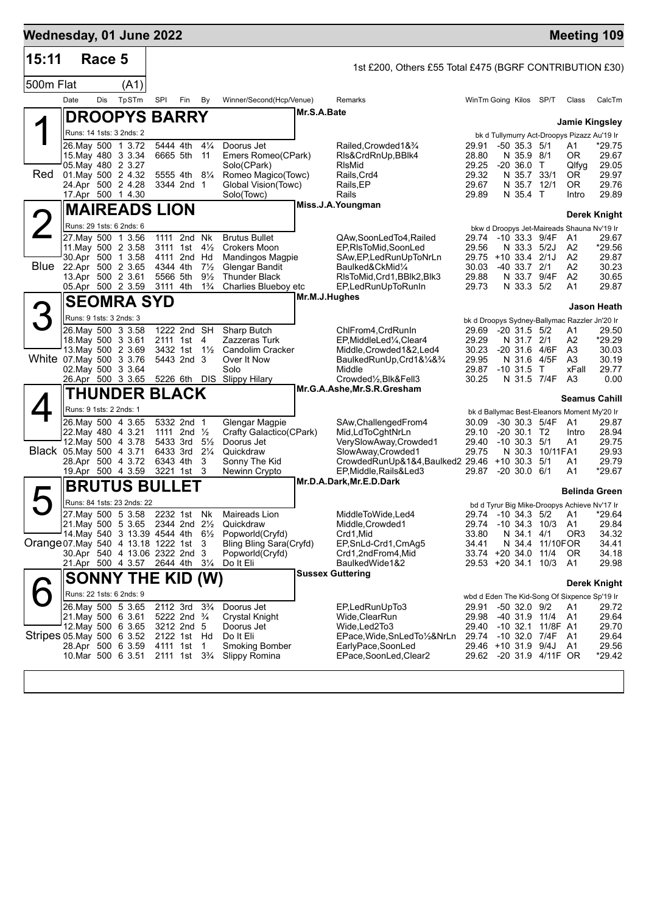# Wednesday, 01 June 2022 — Meeting 109

**15:11 Race 5** — 1st £200, Others £55 Total £475 (BGRF CONTRIBUTION £30)

500m Flat (A1)

| Date | Dis | TpSTm | SPI | Fin | By | Winner/Second(Hcp/Venue) | Remarks | WinTm | Going | Kilos | SP/T | Class | CalcTm |
|---|---|---|---|---|---|---|---|---|---|---|---|---|---|

## 1 DROOPYS BARRY — Mr.S.A.Bate — Red

Trainer: Jamie Kingsley

Runs: 14 1sts: 3 2nds: 2 — bk d Tullymurry Act-Droopys Pizazz Au'19 Ir

| Date | Dis | TpSTm | SPI | Fin | By | Winner/Second(Hcp/Venue) | Remarks | WinTm | Going | Kilos | SP/T | Class | CalcTm |
|---|---|---|---|---|---|---|---|---|---|---|---|---|---|
| 26.May | 500 | 1 3.72 | 5444 | 4th | 4¼ | Doorus Jet | Railed,Crowded1&¾ | 29.91 | -50 | 35.3 | 5/1 | A1 | *29.75 |
| 15.May | 480 | 3 3.34 | 6665 | 5th | 11 | Emers Romeo(CPark) | Rls&CrdRnUp,BBlk4 | 28.80 | N | 35.9 | 8/1 | OR | 29.67 |
| 05.May | 480 | 2 3.27 | | | | Solo(CPark) | RlsMid | 29.25 | -20 | 36.0 | T | Qlfyg | 29.05 |
| 01.May | 500 | 2 4.32 | 5555 | 4th | 8¼ | Romeo Magico(Towc) | Rails,Crd4 | 29.32 | N | 35.7 | 33/1 | OR | 29.97 |
| 24.Apr | 500 | 2 4.28 | 3344 | 2nd | 1 | Global Vision(Towc) | Rails,EP | 29.67 | N | 35.7 | 12/1 | OR | 29.76 |
| 17.Apr | 500 | 1 4.30 | | | | Solo(Towc) | Rails | 29.89 | N | 35.4 | T | Intro | 29.89 |

## 2 MAIREADS LION — Miss.J.A.Youngman — Blue

Trainer: Derek Knight

Runs: 29 1sts: 6 2nds: 6 — bkw d Droopys Jet-Maireads Shauna Nv'19 Ir

| Date | Dis | TpSTm | SPI | Fin | By | Winner/Second(Hcp/Venue) | Remarks | WinTm | Going | Kilos | SP/T | Class | CalcTm |
|---|---|---|---|---|---|---|---|---|---|---|---|---|---|
| 27.May | 500 | 1 3.56 | 1111 | 2nd | Nk | Brutus Bullet | QAw,SoonLedTo4,Railed | 29.74 | -10 | 33.3 | 9/4F | A1 | 29.67 |
| 11.May | 500 | 2 3.58 | 3111 | 1st | 4½ | Crokers Moon | EP,RlsToMid,SoonLed | 29.56 | N | 33.3 | 5/2J | A2 | *29.56 |
| 30.Apr | 500 | 1 3.58 | 4111 | 2nd | Hd | Mandingos Magpie | SAw,EP,LedRunUpToNrLn | 29.75 | +10 | 33.4 | 2/1J | A2 | 29.87 |
| 22.Apr | 500 | 2 3.65 | 4344 | 4th | 7½ | Glengar Bandit | Baulked&CkMid¼ | 30.03 | -40 | 33.7 | 2/1 | A2 | 30.23 |
| 13.Apr | 500 | 2 3.61 | 5566 | 5th | 9½ | Thunder Black | RlsToMid,Crd1,BBlk2,Blk3 | 29.88 | N | 33.7 | 9/4F | A2 | 30.65 |
| 05.Apr | 500 | 2 3.59 | 3111 | 4th | 1¾ | Charlies Blueboy etc | EP,LedRunUpToRunIn | 29.73 | N | 33.3 | 5/2 | A1 | 29.87 |

## 3 SEOMRA SYD — Mr.M.J.Hughes — White

Trainer: Jason Heath

Runs: 9 1sts: 3 2nds: 3 — bk d Droopys Sydney-Ballymac Razzler Jn'20 Ir

| Date | Dis | TpSTm | SPI | Fin | By | Winner/Second(Hcp/Venue) | Remarks | WinTm | Going | Kilos | SP/T | Class | CalcTm |
|---|---|---|---|---|---|---|---|---|---|---|---|---|---|
| 26.May | 500 | 3 3.58 | 1222 | 2nd | SH | Sharp Butch | ChlFrom4,CrdRunIn | 29.69 | -20 | 31.5 | 5/2 | A1 | 29.50 |
| 18.May | 500 | 3 3.61 | 2111 | 1st | 4 | Zazzeras Turk | EP,MiddleLed¼,Clear4 | 29.29 | N | 31.7 | 2/1 | A2 | *29.29 |
| 13.May | 500 | 2 3.69 | 3432 | 1st | 1½ | Candolim Cracker | Middle,Crowded1&2,Led4 | 30.23 | -20 | 31.6 | 4/6F | A3 | 30.03 |
| 07.May | 500 | 3 3.76 | 5443 | 2nd | 3 | Over It Now | BaulkedRunUp,Crd1&¼&¾ | 29.95 | N | 31.6 | 4/5F | A3 | 30.19 |
| 02.May | 500 | 3 3.64 | | | | Solo | Middle | 29.87 | -10 | 31.5 | T | xFall | 29.77 |
| 26.Apr | 500 | 3 3.65 | 5226 | 6th | DIS | Slippy Hilary | Crowded½,Blk&Fell3 | 30.25 | N | 31.5 | 7/4F | A3 | 0.00 |

## 4 THUNDER BLACK — Mr.G.A.Ashe,Mr.S.R.Gresham — Black

Trainer: Seamus Cahill

Runs: 9 1sts: 2 2nds: 1 — bk d Ballymac Best-Eleanors Moment My'20 Ir

| Date | Dis | TpSTm | SPI | Fin | By | Winner/Second(Hcp/Venue) | Remarks | WinTm | Going | Kilos | SP/T | Class | CalcTm |
|---|---|---|---|---|---|---|---|---|---|---|---|---|---|
| 26.May | 500 | 4 3.65 | 5332 | 2nd | 1 | Glengar Magpie | SAw,ChallengedFrom4 | 30.09 | -30 | 30.3 | 5/4F | A1 | 29.87 |
| 22.May | 480 | 4 3.21 | 1111 | 2nd | ½ | Crafty Galactico(CPark) | Mid,LdToCghtNrLn | 29.10 | -20 | 30.1 | T2 | Intro | 28.94 |
| 12.May | 500 | 4 3.78 | 5433 | 3rd | 5½ | Doorus Jet | VerySlowAway,Crowded1 | 29.40 | -10 | 30.3 | 5/1 | A1 | 29.75 |
| 05.May | 500 | 4 3.71 | 6433 | 3rd | 2¼ | Quickdraw | SlowAway,Crowded1 | 29.75 | N | 30.3 | 10/11F | A1 | 29.93 |
| 28.Apr | 500 | 4 3.72 | 6343 | 4th | 3 | Sonny The Kid | CrowdedRunUp&1&4,Baulked2 | 29.46 | +10 | 30.3 | 5/1 | A1 | 29.79 |
| 19.Apr | 500 | 4 3.59 | 3221 | 1st | 3 | Newinn Crypto | EP,Middle,Rails&Led3 | 29.87 | -20 | 30.0 | 6/1 | A1 | *29.67 |

## 5 BRUTUS BULLET — Mr.D.A.Dark,Mr.E.D.Dark — Orange

Trainer: Belinda Green

Runs: 84 1sts: 23 2nds: 22 — bd d Tyrur Big Mike-Droopys Achieve Nv'17 Ir

| Date | Dis | TpSTm | SPI | Fin | By | Winner/Second(Hcp/Venue) | Remarks | WinTm | Going | Kilos | SP/T | Class | CalcTm |
|---|---|---|---|---|---|---|---|---|---|---|---|---|---|
| 27.May | 500 | 5 3.58 | 2232 | 1st | Nk | Maireads Lion | MiddleToWide,Led4 | 29.74 | -10 | 34.3 | 5/2 | A1 | *29.64 |
| 21.May | 500 | 5 3.65 | 2344 | 2nd | 2½ | Quickdraw | Middle,Crowded1 | 29.74 | -10 | 34.3 | 10/3 | A1 | 29.84 |
| 14.May | 540 | 3 13.39 | 4544 | 4th | 6½ | Popworld(Cryfd) | Crd1,Mid | 33.80 | N | 34.1 | 4/1 | OR3 | 34.32 |
| 07.May | 540 | 4 13.18 | 1222 | 1st | 3 | Bling Bling Sara(Cryfd) | EP,SnLd-Crd1,CmAg5 | 34.41 | N | 34.4 | 11/10F | OR | 34.41 |
| 30.Apr | 540 | 4 13.06 | 2322 | 2nd | 3 | Popworld(Cryfd) | Crd1,2ndFrom4,Mid | 33.74 | +20 | 34.0 | 11/4 | OR | 34.18 |
| 21.Apr | 500 | 4 3.57 | 2644 | 4th | 3¼ | Do It Eli | BaulkedWide1&2 | 29.53 | +20 | 34.1 | 10/3 | A1 | 29.98 |

## 6 SONNY THE KID (W) — Sussex Guttering — Stripes

Trainer: Derek Knight

Runs: 22 1sts: 6 2nds: 9 — wbd d Eden The Kid-Song Of Sixpence Sp'19 Ir

| Date | Dis | TpSTm | SPI | Fin | By | Winner/Second(Hcp/Venue) | Remarks | WinTm | Going | Kilos | SP/T | Class | CalcTm |
|---|---|---|---|---|---|---|---|---|---|---|---|---|---|
| 26.May | 500 | 5 3.65 | 2112 | 3rd | 3¾ | Doorus Jet | EP,LedRunUpTo3 | 29.91 | -50 | 32.0 | 9/2 | A1 | 29.72 |
| 21.May | 500 | 6 3.61 | 5222 | 2nd | ¾ | Crystal Knight | Wide,ClearRun | 29.98 | -40 | 31.9 | 11/4 | A1 | 29.64 |
| 12.May | 500 | 6 3.65 | 3212 | 2nd | 5 | Doorus Jet | Wide,Led2To3 | 29.40 | -10 | 32.1 | 11/8F | A1 | 29.70 |
| 05.May | 500 | 6 3.52 | 2122 | 1st | Hd | Do It Eli | EPace,Wide,SnLedTo½&NrLn | 29.74 | -10 | 32.0 | 7/4F | A1 | 29.64 |
| 28.Apr | 500 | 6 3.59 | 4111 | 1st | 1 | Smoking Bomber | EarlyPace,SoonLed | 29.46 | +10 | 31.9 | 9/4J | A1 | 29.56 |
| 10.Mar | 500 | 6 3.51 | 2111 | 1st | 3¾ | Slippy Romina | EPace,SoonLed,Clear2 | 29.62 | -20 | 31.9 | 4/11F | OR | *29.42 |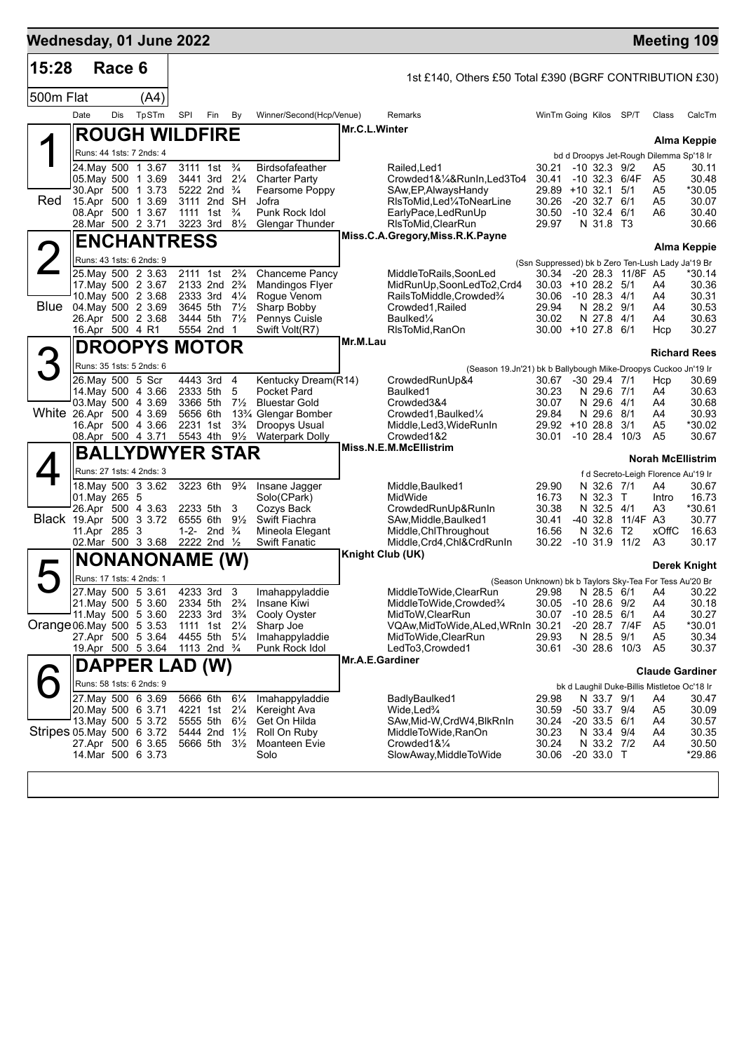## Wednesday, 01 June 2022 — Meeting 109

**15:28 Race 6** — 1st £140, Others £50 Total £390 (BGRF CONTRIBUTION £30)

**500m Flat (A4)**

| Date | Dis | TpSTm | SPI | Fin | By | Winner/Second(Hcp/Venue) | Remarks | WinTm | Going | Kilos | SP/T | Class | CalcTm |
|---|---|---|---|---|---|---|---|---|---|---|---|---|---|

### 1 Red — ROUGH WILDFIRE
Mr.C.L.Winter — Trainer: Alma Keppie
Runs: 44 1sts: 7 2nds: 4 — bd d Droopys Jet-Rough Dilemma Sp'18 Ir

| Date | Dis | TpSTm | SPI | Fin | By | Winner/Second(Hcp/Venue) | Remarks | WinTm | Going | Kilos | SP/T | Class | CalcTm |
|---|---|---|---|---|---|---|---|---|---|---|---|---|---|
| 24.May | 500 | 1 3.67 | 3111 | 1st | ¾ | Birdsofafeather | Railed,Led1 | 30.21 | -10 | 32.3 | 9/2 | A5 | 30.11 |
| 05.May | 500 | 1 3.69 | 3441 | 3rd | 2¼ | Charter Party | Crowded1&¼&RunIn,Led3To4 | 30.41 | -10 | 32.3 | 6/4F | A5 | 30.48 |
| 30.Apr | 500 | 1 3.73 | 5222 | 2nd | ¾ | Fearsome Poppy | SAw,EP,AlwaysHandy | 29.89 | +10 | 32.1 | 5/1 | A5 | *30.05 |
| 15.Apr | 500 | 1 3.69 | 3111 | 2nd | SH | Jofra | RlsToMid,Led¼ToNearLine | 30.26 | -20 | 32.7 | 6/1 | A5 | 30.07 |
| 08.Apr | 500 | 1 3.67 | 1111 | 1st | ¾ | Punk Rock Idol | EarlyPace,LedRunUp | 30.50 | -10 | 32.4 | 6/1 | A6 | 30.40 |
| 28.Mar | 500 | 2 3.71 | 3223 | 3rd | 8½ | Glengar Thunder | RlsToMid,ClearRun | 29.97 | N | 31.8 | T3 | | 30.66 |

### 2 Blue — ENCHANTRESS
Miss.C.A.Gregory,Miss.R.K.Payne — Trainer: Alma Keppie
Runs: 43 1sts: 6 2nds: 9 — (Ssn Suppressed) bk b Zero Ten-Lush Lady Ja'19 Br

| Date | Dis | TpSTm | SPI | Fin | By | Winner/Second(Hcp/Venue) | Remarks | WinTm | Going | Kilos | SP/T | Class | CalcTm |
|---|---|---|---|---|---|---|---|---|---|---|---|---|---|
| 25.May | 500 | 2 3.63 | 2111 | 1st | 2¾ | Chanceme Pancy | MiddleToRails,SoonLed | 30.34 | -20 | 28.3 | 11/8F | A5 | *30.14 |
| 17.May | 500 | 2 3.67 | 2133 | 2nd | 2¾ | Mandingos Flyer | MidRunUp,SoonLedTo2,Crd4 | 30.03 | +10 | 28.2 | 5/1 | A4 | 30.36 |
| 10.May | 500 | 2 3.68 | 2333 | 3rd | 4¼ | Rogue Venom | RailsToMiddle,Crowded¾ | 30.06 | -10 | 28.3 | 4/1 | A4 | 30.31 |
| 04.May | 500 | 2 3.69 | 3645 | 5th | 7½ | Sharp Bobby | Crowded1,Railed | 29.94 | N | 28.2 | 9/1 | A4 | 30.53 |
| 26.Apr | 500 | 2 3.68 | 3444 | 5th | 7½ | Pennys Cuisle | Baulked¼ | 30.02 | N | 27.8 | 4/1 | A4 | 30.63 |
| 16.Apr | 500 | 4 R1 | 5554 | 2nd | 1 | Swift Volt(R7) | RlsToMid,RanOn | 30.00 | +10 | 27.8 | 6/1 | Hcp | 30.27 |

### 3 White — DROOPYS MOTOR
Mr.M.Lau — Trainer: Richard Rees
Runs: 35 1sts: 5 2nds: 6 — (Season 19.Jn'21) bk b Ballybough Mike-Droopys Cuckoo Jn'19 Ir

| Date | Dis | TpSTm | SPI | Fin | By | Winner/Second(Hcp/Venue) | Remarks | WinTm | Going | Kilos | SP/T | Class | CalcTm |
|---|---|---|---|---|---|---|---|---|---|---|---|---|---|
| 26.May | 500 | 5 Scr | 4443 | 3rd | 4 | Kentucky Dream(R14) | CrowdedRunUp&4 | 30.67 | -30 | 29.4 | 7/1 | Hcp | 30.69 |
| 14.May | 500 | 4 3.66 | 2333 | 5th | 5 | Pocket Pard | Baulked1 | 30.23 | N | 29.6 | 7/1 | A4 | 30.63 |
| 03.May | 500 | 4 3.69 | 3366 | 5th | 7½ | Bluestar Gold | Crowded3&4 | 30.07 | N | 29.6 | 4/1 | A4 | 30.68 |
| 26.Apr | 500 | 4 3.69 | 5656 | 6th | 13¾ | Glengar Bomber | Crowded1,Baulked¼ | 29.84 | N | 29.6 | 8/1 | A4 | 30.93 |
| 16.Apr | 500 | 4 3.66 | 2231 | 1st | 3¾ | Droopys Usual | Middle,Led3,WideRunIn | 29.92 | +10 | 28.8 | 3/1 | A5 | *30.02 |
| 08.Apr | 500 | 4 3.71 | 5543 | 4th | 9½ | Waterpark Dolly | Crowded1&2 | 30.01 | -10 | 28.4 | 10/3 | A5 | 30.67 |

### 4 Black — BALLYDWYER STAR
Miss.N.E.M.McEllistrim — Trainer: Norah McEllistrim
Runs: 27 1sts: 4 2nds: 3 — f d Secreto-Leigh Florence Au'19 Ir

| Date | Dis | TpSTm | SPI | Fin | By | Winner/Second(Hcp/Venue) | Remarks | WinTm | Going | Kilos | SP/T | Class | CalcTm |
|---|---|---|---|---|---|---|---|---|---|---|---|---|---|
| 18.May | 500 | 3 3.62 | 3223 | 6th | 9¾ | Insane Jagger | Middle,Baulked1 | 29.90 | N | 32.6 | 7/1 | A4 | 30.67 |
| 01.May | 265 | 5 | | | | Solo(CPark) | MidWide | 16.73 | N | 32.3 | T | Intro | 16.73 |
| 26.Apr | 500 | 4 3.63 | 2233 | 5th | 3 | Cozys Back | CrowdedRunUp&RunIn | 30.38 | N | 32.5 | 4/1 | A3 | *30.61 |
| 19.Apr | 500 | 3 3.72 | 6555 | 6th | 9½ | Swift Fiachra | SAw,Middle,Baulked1 | 30.41 | -40 | 32.8 | 11/4F | A3 | 30.77 |
| 11.Apr | 285 | 3 | 1-2- | 2nd | ¾ | Mineola Elegant | Middle,ChlThroughout | 16.56 | N | 32.6 | T2 | xOffC | 16.63 |
| 02.Mar | 500 | 3 3.68 | 2222 | 2nd | ½ | Swift Fanatic | Middle,Crd4,Chl&CrdRunIn | 30.22 | -10 | 31.9 | 11/2 | A3 | 30.17 |

### 5 Orange — NONANONAME (W)
Knight Club (UK) — Trainer: Derek Knight
Runs: 17 1sts: 4 2nds: 1 — (Season Unknown) bk b Taylors Sky-Tea For Tess Au'20 Br

| Date | Dis | TpSTm | SPI | Fin | By | Winner/Second(Hcp/Venue) | Remarks | WinTm | Going | Kilos | SP/T | Class | CalcTm |
|---|---|---|---|---|---|---|---|---|---|---|---|---|---|
| 27.May | 500 | 5 3.61 | 4233 | 3rd | 3 | Imahappyladdie | MiddleToWide,ClearRun | 29.98 | N | 28.5 | 6/1 | A4 | 30.22 |
| 21.May | 500 | 5 3.60 | 2334 | 5th | 2¾ | Insane Kiwi | MiddleToWide,Crowded¾ | 30.05 | -10 | 28.6 | 9/2 | A4 | 30.18 |
| 11.May | 500 | 5 3.60 | 2233 | 3rd | 3¾ | Cooly Oyster | MidToW,ClearRun | 30.07 | -10 | 28.5 | 6/1 | A4 | 30.27 |
| 06.May | 500 | 5 3.53 | 1111 | 1st | 2¼ | Sharp Joe | VQAw,MidToWide,ALed,WRnIn | 30.21 | -20 | 28.7 | 7/4F | A5 | *30.01 |
| 27.Apr | 500 | 5 3.64 | 4455 | 5th | 5¼ | Imahappyladdie | MidToWide,ClearRun | 29.93 | N | 28.5 | 9/1 | A5 | 30.34 |
| 19.Apr | 500 | 5 3.64 | 1113 | 2nd | ¾ | Punk Rock Idol | LedTo3,Crowded1 | 30.61 | -30 | 28.6 | 10/3 | A5 | 30.37 |

### 6 Stripes — DAPPER LAD (W)
Mr.A.E.Gardiner — Trainer: Claude Gardiner
Runs: 58 1sts: 6 2nds: 9 — bk d Laughil Duke-Billis Mistletoe Oc'18 Ir

| Date | Dis | TpSTm | SPI | Fin | By | Winner/Second(Hcp/Venue) | Remarks | WinTm | Going | Kilos | SP/T | Class | CalcTm |
|---|---|---|---|---|---|---|---|---|---|---|---|---|---|
| 27.May | 500 | 6 3.69 | 5666 | 6th | 6¼ | Imahappyladdie | BadlyBaulked1 | 29.98 | N | 33.7 | 9/1 | A4 | 30.47 |
| 20.May | 500 | 6 3.71 | 4221 | 1st | 2¼ | Kereight Ava | Wide,Led¾ | 30.59 | -50 | 33.7 | 9/4 | A5 | 30.09 |
| 13.May | 500 | 5 3.72 | 5555 | 5th | 6½ | Get On Hilda | SAw,Mid-W,CrdW4,BlkRnIn | 30.24 | -20 | 33.5 | 6/1 | A4 | 30.57 |
| 05.May | 500 | 6 3.72 | 5444 | 2nd | 1½ | Roll On Ruby | MiddleToWide,RanOn | 30.23 | N | 33.4 | 9/4 | A4 | 30.35 |
| 27.Apr | 500 | 6 3.65 | 5666 | 5th | 3½ | Moanteen Evie | Crowded1&¼ | 30.24 | N | 33.2 | 7/2 | A4 | 30.50 |
| 14.Mar | 500 | 6 3.73 | | | | Solo | SlowAway,MiddleToWide | 30.06 | -20 | 33.0 | T | | *29.86 |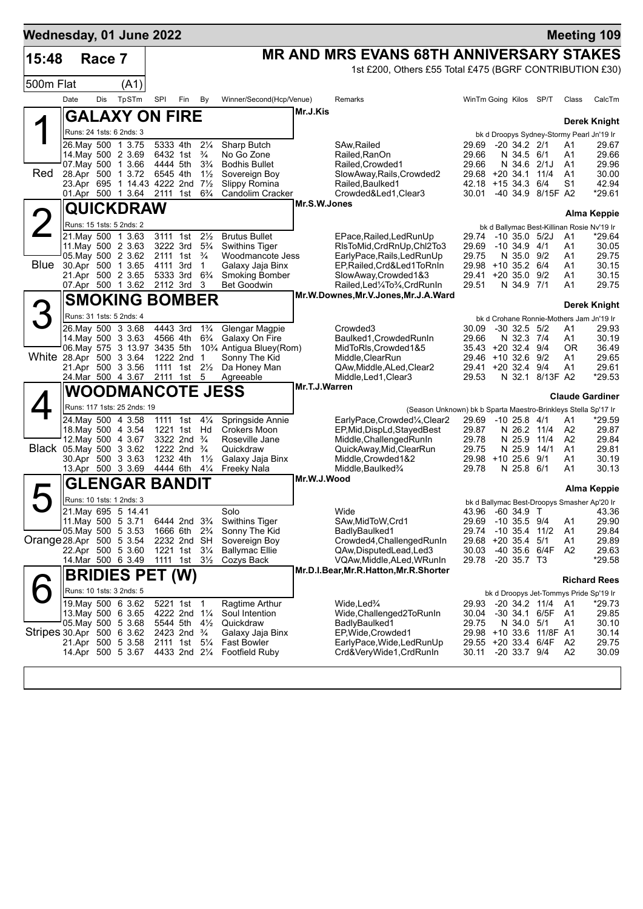# Wednesday, 01 June 2022 — Meeting 109

## 15:48 Race 7 — MR AND MRS EVANS 68TH ANNIVERSARY STAKES

500m Flat (A1)

1st £200, Others £55 Total £475 (BGRF CONTRIBUTION £30)

| Date | Dis | TpSTm | SPI | Fin | By | Winner/Second(Hcp/Venue) | Remarks | WinTm | Going | Kilos | SP/T | Class | CalcTm |
|---|---|---|---|---|---|---|---|---|---|---|---|---|---|

### 1 (Red) GALAXY ON FIRE — Mr.J.Kis — Derek Knight

Runs: 24 1sts: 6 2nds: 3 — bk d Droopys Sydney-Stormy Pearl Jn'19 Ir

| Date | Dis | TpSTm | SPI | Fin | By | Winner/Second(Hcp/Venue) | Remarks | WinTm | Going | Kilos | SP/T | Class | CalcTm |
|---|---|---|---|---|---|---|---|---|---|---|---|---|---|
| 26.May | 500 | 1 3.75 | 5333 | 4th | 2¼ | Sharp Butch | SAw,Railed | 29.69 | -20 | 34.2 | 2/1 | A1 | 29.67 |
| 14.May | 500 | 2 3.69 | 6432 | 1st | ¾ | No Go Zone | Railed,RanOn | 29.66 | N | 34.5 | 6/1 | A1 | 29.66 |
| 07.May | 500 | 1 3.66 | 4444 | 5th | 3¾ | Bodhis Bullet | Railed,Crowded1 | 29.66 | N | 34.6 | 2/1J | A1 | 29.96 |
| 28.Apr | 500 | 1 3.72 | 6545 | 4th | 1½ | Sovereign Boy | SlowAway,Rails,Crowded2 | 29.68 | +20 | 34.1 | 11/4 | A1 | 30.00 |
| 23.Apr | 695 | 1 14.43 | 4222 | 2nd | 7½ | Slippy Romina | Railed,Baulked1 | 42.18 | +15 | 34.3 | 6/4 | S1 | 42.94 |
| 01.Apr | 500 | 1 3.64 | 2111 | 1st | 6¾ | Candolim Cracker | Crowded&Led1,Clear3 | 30.01 | -40 | 34.9 | 8/15F | A2 | *29.61 |

### 2 (Blue) QUICKDRAW — Mr.S.W.Jones — Alma Keppie

Runs: 15 1sts: 5 2nds: 2 — bk d Ballymac Best-Killinan Rosie Nv'19 Ir

| Date | Dis | TpSTm | SPI | Fin | By | Winner/Second(Hcp/Venue) | Remarks | WinTm | Going | Kilos | SP/T | Class | CalcTm |
|---|---|---|---|---|---|---|---|---|---|---|---|---|---|
| 21.May | 500 | 1 3.63 | 3111 | 1st | 2½ | Brutus Bullet | EPace,Railed,LedRunUp | 29.74 | -10 | 35.0 | 5/2J | A1 | *29.64 |
| 11.May | 500 | 2 3.63 | 3222 | 3rd | 5¾ | Swithins Tiger | RlsToMid,CrdRnUp,Chl2To3 | 29.69 | -10 | 34.9 | 4/1 | A1 | 30.05 |
| 05.May | 500 | 2 3.62 | 2111 | 1st | ¾ | Woodmancote Jess | EarlyPace,Rails,LedRunUp | 29.75 | N | 35.0 | 9/2 | A1 | 29.75 |
| 30.Apr | 500 | 1 3.65 | 4111 | 3rd | 1 | Galaxy Jaja Binx | EP,Railed,Crd&Led1ToRnIn | 29.98 | +10 | 35.2 | 6/4 | A1 | 30.15 |
| 21.Apr | 500 | 2 3.65 | 5333 | 3rd | 6¾ | Smoking Bomber | SlowAway,Crowded1&3 | 29.41 | +20 | 35.0 | 9/2 | A1 | 30.15 |
| 07.Apr | 500 | 1 3.62 | 2112 | 3rd | 3 | Bet Goodwin | Railed,Led¼To¾,CrdRunIn | 29.51 | N | 34.9 | 7/1 | A1 | 29.75 |

### 3 (White) SMOKING BOMBER — Mr.W.Downes,Mr.V.Jones,Mr.J.A.Ward — Derek Knight

Runs: 31 1sts: 5 2nds: 4 — bk d Crohane Ronnie-Mothers Jam Jn'19 Ir

| Date | Dis | TpSTm | SPI | Fin | By | Winner/Second(Hcp/Venue) | Remarks | WinTm | Going | Kilos | SP/T | Class | CalcTm |
|---|---|---|---|---|---|---|---|---|---|---|---|---|---|
| 26.May | 500 | 3 3.68 | 4443 | 3rd | 1¾ | Glengar Magpie | Crowded3 | 30.09 | -30 | 32.5 | 5/2 | A1 | 29.93 |
| 14.May | 500 | 3 3.63 | 4566 | 4th | 6¾ | Galaxy On Fire | Baulked1,CrowdedRunIn | 29.66 | N | 32.3 | 7/4 | A1 | 30.19 |
| 06.May | 575 | 3 13.97 | 3435 | 5th | 10¾ | Antigua Bluey(Rom) | MidToRls,Crowded1&5 | 35.43 | +20 | 32.4 | 9/4 | OR | 36.49 |
| 28.Apr | 500 | 3 3.64 | 1222 | 2nd | 1 | Sonny The Kid | Middle,ClearRun | 29.46 | +10 | 32.6 | 9/2 | A1 | 29.65 |
| 21.Apr | 500 | 3 3.56 | 1111 | 1st | 2½ | Da Honey Man | QAw,Middle,ALed,Clear2 | 29.41 | +20 | 32.4 | 9/4 | A1 | 29.61 |
| 24.Mar | 500 | 4 3.67 | 2111 | 1st | 5 | Agreeable | Middle,Led1,Clear3 | 29.53 | N | 32.1 | 8/13F | A2 | *29.53 |

### 4 (Black) WOODMANCOTE JESS — Mr.T.J.Warren — Claude Gardiner

Runs: 117 1sts: 25 2nds: 19 — (Season Unknown) bk b Sparta Maestro-Brinkleys Stella Sp'17 Ir

| Date | Dis | TpSTm | SPI | Fin | By | Winner/Second(Hcp/Venue) | Remarks | WinTm | Going | Kilos | SP/T | Class | CalcTm |
|---|---|---|---|---|---|---|---|---|---|---|---|---|---|
| 24.May | 500 | 4 3.58 | 1111 | 1st | 4¼ | Springside Annie | EarlyPace,Crowded¼,Clear2 | 29.69 | -10 | 25.8 | 4/1 | A1 | *29.59 |
| 18.May | 500 | 4 3.54 | 1221 | 1st | Hd | Crokers Moon | EP,Mid,DispLd,StayedBest | 29.87 | N | 26.2 | 11/4 | A2 | 29.87 |
| 12.May | 500 | 4 3.67 | 3322 | 2nd | ¾ | Roseville Jane | Middle,ChallengedRunIn | 29.78 | N | 25.9 | 11/4 | A2 | 29.84 |
| 05.May | 500 | 3 3.62 | 1222 | 2nd | ¾ | Quickdraw | QuickAway,Mid,ClearRun | 29.75 | N | 25.9 | 14/1 | A1 | 29.81 |
| 30.Apr | 500 | 3 3.63 | 1232 | 4th | 1½ | Galaxy Jaja Binx | Middle,Crowded1&2 | 29.98 | +10 | 25.6 | 9/1 | A1 | 30.19 |
| 13.Apr | 500 | 3 3.69 | 4444 | 6th | 4¼ | Freeky Nala | Middle,Baulked¾ | 29.78 | N | 25.8 | 6/1 | A1 | 30.13 |

### 5 (Orange) GLENGAR BANDIT — Mr.W.J.Wood — Alma Keppie

Runs: 10 1sts: 1 2nds: 3 — bk d Ballymac Best-Droopys Smasher Ap'20 Ir

| Date | Dis | TpSTm | SPI | Fin | By | Winner/Second(Hcp/Venue) | Remarks | WinTm | Going | Kilos | SP/T | Class | CalcTm |
|---|---|---|---|---|---|---|---|---|---|---|---|---|---|
| 21.May | 695 | 5 14.41 | | | | Solo | Wide | 43.96 | -60 | 34.9 | T | | 43.36 |
| 11.May | 500 | 5 3.71 | 6444 | 2nd | 3¾ | Swithins Tiger | SAw,MidToW,Crd1 | 29.69 | -10 | 35.5 | 9/4 | A1 | 29.90 |
| 05.May | 500 | 5 3.53 | 1666 | 6th | 2¾ | Sonny The Kid | BadlyBaulked1 | 29.74 | -10 | 35.4 | 11/2 | A1 | 29.84 |
| 28.Apr | 500 | 5 3.54 | 2232 | 2nd | SH | Sovereign Boy | Crowded4,ChallengedRunIn | 29.68 | +20 | 35.4 | 5/1 | A1 | 29.89 |
| 22.Apr | 500 | 5 3.60 | 1221 | 1st | 3¼ | Ballymac Ellie | QAw,DisputedLead,Led3 | 30.03 | -40 | 35.6 | 6/4F | A2 | 29.63 |
| 14.Mar | 500 | 6 3.49 | 1111 | 1st | 3½ | Cozys Back | VQAw,Middle,ALed,WRunIn | 29.78 | -20 | 35.7 | T3 | | *29.58 |

### 6 (Stripes) BRIDIES PET (W) — Mr.D.I.Bear,Mr.R.Hatton,Mr.R.Shorter — Richard Rees

Runs: 10 1sts: 3 2nds: 5 — bk d Droopys Jet-Tommys Pride Sp'19 Ir

| Date | Dis | TpSTm | SPI | Fin | By | Winner/Second(Hcp/Venue) | Remarks | WinTm | Going | Kilos | SP/T | Class | CalcTm |
|---|---|---|---|---|---|---|---|---|---|---|---|---|---|
| 19.May | 500 | 6 3.62 | 5221 | 1st | 1 | Ragtime Arthur | Wide,Led¾ | 29.93 | -20 | 34.2 | 11/4 | A1 | *29.73 |
| 13.May | 500 | 6 3.65 | 4222 | 2nd | 1¼ | Soul Intention | Wide,Challenged2ToRunIn | 30.04 | -30 | 34.1 | 6/5F | A1 | 29.85 |
| 05.May | 500 | 5 3.68 | 5544 | 5th | 4½ | Quickdraw | BadlyBaulked1 | 29.75 | N | 34.0 | 5/1 | A1 | 30.10 |
| 30.Apr | 500 | 6 3.62 | 2423 | 2nd | ¾ | Galaxy Jaja Binx | EP,Wide,Crowded1 | 29.98 | +10 | 33.6 | 11/8F | A1 | 30.14 |
| 21.Apr | 500 | 5 3.58 | 2111 | 1st | 5¼ | Fast Bowler | EarlyPace,Wide,LedRunUp | 29.55 | +20 | 33.4 | 6/4F | A2 | 29.75 |
| 14.Apr | 500 | 5 3.67 | 4433 | 2nd | 2¼ | Footfield Ruby | Crd&VeryWide1,CrdRunIn | 30.11 | -20 | 33.7 | 9/4 | A2 | 30.09 |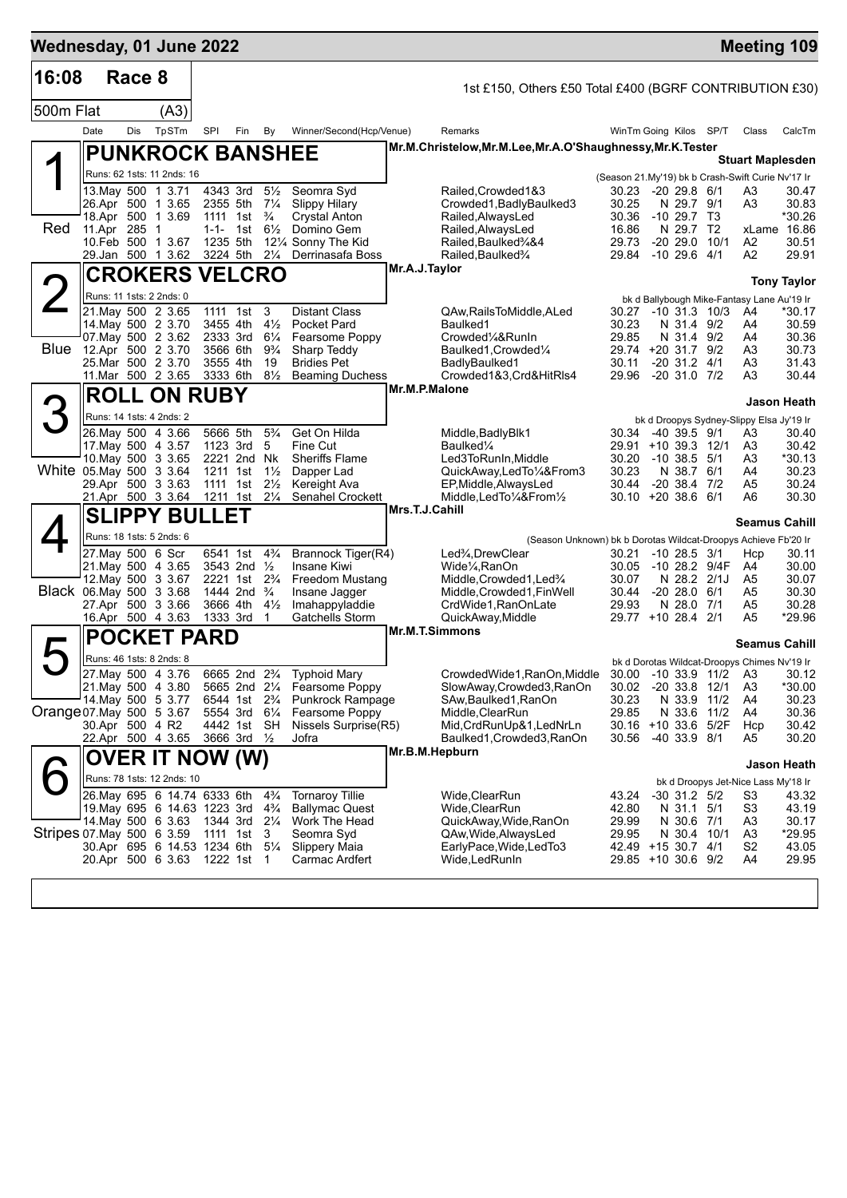# Wednesday, 01 June 2022 — Meeting 109

## 16:08 Race 8

1st £150, Others £50 Total £400 (BGRF CONTRIBUTION £30)

500m Flat (A3)

| Date | Dis | TpSTm | SPI | Fin | By | Winner/Second(Hcp/Venue) | Remarks | WinTm | Going | Kilos | SP/T | Class | CalcTm |
|---|---|---|---|---|---|---|---|---|---|---|---|---|---|

### 1 Red — PUNKROCK BANSHEE

Mr.M.Christelow,Mr.M.Lee,Mr.A.O'Shaughnessy,Mr.K.Tester — **Stuart Maplesden**

Runs: 62 1sts: 11 2nds: 16 — (Season 21.My'19) bk b Crash-Swift Curie Nv'17 Ir

| Date | Dis | TpSTm | SPI | Fin | By | Winner/Second(Hcp/Venue) | Remarks | WinTm | Going | Kilos | SP/T | Class | CalcTm |
|---|---|---|---|---|---|---|---|---|---|---|---|---|---|
| 13.May | 500 | 1 3.71 | 4343 | 3rd | 5½ | Seomra Syd | Railed,Crowded1&3 | 30.23 | -20 | 29.8 | 6/1 | A3 | 30.47 |
| 26.Apr | 500 | 1 3.65 | 2355 | 5th | 7¼ | Slippy Hilary | Crowded1,BadlyBaulked3 | 30.25 | N | 29.7 | 9/1 | A3 | 30.83 |
| 18.Apr | 500 | 1 3.69 | 1111 | 1st | ¾ | Crystal Anton | Railed,AlwaysLed | 30.36 | -10 | 29.7 | T3 | | *30.26 |
| 11.Apr | 285 | 1 | 1-1- | 1st | 6½ | Domino Gem | Railed,AlwaysLed | 16.86 | N | 29.7 | T2 | xLame | 16.86 |
| 10.Feb | 500 | 1 3.67 | 1235 | 5th | 12¼ | Sonny The Kid | Railed,Baulked¾&4 | 29.73 | -20 | 29.0 | 10/1 | A2 | 30.51 |
| 29.Jan | 500 | 1 3.62 | 3224 | 5th | 2¼ | Derrinasafa Boss | Railed,Baulked¾ | 29.84 | -10 | 29.6 | 4/1 | A2 | 29.91 |

### 2 Blue — CROKERS VELCRO

Mr.A.J.Taylor — **Tony Taylor**

Runs: 11 1sts: 2 2nds: 0 — bk d Ballybough Mike-Fantasy Lane Au'19 Ir

| Date | Dis | TpSTm | SPI | Fin | By | Winner/Second(Hcp/Venue) | Remarks | WinTm | Going | Kilos | SP/T | Class | CalcTm |
|---|---|---|---|---|---|---|---|---|---|---|---|---|---|
| 21.May | 500 | 2 3.65 | 1111 | 1st | 3 | Distant Class | QAw,RailsToMiddle,ALed | 30.27 | -10 | 31.3 | 10/3 | A4 | *30.17 |
| 14.May | 500 | 2 3.70 | 3455 | 4th | 4½ | Pocket Pard | Baulked1 | 30.23 | N | 31.4 | 9/2 | A4 | 30.59 |
| 07.May | 500 | 2 3.62 | 2333 | 3rd | 6¼ | Fearsome Poppy | Crowded¼&RunIn | 29.85 | N | 31.4 | 9/2 | A4 | 30.36 |
| 12.Apr | 500 | 2 3.70 | 3566 | 6th | 9¾ | Sharp Teddy | Baulked1,Crowded¼ | 29.74 | +20 | 31.7 | 9/2 | A3 | 30.73 |
| 25.Mar | 500 | 2 3.70 | 3555 | 4th | 19 | Bridies Pet | BadlyBaulked1 | 30.11 | -20 | 31.2 | 4/1 | A3 | 31.43 |
| 11.Mar | 500 | 2 3.65 | 3333 | 6th | 8½ | Beaming Duchess | Crowded1&3,Crd&HitRls4 | 29.96 | -20 | 31.0 | 7/2 | A3 | 30.44 |

### 3 White — ROLL ON RUBY

Mr.M.P.Malone — **Jason Heath**

Runs: 14 1sts: 4 2nds: 2 — bk d Droopys Sydney-Slippy Elsa Jy'19 Ir

| Date | Dis | TpSTm | SPI | Fin | By | Winner/Second(Hcp/Venue) | Remarks | WinTm | Going | Kilos | SP/T | Class | CalcTm |
|---|---|---|---|---|---|---|---|---|---|---|---|---|---|
| 26.May | 500 | 4 3.66 | 5666 | 5th | 5¾ | Get On Hilda | Middle,BadlyBlk1 | 30.34 | -40 | 39.5 | 9/1 | A3 | 30.40 |
| 17.May | 500 | 4 3.57 | 1123 | 3rd | 5 | Fine Cut | Baulked¼ | 29.91 | +10 | 39.3 | 12/1 | A3 | 30.42 |
| 10.May | 500 | 3 3.65 | 2221 | 2nd | Nk | Sheriffs Flame | Led3ToRunIn,Middle | 30.20 | -10 | 38.5 | 5/1 | A3 | *30.13 |
| 05.May | 500 | 3 3.64 | 1211 | 1st | 1½ | Dapper Lad | QuickAway,LedTo¼&From3 | 30.23 | N | 38.7 | 6/1 | A4 | 30.23 |
| 29.Apr | 500 | 3 3.63 | 1111 | 1st | 2½ | Kereight Ava | EP,Middle,AlwaysLed | 30.44 | -20 | 38.4 | 7/2 | A5 | 30.24 |
| 21.Apr | 500 | 3 3.64 | 1211 | 1st | 2¼ | Senahel Crockett | Middle,LedTo¼&From½ | 30.10 | +20 | 38.6 | 6/1 | A6 | 30.30 |

### 4 Black — SLIPPY BULLET

Mrs.T.J.Cahill — **Seamus Cahill**

Runs: 18 1sts: 5 2nds: 6 — (Season Unknown) bk b Dorotas Wildcat-Droopys Achieve Fb'20 Ir

| Date | Dis | TpSTm | SPI | Fin | By | Winner/Second(Hcp/Venue) | Remarks | WinTm | Going | Kilos | SP/T | Class | CalcTm |
|---|---|---|---|---|---|---|---|---|---|---|---|---|---|
| 27.May | 500 | 6 Scr | 6541 | 1st | 4¾ | Brannock Tiger(R4) | Led¾,DrewClear | 30.21 | -10 | 28.5 | 3/1 | Hcp | 30.11 |
| 21.May | 500 | 4 3.65 | 3543 | 2nd | ½ | Insane Kiwi | Wide¼,RanOn | 30.05 | -10 | 28.2 | 9/4F | A4 | 30.00 |
| 12.May | 500 | 3 3.67 | 2221 | 1st | 2¾ | Freedom Mustang | Middle,Crowded1,Led¾ | 30.07 | N | 28.2 | 2/1J | A5 | 30.07 |
| 06.May | 500 | 3 3.68 | 1444 | 2nd | ¾ | Insane Jagger | Middle,Crowded1,FinWell | 30.44 | -20 | 28.0 | 6/1 | A5 | 30.30 |
| 27.Apr | 500 | 3 3.66 | 3666 | 4th | 4½ | Imahappyladdie | CrdWide1,RanOnLate | 29.93 | N | 28.0 | 7/1 | A5 | 30.28 |
| 16.Apr | 500 | 4 3.63 | 1333 | 3rd | 1 | Gatchells Storm | QuickAway,Middle | 29.77 | +10 | 28.4 | 2/1 | A5 | *29.96 |

### 5 Orange — POCKET PARD

Mr.M.T.Simmons — **Seamus Cahill**

Runs: 46 1sts: 8 2nds: 8 — bk d Dorotas Wildcat-Droopys Chimes Nv'19 Ir

| Date | Dis | TpSTm | SPI | Fin | By | Winner/Second(Hcp/Venue) | Remarks | WinTm | Going | Kilos | SP/T | Class | CalcTm |
|---|---|---|---|---|---|---|---|---|---|---|---|---|---|
| 27.May | 500 | 4 3.76 | 6665 | 2nd | 2¾ | Typhoid Mary | CrowdedWide1,RanOn,Middle | 30.00 | -10 | 33.9 | 11/2 | A3 | 30.12 |
| 21.May | 500 | 4 3.80 | 5665 | 2nd | 2¼ | Fearsome Poppy | SlowAway,Crowded3,RanOn | 30.02 | -20 | 33.8 | 12/1 | A3 | *30.00 |
| 14.May | 500 | 5 3.77 | 6544 | 1st | 2¾ | Punkrock Rampage | SAw,Baulked1,RanOn | 30.23 | N | 33.9 | 11/2 | A4 | 30.23 |
| 07.May | 500 | 5 3.67 | 5554 | 3rd | 6¼ | Fearsome Poppy | Middle,ClearRun | 29.85 | N | 33.6 | 11/2 | A4 | 30.36 |
| 30.Apr | 500 | 4 R2 | 4442 | 1st | SH | Nissels Surprise(R5) | Mid,CrdRunUp&1,LedNrLn | 30.16 | +10 | 33.6 | 5/2F | Hcp | 30.42 |
| 22.Apr | 500 | 4 3.65 | 3666 | 3rd | ½ | Jofra | Baulked1,Crowded3,RanOn | 30.56 | -40 | 33.9 | 8/1 | A5 | 30.20 |

### 6 Stripes — OVER IT NOW (W)

Mr.B.M.Hepburn — **Jason Heath**

Runs: 78 1sts: 12 2nds: 10 — bk d Droopys Jet-Nice Lass My'18 Ir

| Date | Dis | TpSTm | SPI | Fin | By | Winner/Second(Hcp/Venue) | Remarks | WinTm | Going | Kilos | SP/T | Class | CalcTm |
|---|---|---|---|---|---|---|---|---|---|---|---|---|---|
| 26.May | 695 | 6 14.74 | 6333 | 6th | 4¾ | Tornaroy Tillie | Wide,ClearRun | 43.24 | -30 | 31.2 | 5/2 | S3 | 43.32 |
| 19.May | 695 | 6 14.63 | 1223 | 3rd | 4¾ | Ballymac Quest | Wide,ClearRun | 42.80 | N | 31.1 | 5/1 | S3 | 43.19 |
| 14.May | 500 | 6 3.63 | 1344 | 3rd | 2¼ | Work The Head | QuickAway,Wide,RanOn | 29.99 | N | 30.6 | 7/1 | A3 | 30.17 |
| 07.May | 500 | 6 3.59 | 1111 | 1st | 3 | Seomra Syd | QAw,Wide,AlwaysLed | 29.95 | N | 30.4 | 10/1 | A3 | *29.95 |
| 30.Apr | 695 | 6 14.53 | 1234 | 6th | 5¼ | Slippery Maia | EarlyPace,Wide,LedTo3 | 42.49 | +15 | 30.7 | 4/1 | S2 | 43.05 |
| 20.Apr | 500 | 6 3.63 | 1222 | 1st | 1 | Carmac Ardfert | Wide,LedRunIn | 29.85 | +10 | 30.6 | 9/2 | A4 | 29.95 |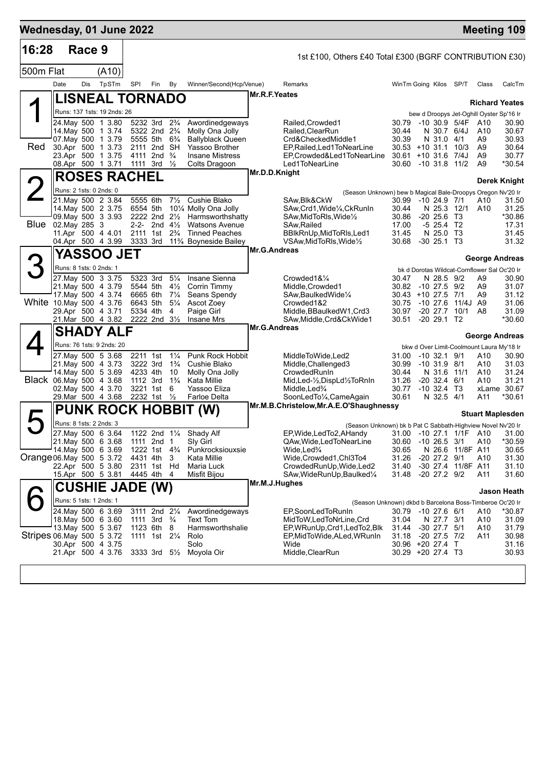# Wednesday, 01 June 2022 — Meeting 109

**16:28 Race 9** — 1st £100, Others £40 Total £300 (BGRF CONTRIBUTION £30)

**500m Flat (A10)**

| Date | Dis | TpSTm | SPI | Fin | By | Winner/Second(Hcp/Venue) | Remarks | WinTm | Going | Kilos | SP/T | Class | CalcTm |
|---|---|---|---|---|---|---|---|---|---|---|---|---|---|

## 1 — Red — LISNEAL TORNADO

Mr.R.F.Yeates — **Richard Yeates**

Runs: 137 1sts: 19 2nds: 26 — bew d Droopys Jet-Ogihll Oyster Sp'16 Ir

| Date | Dis | TpSTm | SPI | Fin | By | Winner/Second(Hcp/Venue) | Remarks | WinTm | Going | Kilos | SP/T | Class | CalcTm |
|---|---|---|---|---|---|---|---|---|---|---|---|---|---|
| 24.May | 500 | 1 3.80 | 5232 | 3rd | 2¾ | Awordinedgeways | Railed,Crowded1 | 30.79 | -10 | 30.9 | 5/4F | A10 | 30.90 |
| 14.May | 500 | 1 3.74 | 5322 | 2nd | 2¾ | Molly Ona Jolly | Railed,ClearRun | 30.44 | N | 30.7 | 6/4J | A10 | 30.67 |
| 07.May | 500 | 1 3.79 | 5555 | 5th | 6¾ | Ballyblack Queen | Crd&CheckedMiddle1 | 30.39 | N | 31.0 | 4/1 | A9 | 30.93 |
| 30.Apr | 500 | 1 3.73 | 2111 | 2nd | SH | Yassoo Brother | EP,Railed,Led1ToNearLine | 30.53 | +10 | 31.1 | 10/3 | A9 | 30.64 |
| 23.Apr | 500 | 1 3.75 | 4111 | 2nd | ¾ | Insane Mistress | EP,Crowded&Led1ToNearLine | 30.61 | +10 | 31.6 | 7/4J | A9 | 30.77 |
| 08.Apr | 500 | 1 3.71 | 1111 | 3rd | ½ | Colts Dragoon | Led1ToNearLine | 30.60 | -10 | 31.8 | 11/2 | A9 | *30.54 |

## 2 — Blue — ROSES RACHEL

Mr.D.D.Knight — **Derek Knight**

Runs: 2 1sts: 0 2nds: 0 — (Season Unknown) bew b Magical Bale-Droopys Oregon Nv'20 Ir

| Date | Dis | TpSTm | SPI | Fin | By | Winner/Second(Hcp/Venue) | Remarks | WinTm | Going | Kilos | SP/T | Class | CalcTm |
|---|---|---|---|---|---|---|---|---|---|---|---|---|---|
| 21.May | 500 | 2 3.84 | 5555 | 6th | 7½ | Cushie Blako | SAw,Blk&CkW | 30.99 | -10 | 24.9 | 7/1 | A10 | 31.50 |
| 14.May | 500 | 2 3.75 | 6554 | 5th | 10¼ | Molly Ona Jolly | SAw,Crd1,Wide¼,CkRunIn | 30.44 | N | 25.3 | 12/1 | A10 | 31.25 |
| 09.May | 500 | 3 3.93 | 2222 | 2nd | 2½ | Harmsworthshatty | SAw,MidToRls,Wide½ | 30.86 | -20 | 25.6 | T3 | | *30.86 |
| 02.May | 285 | 3 | 2-2- | 2nd | 4½ | Watsons Avenue | SAw,Railed | 17.00 | -5 | 25.4 | T2 | | 17.31 |
| 11.Apr | 500 | 4 4.01 | 2111 | 1st | 2¾ | Tinned Peaches | BBlkRnUp,MidToRls,Led1 | 31.45 | N | 25.0 | T3 | | 31.45 |
| 04.Apr | 500 | 4 3.99 | 3333 | 3rd | 11¾ | Boyneside Bailey | VSAw,MidToRls,Wide½ | 30.68 | -30 | 25.1 | T3 | | 31.32 |

## 3 — White — YASSOO JET

Mr.G.Andreas — **George Andreas**

Runs: 8 1sts: 0 2nds: 1 — bk d Dorotas Wildcat-Cornflower Sal Oc'20 Ir

| Date | Dis | TpSTm | SPI | Fin | By | Winner/Second(Hcp/Venue) | Remarks | WinTm | Going | Kilos | SP/T | Class | CalcTm |
|---|---|---|---|---|---|---|---|---|---|---|---|---|---|
| 27.May | 500 | 3 3.75 | 5323 | 3rd | 5¼ | Insane Sienna | Crowded1&¼ | 30.47 | N | 28.5 | 9/2 | A9 | 30.90 |
| 21.May | 500 | 4 3.79 | 5544 | 5th | 4½ | Corrin Timmy | Middle,Crowded1 | 30.82 | -10 | 27.5 | 9/2 | A9 | 31.07 |
| 17.May | 500 | 4 3.74 | 6665 | 6th | 7¼ | Seans Spendy | SAw,BaulkedWide¼ | 30.43 | +10 | 27.5 | 7/1 | A9 | 31.12 |
| 10.May | 500 | 4 3.76 | 6643 | 5th | 5¼ | Ascot Zoey | Crowded1&2 | 30.75 | -10 | 27.6 | 11/4J | A9 | 31.06 |
| 29.Apr | 500 | 4 3.71 | 5334 | 4th | 4 | Paige Girl | Middle,BBaulkedW1,Crd3 | 30.97 | -20 | 27.7 | 10/1 | A8 | 31.09 |
| 21.Mar | 500 | 4 3.82 | 2222 | 2nd | 3½ | Insane Mrs | SAw,Middle,Crd&CkWide1 | 30.51 | -20 | 29.1 | T2 | | *30.60 |

## 4 — Black — SHADY ALF

Mr.G.Andreas — **George Andreas**

Runs: 76 1sts: 9 2nds: 20 — bkw d Over Limit-Coolmount Laura My'18 Ir

| Date | Dis | TpSTm | SPI | Fin | By | Winner/Second(Hcp/Venue) | Remarks | WinTm | Going | Kilos | SP/T | Class | CalcTm |
|---|---|---|---|---|---|---|---|---|---|---|---|---|---|
| 27.May | 500 | 5 3.68 | 2211 | 1st | 1¼ | Punk Rock Hobbit | MiddleToWide,Led2 | 31.00 | -10 | 32.1 | 9/1 | A10 | 30.90 |
| 21.May | 500 | 4 3.73 | 3222 | 3rd | 1¾ | Cushie Blako | Middle,Challenged3 | 30.99 | -10 | 31.9 | 8/1 | A10 | 31.03 |
| 14.May | 500 | 5 3.69 | 4233 | 4th | 10 | Molly Ona Jolly | CrowdedRunIn | 30.44 | N | 31.6 | 11/1 | A10 | 31.24 |
| 06.May | 500 | 4 3.68 | 1112 | 3rd | 1¾ | Kata Millie | Mid,Led-½,DispLd½ToRnIn | 31.26 | -20 | 32.4 | 6/1 | A10 | 31.21 |
| 02.May | 500 | 4 3.70 | 3221 | 1st | 6 | Yassoo Eliza | Middle,Led¾ | 30.77 | -10 | 32.4 | T3 | xLame | 30.67 |
| 29.Mar | 500 | 4 3.68 | 2232 | 1st | ½ | Farloe Delta | SoonLedTo¼,CameAgain | 30.61 | N | 32.5 | 4/1 | A11 | *30.61 |

## 5 — Orange — PUNK ROCK HOBBIT (W)

Mr.M.B.Christelow,Mr.A.E.O'Shaughnessy — **Stuart Maplesden**

Runs: 8 1sts: 2 2nds: 3 — (Season Unknown) bk b Pat C Sabbath-Highview Novel Nv'20 Ir

| Date | Dis | TpSTm | SPI | Fin | By | Winner/Second(Hcp/Venue) | Remarks | WinTm | Going | Kilos | SP/T | Class | CalcTm |
|---|---|---|---|---|---|---|---|---|---|---|---|---|---|
| 27.May | 500 | 6 3.64 | 1122 | 2nd | 1¼ | Shady Alf | EP,Wide,LedTo2,AHandy | 31.00 | -10 | 27.1 | 1/1F | A10 | 31.00 |
| 21.May | 500 | 6 3.68 | 1111 | 2nd | 1 | Sly Girl | QAw,Wide,LedToNearLine | 30.60 | -10 | 26.5 | 3/1 | A10 | *30.59 |
| 14.May | 500 | 6 3.69 | 1222 | 1st | 4¾ | Punkrocksiouxsie | Wide,Led¾ | 30.65 | N | 26.6 | 11/8F | A11 | 30.65 |
| 06.May | 500 | 5 3.72 | 4431 | 4th | 3 | Kata Millie | Wide,Crowded1,Chl3To4 | 31.26 | -20 | 27.2 | 9/1 | A10 | 31.30 |
| 22.Apr | 500 | 5 3.80 | 2311 | 1st | Hd | Maria Luck | CrowdedRunUp,Wide,Led2 | 31.40 | -30 | 27.4 | 11/8F | A11 | 31.10 |
| 15.Apr | 500 | 5 3.81 | 4445 | 4th | 4 | Misfit Bijou | SAw,WideRunUp,Baulked¼ | 31.48 | -20 | 27.2 | 9/2 | A11 | 31.60 |

## 6 — Stripes — CUSHIE JADE (W)

Mr.M.J.Hughes — **Jason Heath**

Runs: 5 1sts: 1 2nds: 1 — (Season Unknown) dkbd b Barcelona Boss-Timberoe Oc'20 Ir

| Date | Dis | TpSTm | SPI | Fin | By | Winner/Second(Hcp/Venue) | Remarks | WinTm | Going | Kilos | SP/T | Class | CalcTm |
|---|---|---|---|---|---|---|---|---|---|---|---|---|---|
| 24.May | 500 | 6 3.69 | 3111 | 2nd | 2¼ | Awordinedgeways | EP,SoonLedToRunIn | 30.79 | -10 | 27.6 | 6/1 | A10 | *30.87 |
| 18.May | 500 | 6 3.60 | 1111 | 3rd | ¾ | Text Tom | MidToW,LedToNrLine,Crd | 31.04 | N | 27.7 | 3/1 | A10 | 31.09 |
| 13.May | 500 | 5 3.67 | 1123 | 6th | 8 | Harmsworthshalie | EP,WRunUp,Crd1,LedTo2,Blk | 31.44 | -30 | 27.7 | 5/1 | A10 | 31.79 |
| 06.May | 500 | 5 3.72 | 1111 | 1st | 2¼ | Rolo | EP,MidToWide,ALed,WRunIn | 31.18 | -20 | 27.5 | 7/2 | A11 | 30.98 |
| 30.Apr | 500 | 4 3.75 | | | | Solo | Wide | 30.96 | +20 | 27.4 | T | | 31.16 |
| 21.Apr | 500 | 4 3.76 | 3333 | 3rd | 5½ | Moyola Oir | Middle,ClearRun | 30.29 | +20 | 27.4 | T3 | | 30.93 |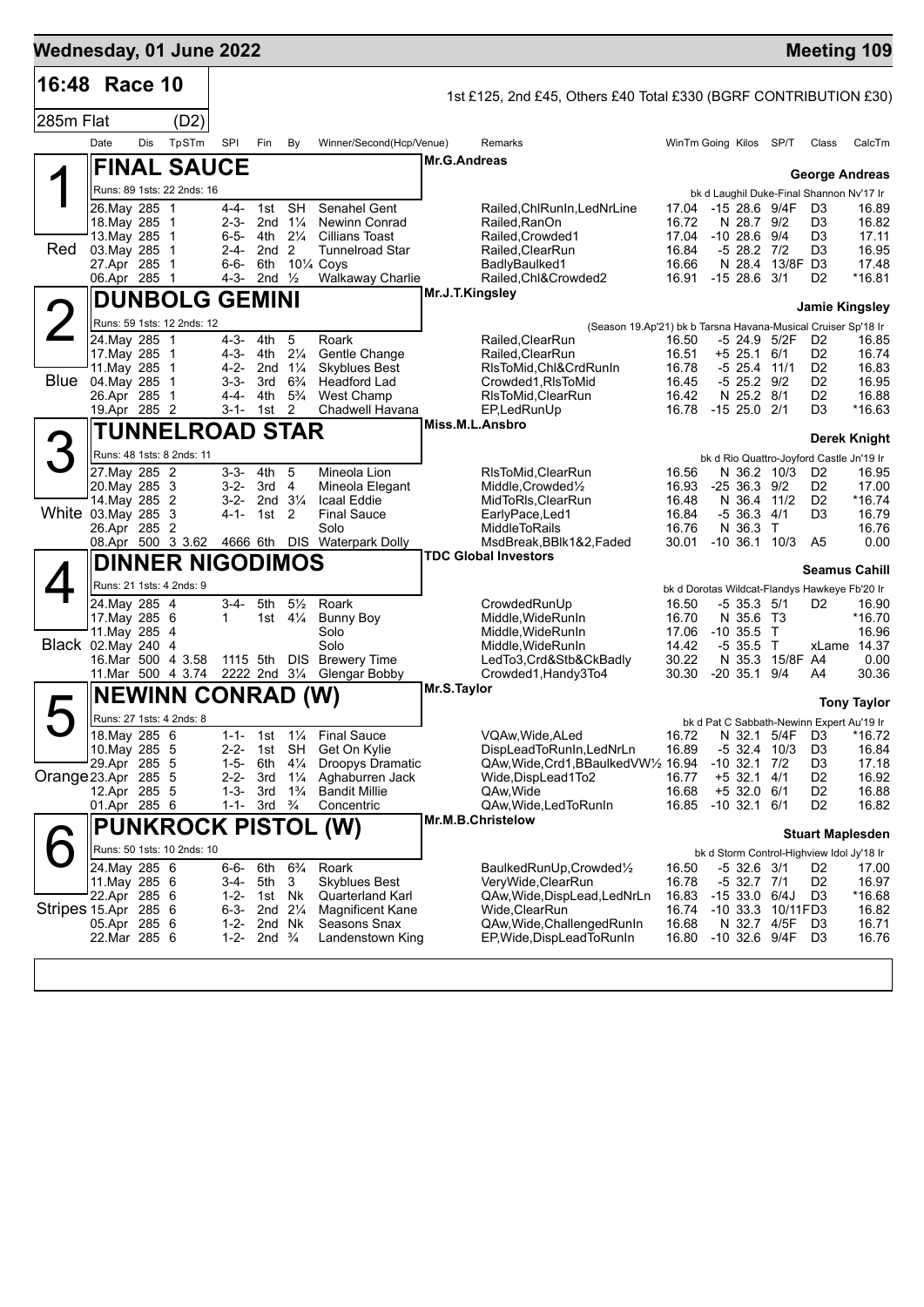## Wednesday, 01 June 2022 — Meeting 109

**16:48 Race 10** — 1st £125, 2nd £45, Others £40 Total £330 (BGRF CONTRIBUTION £30)

285m Flat (D2)

| Date | Dis | TpSTm | SPl | Fin | By | Winner/Second(Hcp/Venue) | Remarks | WinTm | Going | Kilos | SP/T | Class | CalcTm |
|---|---|---|---|---|---|---|---|---|---|---|---|---|---|

### 1 (Red) FINAL SAUCE — Mr.G.Andreas — George Andreas

Runs: 89 1sts: 22 2nds: 16 — bk d Laughil Duke-Final Shannon Nv'17 Ir

| Date | Dis | TpSTm | SPl | Fin | By | Winner/Second(Hcp/Venue) | Remarks | WinTm | Going | Kilos | SP/T | Class | CalcTm |
|---|---|---|---|---|---|---|---|---|---|---|---|---|---|
| 26.May | 285 | 1 | 4-4- | 1st | SH | Senahel Gent | Railed,ChlRunIn,LedNrLine | 17.04 | -15 | 28.6 | 9/4F | D3 | 16.89 |
| 18.May | 285 | 1 | 2-3- | 2nd | 1¼ | Newinn Conrad | Railed,RanOn | 16.72 | N | 28.7 | 9/2 | D3 | 16.82 |
| 13.May | 285 | 1 | 6-5- | 4th | 2¼ | Cillians Toast | Railed,Crowded1 | 17.04 | -10 | 28.6 | 9/4 | D3 | 17.11 |
| 03.May | 285 | 1 | 2-4- | 2nd | 2 | Tunnelroad Star | Railed,ClearRun | 16.84 | -5 | 28.2 | 7/2 | D3 | 16.95 |
| 27.Apr | 285 | 1 | 6-6- | 6th | 10¼ | Coys | BadlyBaulked1 | 16.66 | N | 28.4 | 13/8F | D3 | 17.48 |
| 06.Apr | 285 | 1 | 4-3- | 2nd | ½ | Walkaway Charlie | Railed,Chl&Crowded2 | 16.91 | -15 | 28.6 | 3/1 | D2 | *16.81 |

### 2 (Blue) DUNBOLG GEMINI — Mr.J.T.Kingsley — Jamie Kingsley

Runs: 59 1sts: 12 2nds: 12 — (Season 19.Ap'21) bk b Tarsna Havana-Musical Cruiser Sp'18 Ir

| Date | Dis | TpSTm | SPl | Fin | By | Winner/Second(Hcp/Venue) | Remarks | WinTm | Going | Kilos | SP/T | Class | CalcTm |
|---|---|---|---|---|---|---|---|---|---|---|---|---|---|
| 24.May | 285 | 1 | 4-3- | 4th | 5 | Roark | Railed,ClearRun | 16.50 | -5 | 24.9 | 5/2F | D2 | 16.85 |
| 17.May | 285 | 1 | 4-3- | 4th | 2¼ | Gentle Change | Railed,ClearRun | 16.51 | +5 | 25.1 | 6/1 | D2 | 16.74 |
| 11.May | 285 | 1 | 4-2- | 2nd | 1¼ | Skyblues Best | RlsToMid,Chl&CrdRunIn | 16.78 | -5 | 25.4 | 11/1 | D2 | 16.83 |
| 04.May | 285 | 1 | 3-3- | 3rd | 6¾ | Headford Lad | Crowded1,RlsToMid | 16.45 | -5 | 25.2 | 9/2 | D2 | 16.95 |
| 26.Apr | 285 | 1 | 4-4- | 4th | 5¾ | West Champ | RlsToMid,ClearRun | 16.42 | N | 25.2 | 8/1 | D2 | 16.88 |
| 19.Apr | 285 | 2 | 3-1- | 1st | 2 | Chadwell Havana | EP,LedRunUp | 16.78 | -15 | 25.0 | 2/1 | D3 | *16.63 |

### 3 (White) TUNNELROAD STAR — Miss.M.L.Ansbro — Derek Knight

Runs: 48 1sts: 8 2nds: 11 — bk d Rio Quattro-Joyford Castle Jn'19 Ir

| Date | Dis | TpSTm | SPl | Fin | By | Winner/Second(Hcp/Venue) | Remarks | WinTm | Going | Kilos | SP/T | Class | CalcTm |
|---|---|---|---|---|---|---|---|---|---|---|---|---|---|
| 27.May | 285 | 2 | 3-3- | 4th | 5 | Mineola Lion | RlsToMid,ClearRun | 16.56 | N | 36.2 | 10/3 | D2 | 16.95 |
| 20.May | 285 | 3 | 3-2- | 3rd | 4 | Mineola Elegant | Middle,Crowded½ | 16.93 | -25 | 36.3 | 9/2 | D2 | 17.00 |
| 14.May | 285 | 2 | 3-2- | 2nd | 3¼ | Icaal Eddie | MidToRls,ClearRun | 16.48 | N | 36.4 | 11/2 | D2 | *16.74 |
| 03.May | 285 | 3 | 4-1- | 1st | 2 | Final Sauce | EarlyPace,Led1 | 16.84 | -5 | 36.3 | 4/1 | D3 | 16.79 |
| 26.Apr | 285 | 2 | | | | Solo | MiddleToRails | 16.76 | N | 36.3 | T | | 16.76 |
| 08.Apr | 500 | 3 3.62 | 4666 | 6th | DIS | Waterpark Dolly | MsdBreak,BBlk1&2,Faded | 30.01 | -10 | 36.1 | 10/3 | A5 | 0.00 |

### 4 (Black) DINNER NIGODIMOS — TDC Global Investors — Seamus Cahill

Runs: 21 1sts: 4 2nds: 9 — bk d Dorotas Wildcat-Flandys Hawkeye Fb'20 Ir

| Date | Dis | TpSTm | SPl | Fin | By | Winner/Second(Hcp/Venue) | Remarks | WinTm | Going | Kilos | SP/T | Class | CalcTm |
|---|---|---|---|---|---|---|---|---|---|---|---|---|---|
| 24.May | 285 | 4 | 3-4- | 5th | 5½ | Roark | CrowdedRunUp | 16.50 | -5 | 35.3 | 5/1 | D2 | 16.90 |
| 17.May | 285 | 6 | 1 | 1st | 4¼ | Bunny Boy | Middle,WideRunIn | 16.70 | N | 35.6 | T3 | | *16.70 |
| 11.May | 285 | 4 | | | | Solo | Middle,WideRunIn | 17.06 | -10 | 35.5 | T | | 16.96 |
| 02.May | 240 | 4 | | | | Solo | Middle,WideRunIn | 14.42 | -5 | 35.5 | T | xLame | 14.37 |
| 16.Mar | 500 | 4 3.58 | 1115 | 5th | DIS | Brewery Time | LedTo3,Crd&Stb&CkBadly | 30.22 | N | 35.3 | 15/8F | A4 | 0.00 |
| 11.Mar | 500 | 4 3.74 | 2222 | 2nd | 3¼ | Glengar Bobby | Crowded1,Handy3To4 | 30.30 | -20 | 35.1 | 9/4 | A4 | 30.36 |

### 5 (Orange) NEWINN CONRAD (W) — Mr.S.Taylor — Tony Taylor

Runs: 27 1sts: 4 2nds: 8 — bk d Pat C Sabbath-Newinn Expert Au'19 Ir

| Date | Dis | TpSTm | SPl | Fin | By | Winner/Second(Hcp/Venue) | Remarks | WinTm | Going | Kilos | SP/T | Class | CalcTm |
|---|---|---|---|---|---|---|---|---|---|---|---|---|---|
| 18.May | 285 | 6 | 1-1- | 1st | 1¼ | Final Sauce | VQAw,Wide,ALed | 16.72 | N | 32.1 | 5/4F | D3 | *16.72 |
| 10.May | 285 | 5 | 2-2- | 1st | SH | Get On Kylie | DispLeadToRunIn,LedNrLn | 16.89 | -5 | 32.4 | 10/3 | D3 | 16.84 |
| 29.Apr | 285 | 5 | 1-5- | 6th | 4¼ | Droopys Dramatic | QAw,Wide,Crd1,BBaulkedVW½ | 16.94 | -10 | 32.1 | 7/2 | D3 | 17.18 |
| 23.Apr | 285 | 5 | 2-2- | 3rd | 1¼ | Aghaburren Jack | Wide,DispLead1To2 | 16.77 | +5 | 32.1 | 4/1 | D2 | 16.92 |
| 12.Apr | 285 | 5 | 1-3- | 3rd | 1¾ | Bandit Millie | QAw,Wide | 16.68 | +5 | 32.0 | 6/1 | D2 | 16.88 |
| 01.Apr | 285 | 6 | 1-1- | 3rd | ¾ | Concentric | QAw,Wide,LedToRunIn | 16.85 | -10 | 32.1 | 6/1 | D2 | 16.82 |

### 6 (Stripes) PUNKROCK PISTOL (W) — Mr.M.B.Christelow — Stuart Maplesden

Runs: 50 1sts: 10 2nds: 10 — bk d Storm Control-Highview Idol Jy'18 Ir

| Date | Dis | TpSTm | SPl | Fin | By | Winner/Second(Hcp/Venue) | Remarks | WinTm | Going | Kilos | SP/T | Class | CalcTm |
|---|---|---|---|---|---|---|---|---|---|---|---|---|---|
| 24.May | 285 | 6 | 6-6- | 6th | 6¾ | Roark | BaulkedRunUp,Crowded½ | 16.50 | -5 | 32.6 | 3/1 | D2 | 17.00 |
| 11.May | 285 | 6 | 3-4- | 5th | 3 | Skyblues Best | VeryWide,ClearRun | 16.78 | -5 | 32.7 | 7/1 | D2 | 16.97 |
| 22.Apr | 285 | 6 | 1-2- | 1st | Nk | Quarterland Karl | QAw,Wide,DispLead,LedNrLn | 16.83 | -15 | 33.0 | 6/4J | D3 | *16.68 |
| 15.Apr | 285 | 6 | 6-3- | 2nd | 2¼ | Magnificent Kane | Wide,ClearRun | 16.74 | -10 | 33.3 | 10/11F | D3 | 16.82 |
| 05.Apr | 285 | 6 | 1-2- | 2nd | Nk | Seasons Snax | QAw,Wide,ChallengedRunIn | 16.68 | N | 32.7 | 4/5F | D3 | 16.71 |
| 22.Mar | 285 | 6 | 1-2- | 2nd | ¾ | Landenstown King | EP,Wide,DispLeadToRunIn | 16.80 | -10 | 32.6 | 9/4F | D3 | 16.76 |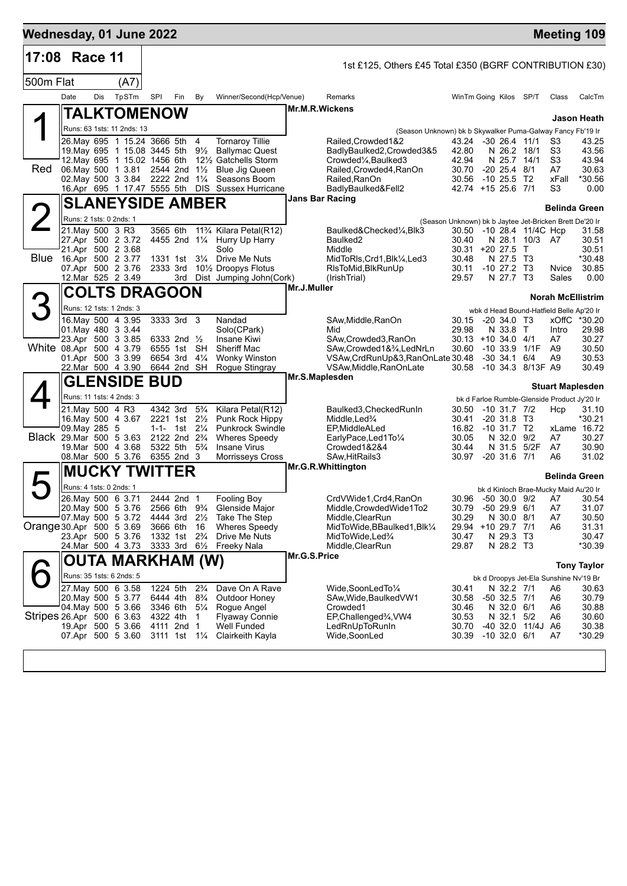**Wednesday, 01 June 2022** — **Meeting 109**

## 17:08 Race 11

1st £125, Others £45 Total £350 (BGRF CONTRIBUTION £30)

500m Flat (A7)

| Date | Dis | TpSTm | SPI | Fin | By | Winner/Second(Hcp/Venue) | Remarks | WinTm | Going | Kilos | SP/T | Class | CalcTm |
|---|---|---|---|---|---|---|---|---|---|---|---|---|---|

### 1 (Red) TALKTOMENOW — Mr.M.R.Wickens — Jason Heath

Runs: 63 1sts: 11 2nds: 13 — (Season Unknown) bk b Skywalker Puma-Galway Fancy Fb'19 Ir

| Date | Dis | TpSTm | SPI | Fin | By | Winner/Second(Hcp/Venue) | Remarks | WinTm | Going | Kilos | SP/T | Class | CalcTm |
|---|---|---|---|---|---|---|---|---|---|---|---|---|---|
| 26.May | 695 | 1 15.24 | 3666 | 5th | 4 | Tornaroy Tillie | Railed,Crowded1&2 | 43.24 | -30 | 26.4 | 11/1 | S3 | 43.25 |
| 19.May | 695 | 1 15.08 | 3445 | 5th | 9½ | Ballymac Quest | BadlyBaulked2,Crowded3&5 | 42.80 | N | 26.2 | 18/1 | S3 | 43.56 |
| 12.May | 695 | 1 15.02 | 1456 | 6th | 12½ | Gatchells Storm | Crowded¼,Baulked3 | 42.94 | N | 25.7 | 14/1 | S3 | 43.94 |
| 06.May | 500 | 1 3.81 | 2544 | 2nd | 1½ | Blue Jig Queen | Railed,Crowded4,RanOn | 30.70 | -20 | 25.4 | 8/1 | A7 | 30.63 |
| 02.May | 500 | 3 3.84 | 2222 | 2nd | 1¼ | Seasons Boom | Railed,RanOn | 30.56 | -10 | 25.5 | T2 | xFall | *30.56 |
| 16.Apr | 695 | 1 17.47 | 5555 | 5th | DIS | Sussex Hurricane | BadlyBaulked&Fell2 | 42.74 | +15 | 25.6 | 7/1 | S3 | 0.00 |

### 2 (Blue) SLANEYSIDE AMBER — Jans Bar Racing — Belinda Green

Runs: 2 1sts: 0 2nds: 1 — (Season Unknown) bk b Jaytee Jet-Bricken Brett De'20 Ir

| Date | Dis | TpSTm | SPI | Fin | By | Winner/Second(Hcp/Venue) | Remarks | WinTm | Going | Kilos | SP/T | Class | CalcTm |
|---|---|---|---|---|---|---|---|---|---|---|---|---|---|
| 21.May | 500 | 3 R3 | 3565 | 6th | 11¾ | Kilara Petal(R12) | Baulked&Checked¼,Blk3 | 30.50 | -10 | 28.4 | 11/4C | Hcp | 31.58 |
| 27.Apr | 500 | 2 3.72 | 4455 | 2nd | 1¼ | Hurry Up Harry | Baulked2 | 30.40 | N | 28.1 | 10/3 | A7 | 30.51 |
| 21.Apr | 500 | 2 3.68 | | | | Solo | Middle | 30.31 | +20 | 27.5 | T | | 30.51 |
| 16.Apr | 500 | 2 3.77 | 1331 | 1st | 3¼ | Drive Me Nuts | MidToRls,Crd1,Blk¼,Led3 | 30.48 | N | 27.5 | T3 | | *30.48 |
| 07.Apr | 500 | 2 3.76 | 2333 | 3rd | 10½ | Droopys Flotus | RlsToMid,BlkRunUp | 30.11 | -10 | 27.2 | T3 | Nvice | 30.85 |
| 12.Mar | 525 | 2 3.49 | | 3rd | Dist | Jumping John(Cork) | (IrishTrial) | 29.57 | N | 27.7 | T3 | Sales | 0.00 |

### 3 (White) COLTS DRAGOON — Mr.J.Muller — Norah McEllistrim

Runs: 12 1sts: 1 2nds: 3 — wbk d Head Bound-Hatfield Belle Ap'20 Ir

| Date | Dis | TpSTm | SPI | Fin | By | Winner/Second(Hcp/Venue) | Remarks | WinTm | Going | Kilos | SP/T | Class | CalcTm |
|---|---|---|---|---|---|---|---|---|---|---|---|---|---|
| 16.May | 500 | 4 3.95 | 3333 | 3rd | 3 | Nandad | SAw,Middle,RanOn | 30.15 | -20 | 34.0 | T3 | xOffC | *30.20 |
| 01.May | 480 | 3 3.44 | | | | Solo(CPark) | Mid | 29.98 | N | 33.8 | T | Intro | 29.98 |
| 23.Apr | 500 | 3 3.85 | 6333 | 2nd | ½ | Insane Kiwi | SAw,Crowded3,RanOn | 30.13 | +10 | 34.0 | 4/1 | A7 | 30.27 |
| 08.Apr | 500 | 4 3.79 | 6555 | 1st | SH | Sheriff Mac | SAw,Crowded1&¾,LedNrLn | 30.60 | -10 | 33.9 | 1/1F | A9 | 30.50 |
| 01.Apr | 500 | 3 3.99 | 6654 | 3rd | 4¼ | Wonky Winston | VSAw,CrdRunUp&3,RanOnLate | 30.48 | -30 | 34.1 | 6/4 | A9 | 30.53 |
| 22.Mar | 500 | 4 3.90 | 6644 | 2nd | SH | Rogue Stingray | VSAw,Middle,RanOnLate | 30.58 | -10 | 34.3 | 8/13F | A9 | 30.49 |

### 4 (Black) GLENSIDE BUD — Mr.S.Maplesden — Stuart Maplesden

Runs: 11 1sts: 4 2nds: 3 — bk d Farloe Rumble-Glenside Product Jy'20 Ir

| Date | Dis | TpSTm | SPI | Fin | By | Winner/Second(Hcp/Venue) | Remarks | WinTm | Going | Kilos | SP/T | Class | CalcTm |
|---|---|---|---|---|---|---|---|---|---|---|---|---|---|
| 21.May | 500 | 4 R3 | 4342 | 3rd | 5¾ | Kilara Petal(R12) | Baulked3,CheckedRunIn | 30.50 | -10 | 31.7 | 7/2 | Hcp | 31.10 |
| 16.May | 500 | 4 3.67 | 2221 | 1st | 2½ | Punk Rock Hippy | Middle,Led¾ | 30.41 | -20 | 31.8 | T3 | | *30.21 |
| 09.May | 285 | 5 | 1-1- | 1st | 2¼ | Punkrock Swindle | EP,MiddleALed | 16.82 | -10 | 31.7 | T2 | xLame | 16.72 |
| 29.Mar | 500 | 5 3.63 | 2122 | 2nd | 2¾ | Wheres Speedy | EarlyPace,Led1To¼ | 30.05 | N | 32.0 | 9/2 | A7 | 30.27 |
| 19.Mar | 500 | 4 3.68 | 5322 | 5th | 5¾ | Insane Virus | Crowded1&2&4 | 30.44 | N | 31.5 | 5/2F | A7 | 30.90 |
| 08.Mar | 500 | 5 3.76 | 6355 | 2nd | 3 | Morrisseys Cross | SAw,HitRails3 | 30.97 | -20 | 31.6 | 7/1 | A6 | 31.02 |

### 5 (Orange) MUCKY TWITTER — Mr.G.R.Whittington — Belinda Green

Runs: 4 1sts: 0 2nds: 1 — bk d Kinloch Brae-Mucky Maid Au'20 Ir

| Date | Dis | TpSTm | SPI | Fin | By | Winner/Second(Hcp/Venue) | Remarks | WinTm | Going | Kilos | SP/T | Class | CalcTm |
|---|---|---|---|---|---|---|---|---|---|---|---|---|---|
| 26.May | 500 | 6 3.71 | 2444 | 2nd | 1 | Fooling Boy | CrdVWide1,Crd4,RanOn | 30.96 | -50 | 30.0 | 9/2 | A7 | 30.54 |
| 20.May | 500 | 5 3.76 | 2566 | 6th | 9¾ | Glenside Major | Middle,CrowdedWide1To2 | 30.79 | -50 | 29.9 | 6/1 | A7 | 31.07 |
| 07.May | 500 | 5 3.72 | 4444 | 3rd | 2½ | Take The Step | Middle,ClearRun | 30.29 | N | 30.0 | 8/1 | A7 | 30.50 |
| 30.Apr | 500 | 5 3.69 | 3666 | 6th | 16 | Wheres Speedy | MidToWide,BBaulked1,Blk¼ | 29.94 | +10 | 29.7 | 7/1 | A6 | 31.31 |
| 23.Apr | 500 | 5 3.76 | 1332 | 1st | 2¾ | Drive Me Nuts | MidToWide,Led¾ | 30.47 | N | 29.3 | T3 | | 30.47 |
| 24.Mar | 500 | 4 3.73 | 3333 | 3rd | 6½ | Freeky Nala | Middle,ClearRun | 29.87 | N | 28.2 | T3 | | *30.39 |

### 6 (Stripes) OUTA MARKHAM (W) — Mr.G.S.Price — Tony Taylor

Runs: 35 1sts: 6 2nds: 5 — bk d Droopys Jet-Ela Sunshine Nv'19 Br

| Date | Dis | TpSTm | SPI | Fin | By | Winner/Second(Hcp/Venue) | Remarks | WinTm | Going | Kilos | SP/T | Class | CalcTm |
|---|---|---|---|---|---|---|---|---|---|---|---|---|---|
| 27.May | 500 | 6 3.58 | 1224 | 5th | 2¾ | Dave On A Rave | Wide,SoonLedTo¼ | 30.41 | N | 32.2 | 7/1 | A6 | 30.63 |
| 20.May | 500 | 5 3.77 | 6444 | 4th | 8¾ | Outdoor Honey | SAw,Wide,BaulkedVW1 | 30.58 | -50 | 32.5 | 7/1 | A6 | 30.79 |
| 04.May | 500 | 5 3.66 | 3346 | 6th | 5¼ | Rogue Angel | Crowded1 | 30.46 | N | 32.0 | 6/1 | A6 | 30.88 |
| 26.Apr | 500 | 6 3.63 | 4322 | 4th | 1 | Flyaway Connie | EP,Challenged¾,VW4 | 30.53 | N | 32.1 | 5/2 | A6 | 30.60 |
| 19.Apr | 500 | 5 3.66 | 4111 | 2nd | 1 | Well Funded | LedRnUpToRunIn | 30.70 | -40 | 32.0 | 11/4J | A6 | 30.38 |
| 07.Apr | 500 | 5 3.60 | 3111 | 1st | 1¼ | Clairkeith Kayla | Wide,SoonLed | 30.39 | -10 | 32.0 | 6/1 | A7 | *30.29 |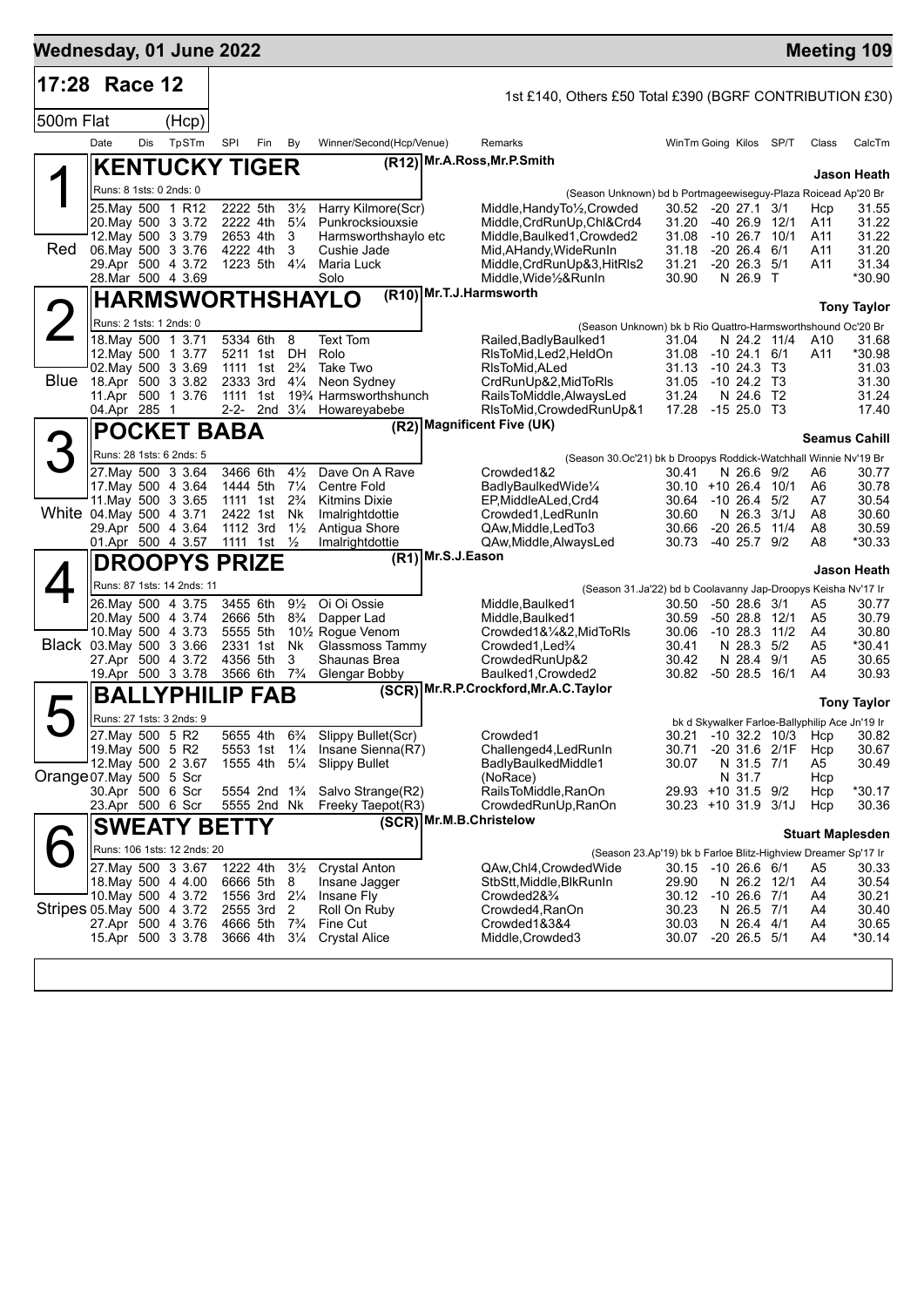# Wednesday, 01 June 2022 — Meeting 109

## 17:28 Race 12

1st £140, Others £50 Total £390 (BGRF CONTRIBUTION £30)

500m Flat (Hcp)

| Date | Dis | TpSTm | SPI | Fin | By | Winner/Second(Hcp/Venue) | Remarks | WinTm | Going | Kilos | SP/T | Class | CalcTm |
|---|---|---|---|---|---|---|---|---|---|---|---|---|---|

### 1 — KENTUCKY TIGER (R12) — Red

Mr.A.Ross,Mr.P.Smith — Jason Heath

Runs: 8 1sts: 0 2nds: 0 — (Season Unknown) bd b Portmageewiseguy-Plaza Roicead Ap'20 Br

| Date | Dis | TpSTm | SPI | Fin | By | Winner/Second(Hcp/Venue) | Remarks | WinTm | Going | Kilos | SP/T | Class | CalcTm |
|---|---|---|---|---|---|---|---|---|---|---|---|---|---|
| 25.May | 500 | 1 R12 | 2222 | 5th | 3½ | Harry Kilmore(Scr) | Middle,HandyTo½,Crowded | 30.52 | -20 | 27.1 | 3/1 | Hcp | 31.55 |
| 20.May | 500 | 3 3.72 | 2222 | 4th | 5¼ | Punkrocksiouxsie | Middle,CrdRunUp,Chl&Crd4 | 31.20 | -40 | 26.9 | 12/1 | A11 | 31.22 |
| 12.May | 500 | 3 3.79 | 2653 | 4th | 3 | Harmsworthshaylo etc | Middle,Baulked1,Crowded2 | 31.08 | -10 | 26.7 | 10/1 | A11 | 31.22 |
| 06.May | 500 | 3 3.76 | 4222 | 4th | 3 | Cushie Jade | Mid,AHandy,WideRunIn | 31.18 | -20 | 26.4 | 6/1 | A11 | 31.20 |
| 29.Apr | 500 | 4 3.72 | 1223 | 5th | 4¼ | Maria Luck | Middle,CrdRunUp&3,HitRls2 | 31.21 | -20 | 26.3 | 5/1 | A11 | 31.34 |
| 28.Mar | 500 | 4 3.69 | | | | Solo | Middle,Wide½&RunIn | 30.90 | N | 26.9 | T | | *30.90 |

### 2 — HARMSWORTHSHAYLO (R10) — Blue

Mr.T.J.Harmsworth — Tony Taylor

Runs: 2 1sts: 1 2nds: 0 — (Season Unknown) bk b Rio Quattro-Harmsworthshound Oc'20 Br

| Date | Dis | TpSTm | SPI | Fin | By | Winner/Second(Hcp/Venue) | Remarks | WinTm | Going | Kilos | SP/T | Class | CalcTm |
|---|---|---|---|---|---|---|---|---|---|---|---|---|---|
| 18.May | 500 | 1 3.71 | 5334 | 6th | 8 | Text Tom | Railed,BadlyBaulked1 | 31.04 | N | 24.2 | 11/4 | A10 | 31.68 |
| 12.May | 500 | 1 3.77 | 5211 | 1st | DH | Rolo | RlsToMid,Led2,HeldOn | 31.08 | -10 | 24.1 | 6/1 | A11 | *30.98 |
| 02.May | 500 | 3 3.69 | 1111 | 1st | 2¾ | Take Two | RlsToMid,ALed | 31.13 | -10 | 24.3 | T3 | | 31.03 |
| 18.Apr | 500 | 3 3.82 | 2333 | 3rd | 4¼ | Neon Sydney | CrdRunUp&2,MidToRls | 31.05 | -10 | 24.2 | T3 | | 31.30 |
| 11.Apr | 500 | 1 3.76 | 1111 | 1st | 19¾ | Harmsworthshunch | RailsToMiddle,AlwaysLed | 31.24 | N | 24.6 | T2 | | 31.24 |
| 04.Apr | 285 | 1 | 2-2- | 2nd | 3¼ | Howareyabebe | RlsToMid,CrowdedRunUp&1 | 17.28 | -15 | 25.0 | T3 | | 17.40 |

### 3 — POCKET BABA (R2) — White

Magnificent Five (UK) — Seamus Cahill

Runs: 28 1sts: 6 2nds: 5 — (Season 30.Oc'21) bk b Droopys Roddick-Watchhall Winnie Nv'19 Br

| Date | Dis | TpSTm | SPI | Fin | By | Winner/Second(Hcp/Venue) | Remarks | WinTm | Going | Kilos | SP/T | Class | CalcTm |
|---|---|---|---|---|---|---|---|---|---|---|---|---|---|
| 27.May | 500 | 3 3.64 | 3466 | 6th | 4½ | Dave On A Rave | Crowded1&2 | 30.41 | N | 26.6 | 9/2 | A6 | 30.77 |
| 17.May | 500 | 4 3.64 | 1444 | 5th | 7¼ | Centre Fold | BadlyBaulkedWide¼ | 30.10 | +10 | 26.4 | 10/1 | A6 | 30.78 |
| 11.May | 500 | 3 3.65 | 1111 | 1st | 2¾ | Kitmins Dixie | EP,MiddleALed,Crd4 | 30.64 | -10 | 26.4 | 5/2 | A7 | 30.54 |
| 04.May | 500 | 4 3.71 | 2422 | 1st | Nk | Imalrightdottie | Crowded1,LedRunIn | 30.60 | N | 26.3 | 3/1J | A8 | 30.60 |
| 29.Apr | 500 | 4 3.64 | 1112 | 3rd | 1½ | Antigua Shore | QAw,Middle,LedTo3 | 30.66 | -20 | 26.5 | 11/4 | A8 | 30.59 |
| 01.Apr | 500 | 4 3.57 | 1111 | 1st | ½ | Imalrightdottie | QAw,Middle,AlwaysLed | 30.73 | -40 | 25.7 | 9/2 | A8 | *30.33 |

### 4 — DROOPYS PRIZE (R1) — Black

Mr.S.J.Eason — Jason Heath

Runs: 87 1sts: 14 2nds: 11 — (Season 31.Ja'22) bd b Coolavanny Jap-Droopys Keisha Nv'17 Ir

| Date | Dis | TpSTm | SPI | Fin | By | Winner/Second(Hcp/Venue) | Remarks | WinTm | Going | Kilos | SP/T | Class | CalcTm |
|---|---|---|---|---|---|---|---|---|---|---|---|---|---|
| 26.May | 500 | 4 3.75 | 3455 | 6th | 9½ | Oi Oi Ossie | Middle,Baulked1 | 30.50 | -50 | 28.6 | 3/1 | A5 | 30.77 |
| 20.May | 500 | 4 3.74 | 2666 | 5th | 8¾ | Dapper Lad | Middle,Baulked1 | 30.59 | -50 | 28.8 | 12/1 | A5 | 30.79 |
| 10.May | 500 | 4 3.73 | 5555 | 5th | 10½ | Rogue Venom | Crowded1&¼&2,MidToRls | 30.06 | -10 | 28.3 | 11/2 | A4 | 30.80 |
| 03.May | 500 | 3 3.66 | 2331 | 1st | Nk | Glassmoss Tammy | Crowded1,Led¾ | 30.41 | N | 28.3 | 5/2 | A5 | *30.41 |
| 27.Apr | 500 | 4 3.72 | 4356 | 5th | 3 | Shaunas Brea | CrowdedRunUp&2 | 30.42 | N | 28.4 | 9/1 | A5 | 30.65 |
| 19.Apr | 500 | 3 3.78 | 3566 | 6th | 7¾ | Glengar Bobby | Baulked1,Crowded2 | 30.82 | -50 | 28.5 | 16/1 | A4 | 30.93 |

### 5 — BALLYPHILIP FAB (SCR) — Orange

Mr.R.P.Crockford,Mr.A.C.Taylor — Tony Taylor

Runs: 27 1sts: 3 2nds: 9 — bk d Skywalker Farloe-Ballyphilip Ace Jn'19 Ir

| Date | Dis | TpSTm | SPI | Fin | By | Winner/Second(Hcp/Venue) | Remarks | WinTm | Going | Kilos | SP/T | Class | CalcTm |
|---|---|---|---|---|---|---|---|---|---|---|---|---|---|
| 27.May | 500 | 5 R2 | 5655 | 4th | 6¾ | Slippy Bullet(Scr) | Crowded1 | 30.21 | -10 | 32.2 | 10/3 | Hcp | 30.82 |
| 19.May | 500 | 5 R2 | 5553 | 1st | 1¼ | Insane Sienna(R7) | Challenged4,LedRunIn | 30.71 | -20 | 31.6 | 2/1F | Hcp | 30.67 |
| 12.May | 500 | 2 3.67 | 1555 | 4th | 5¼ | Slippy Bullet | BadlyBaulkedMiddle1 | 30.07 | N | 31.5 | 7/1 | A5 | 30.49 |
| 07.May | 500 | 5 Scr | | | | | (NoRace) | | N | 31.7 | | Hcp | |
| 30.Apr | 500 | 6 Scr | 5554 | 2nd | 1¾ | Salvo Strange(R2) | RailsToMiddle,RanOn | 29.93 | +10 | 31.5 | 9/2 | Hcp | *30.17 |
| 23.Apr | 500 | 6 Scr | 5555 | 2nd | Nk | Freeky Taepot(R3) | CrowdedRunUp,RanOn | 30.23 | +10 | 31.9 | 3/1J | Hcp | 30.36 |

### 6 — SWEATY BETTY (SCR) — Stripes

Mr.M.B.Christelow — Stuart Maplesden

Runs: 106 1sts: 12 2nds: 20 — (Season 23.Ap'19) bk b Farloe Blitz-Highview Dreamer Sp'17 Ir

| Date | Dis | TpSTm | SPI | Fin | By | Winner/Second(Hcp/Venue) | Remarks | WinTm | Going | Kilos | SP/T | Class | CalcTm |
|---|---|---|---|---|---|---|---|---|---|---|---|---|---|
| 27.May | 500 | 3 3.67 | 1222 | 4th | 3½ | Crystal Anton | QAw,Chl4,CrowdedWide | 30.15 | -10 | 26.6 | 6/1 | A5 | 30.33 |
| 18.May | 500 | 4 4.00 | 6666 | 5th | 8 | Insane Jagger | StbStt,Middle,BlkRunIn | 29.90 | N | 26.2 | 12/1 | A4 | 30.54 |
| 10.May | 500 | 4 3.72 | 1556 | 3rd | 2¼ | Insane Fly | Crowded2&¾ | 30.12 | -10 | 26.6 | 7/1 | A4 | 30.21 |
| 05.May | 500 | 4 3.72 | 2555 | 3rd | 2 | Roll On Ruby | Crowded4,RanOn | 30.23 | N | 26.5 | 7/1 | A4 | 30.40 |
| 27.Apr | 500 | 4 3.76 | 4666 | 5th | 7¾ | Fine Cut | Crowded1&3&4 | 30.03 | N | 26.4 | 4/1 | A4 | 30.65 |
| 15.Apr | 500 | 3 3.78 | 3666 | 4th | 3¼ | Crystal Alice | Middle,Crowded3 | 30.07 | -20 | 26.5 | 5/1 | A4 | *30.14 |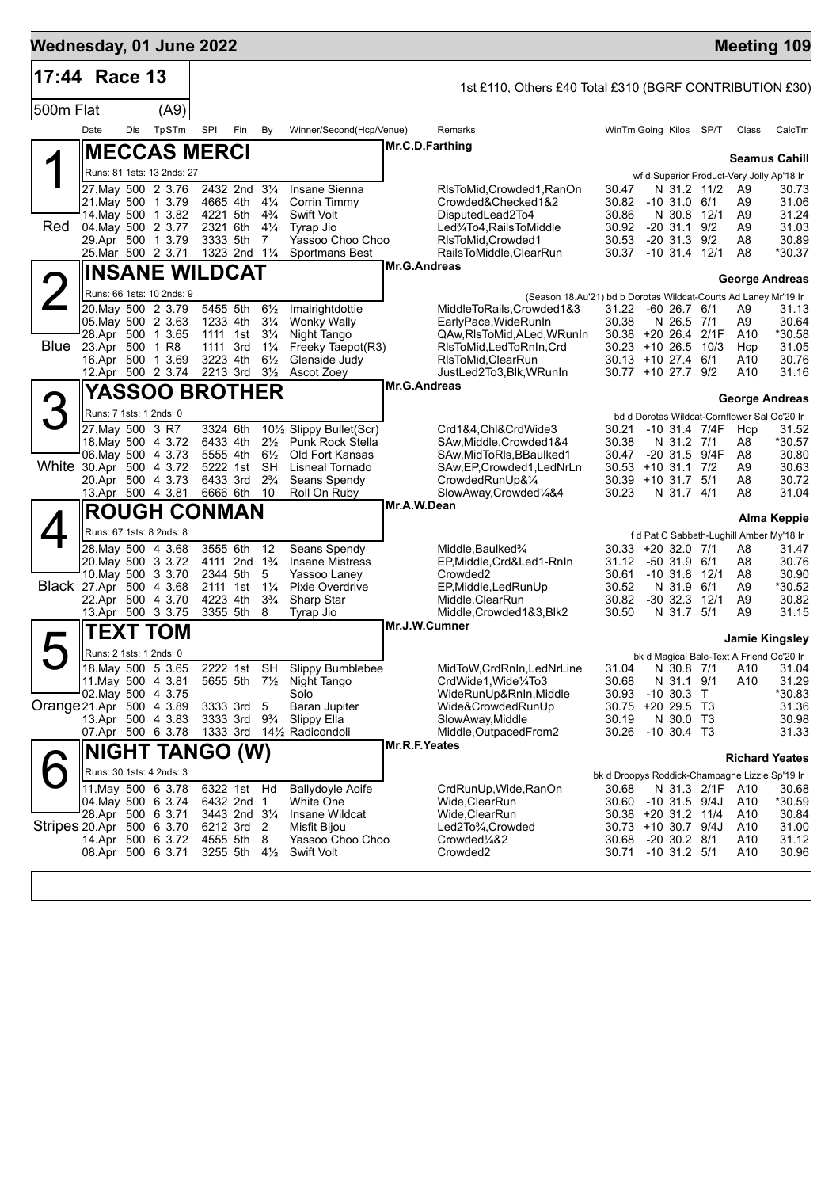# Wednesday, 01 June 2022 — Meeting 109

## 17:44 Race 13

1st £110, Others £40 Total £310 (BGRF CONTRIBUTION £30)

500m Flat (A9)

| Date | Dis | TpSTm | SPI | Fin | By | Winner/Second(Hcp/Venue) | Remarks | WinTm | Going | Kilos | SP/T | Class | CalcTm |
|---|---|---|---|---|---|---|---|---|---|---|---|---|---|

### 1 (Red) MECCAS MERCI — Mr.C.D.Farthing — Seamus Cahill

Runs: 81 1sts: 13 2nds: 27 — wf d Superior Product-Very Jolly Ap'18 Ir

| Date | Dis | TpSTm | SPI | Fin | By | Winner/Second(Hcp/Venue) | Remarks | WinTm | Going | Kilos | SP/T | Class | CalcTm |
|---|---|---|---|---|---|---|---|---|---|---|---|---|---|
| 27.May | 500 | 2 3.76 | 2432 | 2nd | 3¼ | Insane Sienna | RlsToMid,Crowded1,RanOn | 30.47 | N | 31.2 | 11/2 | A9 | 30.73 |
| 21.May | 500 | 1 3.79 | 4665 | 4th | 4¼ | Corrin Timmy | Crowded&Checked1&2 | 30.82 | -10 | 31.0 | 6/1 | A9 | 31.06 |
| 14.May | 500 | 1 3.82 | 4221 | 5th | 4¾ | Swift Volt | DisputedLead2To4 | 30.86 | N | 30.8 | 12/1 | A9 | 31.24 |
| 04.May | 500 | 2 3.77 | 2321 | 6th | 4¼ | Tyrap Jio | Led¾To4,RailsToMiddle | 30.92 | -20 | 31.1 | 9/2 | A9 | 31.03 |
| 29.Apr | 500 | 1 3.79 | 3333 | 5th | 7 | Yassoo Choo Choo | RlsToMid,Crowded1 | 30.53 | -20 | 31.3 | 9/2 | A8 | 30.89 |
| 25.Mar | 500 | 2 3.71 | 1323 | 2nd | 1¼ | Sportmans Best | RailsToMiddle,ClearRun | 30.37 | -10 | 31.4 | 12/1 | A8 | *30.37 |

### 2 (Blue) INSANE WILDCAT — Mr.G.Andreas — George Andreas

Runs: 66 1sts: 10 2nds: 9 — (Season 18.Au'21) bd b Dorotas Wildcat-Courts Ad Laney Mr'19 Ir

| Date | Dis | TpSTm | SPI | Fin | By | Winner/Second(Hcp/Venue) | Remarks | WinTm | Going | Kilos | SP/T | Class | CalcTm |
|---|---|---|---|---|---|---|---|---|---|---|---|---|---|
| 20.May | 500 | 2 3.79 | 5455 | 5th | 6½ | Imalrightdottie | MiddleToRails,Crowded1&3 | 31.22 | -60 | 26.7 | 6/1 | A9 | 31.13 |
| 05.May | 500 | 2 3.63 | 1233 | 4th | 3¼ | Wonky Wally | EarlyPace,WideRunIn | 30.38 | N | 26.5 | 7/1 | A9 | 30.64 |
| 28.Apr | 500 | 1 3.65 | 1111 | 1st | 3¼ | Night Tango | QAw,RlsToMid,ALed,WRunIn | 30.38 | +20 | 26.4 | 2/1F | A10 | *30.58 |
| 23.Apr | 500 | 1 R8 | 1111 | 3rd | 1¼ | Freeky Taepot(R3) | RlsToMid,LedToRnIn,Crd | 30.23 | +10 | 26.5 | 10/3 | Hcp | 31.05 |
| 16.Apr | 500 | 1 3.69 | 3223 | 4th | 6½ | Glenside Judy | RlsToMid,ClearRun | 30.13 | +10 | 27.4 | 6/1 | A10 | 30.76 |
| 12.Apr | 500 | 2 3.74 | 2213 | 3rd | 3½ | Ascot Zoey | JustLed2To3,Blk,WRunIn | 30.77 | +10 | 27.7 | 9/2 | A10 | 31.16 |

### 3 (White) YASSOO BROTHER — Mr.G.Andreas — George Andreas

Runs: 7 1sts: 1 2nds: 0 — bd d Dorotas Wildcat-Cornflower Sal Oc'20 Ir

| Date | Dis | TpSTm | SPI | Fin | By | Winner/Second(Hcp/Venue) | Remarks | WinTm | Going | Kilos | SP/T | Class | CalcTm |
|---|---|---|---|---|---|---|---|---|---|---|---|---|---|
| 27.May | 500 | 3 R7 | 3324 | 6th | 10½ | Slippy Bullet(Scr) | Crd1&4,Chl&CrdWide3 | 30.21 | -10 | 31.4 | 7/4F | Hcp | 31.52 |
| 18.May | 500 | 4 3.72 | 6433 | 4th | 2½ | Punk Rock Stella | SAw,Middle,Crowded1&4 | 30.38 | N | 31.2 | 7/1 | A8 | *30.57 |
| 06.May | 500 | 4 3.73 | 5555 | 4th | 6½ | Old Fort Kansas | SAw,MidToRls,BBaulked1 | 30.47 | -20 | 31.5 | 9/4F | A8 | 30.80 |
| 30.Apr | 500 | 4 3.72 | 5222 | 1st | SH | Lisneal Tornado | SAw,EP,Crowded1,LedNrLn | 30.53 | +10 | 31.1 | 7/2 | A9 | 30.63 |
| 20.Apr | 500 | 4 3.73 | 6433 | 3rd | 2¾ | Seans Spendy | CrowdedRunUp&¼ | 30.39 | +10 | 31.7 | 5/1 | A8 | 30.72 |
| 13.Apr | 500 | 4 3.81 | 6666 | 6th | 10 | Roll On Ruby | SlowAway,Crowded¼&4 | 30.23 | N | 31.7 | 4/1 | A8 | 31.04 |

### 4 (Black) ROUGH CONMAN — Mr.A.W.Dean — Alma Keppie

Runs: 67 1sts: 8 2nds: 8 — f d Pat C Sabbath-Lughill Amber My'18 Ir

| Date | Dis | TpSTm | SPI | Fin | By | Winner/Second(Hcp/Venue) | Remarks | WinTm | Going | Kilos | SP/T | Class | CalcTm |
|---|---|---|---|---|---|---|---|---|---|---|---|---|---|
| 28.May | 500 | 4 3.68 | 3555 | 6th | 12 | Seans Spendy | Middle,Baulked¾ | 30.33 | +20 | 32.0 | 7/1 | A8 | 31.47 |
| 20.May | 500 | 3 3.72 | 4111 | 2nd | 1¾ | Insane Mistress | EP,Middle,Crd&Led1-RnIn | 31.12 | -50 | 31.9 | 6/1 | A8 | 30.76 |
| 10.May | 500 | 3 3.70 | 2344 | 5th | 5 | Yassoo Laney | Crowded2 | 30.61 | -10 | 31.8 | 12/1 | A8 | 30.90 |
| 27.Apr | 500 | 4 3.68 | 2111 | 1st | 1¼ | Pixie Overdrive | EP,Middle,LedRunUp | 30.52 | N | 31.9 | 6/1 | A9 | *30.52 |
| 22.Apr | 500 | 4 3.70 | 4223 | 4th | 3¾ | Sharp Star | Middle,ClearRun | 30.82 | -30 | 32.3 | 12/1 | A9 | 30.82 |
| 13.Apr | 500 | 3 3.75 | 3355 | 5th | 8 | Tyrap Jio | Middle,Crowded1&3,Blk2 | 30.50 | N | 31.7 | 5/1 | A9 | 31.15 |

### 5 (Orange) TEXT TOM — Mr.J.W.Cumner — Jamie Kingsley

Runs: 2 1sts: 1 2nds: 0 — bk d Magical Bale-Text A Friend Oc'20 Ir

| Date | Dis | TpSTm | SPI | Fin | By | Winner/Second(Hcp/Venue) | Remarks | WinTm | Going | Kilos | SP/T | Class | CalcTm |
|---|---|---|---|---|---|---|---|---|---|---|---|---|---|
| 18.May | 500 | 5 3.65 | 2222 | 1st | SH | Slippy Bumblebee | MidToW,CrdRnIn,LedNrLine | 31.04 | N | 30.8 | 7/1 | A10 | 31.04 |
| 11.May | 500 | 4 3.81 | 5655 | 5th | 7½ | Night Tango | CrdWide1,Wide¼To3 | 30.68 | N | 31.1 | 9/1 | A10 | 31.29 |
| 02.May | 500 | 4 3.75 | | | | Solo | WideRunUp&RnIn,Middle | 30.93 | -10 | 30.3 | T | | *30.83 |
| 21.Apr | 500 | 4 3.89 | 3333 | 3rd | 5 | Baran Jupiter | Wide&CrowdedRunUp | 30.75 | +20 | 29.5 | T3 | | 31.36 |
| 13.Apr | 500 | 4 3.83 | 3333 | 3rd | 9¾ | Slippy Ella | SlowAway,Middle | 30.19 | N | 30.0 | T3 | | 30.98 |
| 07.Apr | 500 | 6 3.78 | 1333 | 3rd | 14½ | Radicondoli | Middle,OutpacedFrom2 | 30.26 | -10 | 30.4 | T3 | | 31.33 |

### 6 (Stripes) NIGHT TANGO (W) — Mr.R.F.Yeates — Richard Yeates

Runs: 30 1sts: 4 2nds: 3 — bk d Droopys Roddick-Champagne Lizzie Sp'19 Ir

| Date | Dis | TpSTm | SPI | Fin | By | Winner/Second(Hcp/Venue) | Remarks | WinTm | Going | Kilos | SP/T | Class | CalcTm |
|---|---|---|---|---|---|---|---|---|---|---|---|---|---|
| 11.May | 500 | 6 3.78 | 6322 | 1st | Hd | Ballydoyle Aoife | CrdRunUp,Wide,RanOn | 30.68 | N | 31.3 | 2/1F | A10 | 30.68 |
| 04.May | 500 | 6 3.74 | 6432 | 2nd | 1 | White One | Wide,ClearRun | 30.60 | -10 | 31.5 | 9/4J | A10 | *30.59 |
| 28.Apr | 500 | 6 3.71 | 3443 | 2nd | 3¼ | Insane Wildcat | Wide,ClearRun | 30.38 | +20 | 31.2 | 11/4 | A10 | 30.84 |
| 20.Apr | 500 | 6 3.70 | 6212 | 3rd | 2 | Misfit Bijou | Led2To¾,Crowded | 30.73 | +10 | 30.7 | 9/4J | A10 | 31.00 |
| 14.Apr | 500 | 6 3.72 | 4555 | 5th | 8 | Yassoo Choo Choo | Crowded¼&2 | 30.68 | -20 | 30.2 | 8/1 | A10 | 31.12 |
| 08.Apr | 500 | 6 3.71 | 3255 | 5th | 4½ | Swift Volt | Crowded2 | 30.71 | -10 | 31.2 | 5/1 | A10 | 30.96 |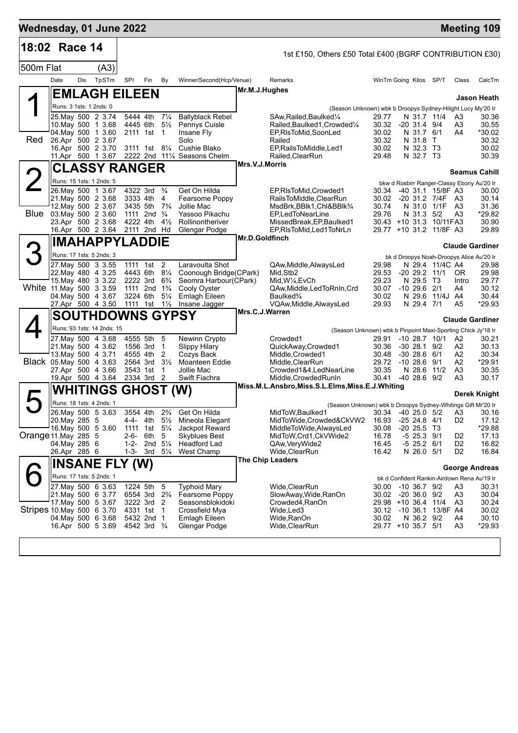# Wednesday, 01 June 2022 — Meeting 109

## 18:02 Race 14

1st £150, Others £50 Total £400 (BGRF CONTRIBUTION £30)

500m Flat (A3)

| Date | Dis | TpSTm | SPI | Fin | By | Winner/Second(Hcp/Venue) | Remarks | WinTm | Going | Kilos | SP/T | Class | CalcTm |
|---|---|---|---|---|---|---|---|---|---|---|---|---|---|

### 1 — Red — EMLAGH EILEEN

Mr.M.J.Hughes — Jason Heath

Runs: 3 1sts: 1 2nds: 0 — (Season Unknown) wbk b Droopys Sydney-Hilight Lucy My'20 Ir

| Date | Dis | TpSTm | SPI | Fin | By | Winner/Second(Hcp/Venue) | Remarks | WinTm | Going | Kilos | SP/T | Class | CalcTm |
|---|---|---|---|---|---|---|---|---|---|---|---|---|---|
| 25.May | 500 | 2 3.74 | 5444 | 4th | 7¼ | Ballyblack Rebel | SAw,Railed,Baulked¼ | 29.77 | N | 31.7 | 11/4 | A3 | 30.36 |
| 10.May | 500 | 1 3.68 | 4445 | 6th | 5½ | Pennys Cuisle | Railed,Baulked1,Crowded¼ | 30.32 | -20 | 31.4 | 9/4 | A3 | 30.55 |
| 04.May | 500 | 1 3.60 | 2111 | 1st | 1 | Insane Fly | EP,RlsToMid,SoonLed | 30.02 | N | 31.7 | 6/1 | A4 | *30.02 |
| 26.Apr | 500 | 2 3.67 | | | | Solo | Railed | 30.32 | N | 31.8 | T | | 30.32 |
| 16.Apr | 500 | 2 3.70 | 3111 | 1st | 8¼ | Cushie Blako | EP,RailsToMiddle,Led1 | 30.02 | N | 32.3 | T3 | | 30.02 |
| 11.Apr | 500 | 1 3.67 | 2222 | 2nd | 11¼ | Seasons Chelm | Railed,ClearRun | 29.48 | N | 32.7 | T3 | | 30.39 |

### 2 — Blue — CLASSY RANGER

Mrs.V.J.Morris — Seamus Cahill

Runs: 15 1sts: 1 2nds: 5 — bkw d Rosbirr Ranger-Classy Ebony Au'20 Ir

| Date | Dis | TpSTm | SPI | Fin | By | Winner/Second(Hcp/Venue) | Remarks | WinTm | Going | Kilos | SP/T | Class | CalcTm |
|---|---|---|---|---|---|---|---|---|---|---|---|---|---|
| 26.May | 500 | 1 3.67 | 4322 | 3rd | ¾ | Get On Hilda | EP,RlsToMid,Crowded1 | 30.34 | -40 | 31.1 | 15/8F | A3 | 30.00 |
| 21.May | 500 | 2 3.68 | 3333 | 4th | 4 | Fearsome Poppy | RailsToMiddle,ClearRun | 30.02 | -20 | 31.2 | 7/4F | A3 | 30.14 |
| 12.May | 500 | 2 3.67 | 3435 | 5th | 7¾ | Jollie Mac | MsdBrk,BBlk1,Chl&BBlk¾ | 30.74 | N | 31.0 | 1/1F | A3 | 31.36 |
| 03.May | 500 | 2 3.60 | 1111 | 2nd | ¾ | Yassoo Pikachu | EP,LedToNearLine | 29.76 | N | 31.3 | 5/2 | A3 | *29.82 |
| 23.Apr | 500 | 2 3.68 | 4222 | 4th | 4½ | Rollintheriver | MissedBreak,EP,Baulked1 | 30.43 | +10 | 31.3 | 10/11F | A3 | 30.90 |
| 16.Apr | 500 | 2 3.64 | 2111 | 2nd | Hd | Glengar Podge | EP,RlsToMid,Led1ToNrLn | 29.77 | +10 | 31.2 | 11/8F | A3 | 29.89 |

### 3 — White — IMAHAPPYLADDIE

Mr.D.Goldfinch — Claude Gardiner

Runs: 17 1sts: 5 2nds: 3 — bk d Droopys Noah-Droopys Alice Au'20 Ir

| Date | Dis | TpSTm | SPI | Fin | By | Winner/Second(Hcp/Venue) | Remarks | WinTm | Going | Kilos | SP/T | Class | CalcTm |
|---|---|---|---|---|---|---|---|---|---|---|---|---|---|
| 27.May | 500 | 3 3.55 | 1111 | 1st | 2 | Laravoulta Shot | QAw,Middle,AlwaysLed | 29.98 | N | 29.4 | 11/4C | A4 | 29.98 |
| 22.May | 480 | 4 3.25 | 4443 | 6th | 8¼ | Coonough Bridge(CPark) | Mid,Stb2 | 29.53 | -20 | 29.2 | 11/1 | OR | 29.98 |
| 15.May | 480 | 3 3.22 | 2222 | 3rd | 6¾ | Seomra Harbour(CPark) | Mid,W¼,EvCh | 29.23 | N | 29.5 | T3 | Intro | 29.77 |
| 11.May | 500 | 3 3.59 | 1111 | 2nd | 1¾ | Cooly Oyster | QAw,Middle,LedToRnIn,Crd | 30.07 | -10 | 29.6 | 2/1 | A4 | 30.12 |
| 04.May | 500 | 4 3.67 | 3224 | 6th | 5¼ | Emlagh Eileen | Baulked¾ | 30.02 | N | 29.6 | 11/4J | A4 | 30.44 |
| 27.Apr | 500 | 4 3.50 | 1111 | 1st | 1½ | Insane Jagger | VQAw,Middle,AlwaysLed | 29.93 | N | 29.4 | 7/1 | A5 | *29.93 |

### 4 — Black — SOUTHDOWNS GYPSY

Mrs.C.J.Warren — Claude Gardiner

Runs: 93 1sts: 14 2nds: 15 — (Season Unknown) wbk b Pinpoint Maxi-Sporting Chick Jy'18 Ir

| Date | Dis | TpSTm | SPI | Fin | By | Winner/Second(Hcp/Venue) | Remarks | WinTm | Going | Kilos | SP/T | Class | CalcTm |
|---|---|---|---|---|---|---|---|---|---|---|---|---|---|
| 27.May | 500 | 4 3.68 | 4555 | 5th | 5 | Newinn Crypto | Crowded1 | 29.91 | -10 | 28.7 | 10/1 | A2 | 30.21 |
| 21.May | 500 | 4 3.62 | 1556 | 3rd | 1 | Slippy Hilary | QuickAway,Crowded1 | 30.36 | -30 | 28.1 | 9/2 | A2 | 30.13 |
| 13.May | 500 | 4 3.71 | 4555 | 4th | 2 | Cozys Back | Middle,Crowded1 | 30.48 | -30 | 28.6 | 6/1 | A2 | 30.34 |
| 05.May | 500 | 4 3.63 | 2564 | 3rd | 3½ | Moanteen Eddie | Middle,ClearRun | 29.72 | -10 | 28.6 | 9/1 | A2 | *29.91 |
| 27.Apr | 500 | 4 3.66 | 3543 | 1st | 1 | Jollie Mac | Crowded1&4,LedNearLine | 30.35 | N | 28.6 | 11/2 | A3 | 30.35 |
| 19.Apr | 500 | 4 3.64 | 2334 | 3rd | 2 | Swift Fiachra | Middle,CrowdedRunIn | 30.41 | -40 | 28.6 | 9/2 | A3 | 30.17 |

### 5 — Orange — WHITINGS GHOST (W)

Miss.M.L.Ansbro,Miss.S.L.Elms,Miss.E.J.Whiting — Derek Knight

Runs: 18 1sts: 4 2nds: 1 — (Season Unknown) wbk b Droopys Sydney-Whitings Gift Mr'20 Ir

| Date | Dis | TpSTm | SPI | Fin | By | Winner/Second(Hcp/Venue) | Remarks | WinTm | Going | Kilos | SP/T | Class | CalcTm |
|---|---|---|---|---|---|---|---|---|---|---|---|---|---|
| 26.May | 500 | 5 3.63 | 3554 | 4th | 2¾ | Get On Hilda | MidToW,Baulked1 | 30.34 | -40 | 25.0 | 5/2 | A3 | 30.16 |
| 20.May | 285 | 5 | 4-4- | 4th | 5½ | Mineola Elegant | MidToWide,Crowded&CkVW2 | 16.93 | -25 | 24.8 | 4/1 | D2 | 17.12 |
| 16.May | 500 | 5 3.60 | 1111 | 1st | 5¼ | Jackpot Reward | MiddleToWide,AlwaysLed | 30.08 | -20 | 25.5 | T3 | | *29.88 |
| 11.May | 285 | 5 | 2-6- | 6th | 5 | Skyblues Best | MidToW,Crd1,CkVWide2 | 16.78 | -5 | 25.3 | 9/1 | D2 | 17.13 |
| 04.May | 285 | 6 | 1-2- | 2nd | 5¼ | Headford Lad | QAw,VeryWide2 | 16.45 | -5 | 25.2 | 6/1 | D2 | 16.82 |
| 26.Apr | 285 | 6 | 1-3- | 3rd | 5¼ | West Champ | Wide,ClearRun | 16.42 | N | 26.0 | 5/1 | D2 | 16.84 |

### 6 — Stripes — INSANE FLY (W)

The Chip Leaders — George Andreas

Runs: 17 1sts: 5 2nds: 1 — bk d Confident Rankin-Airdown Rena Au'19 Ir

| Date | Dis | TpSTm | SPI | Fin | By | Winner/Second(Hcp/Venue) | Remarks | WinTm | Going | Kilos | SP/T | Class | CalcTm |
|---|---|---|---|---|---|---|---|---|---|---|---|---|---|
| 27.May | 500 | 6 3.63 | 1224 | 5th | 5 | Typhoid Mary | Wide,ClearRun | 30.00 | -10 | 36.7 | 9/2 | A3 | 30.31 |
| 21.May | 500 | 6 3.77 | 6554 | 3rd | 2¾ | Fearsome Poppy | SlowAway,Wide,RanOn | 30.02 | -20 | 36.0 | 9/2 | A3 | 30.04 |
| 17.May | 500 | 5 3.67 | 3222 | 3rd | 2 | Seasonsblokidoki | Crowded4,RanOn | 29.98 | +10 | 36.4 | 11/4 | A3 | 30.24 |
| 10.May | 500 | 6 3.70 | 4331 | 1st | 1 | Crossfield Mya | Wide,Led3 | 30.12 | -10 | 36.1 | 13/8F | A4 | 30.02 |
| 04.May | 500 | 6 3.68 | 5432 | 2nd | 1 | Emlagh Eileen | Wide,RanOn | 30.02 | N | 36.2 | 9/2 | A4 | 30.10 |
| 16.Apr | 500 | 5 3.69 | 4542 | 3rd | ¾ | Glengar Podge | Wide,ClearRun | 29.77 | +10 | 35.7 | 5/1 | A3 | *29.93 |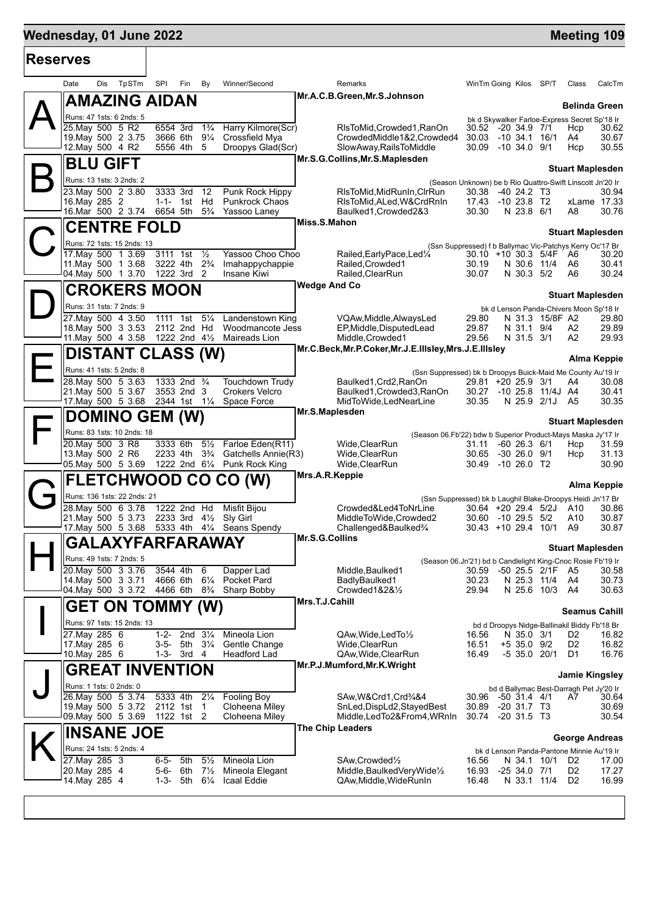**Wednesday, 01 June 2022** **Meeting 109**

## Reserves

| Date | Dis | TpSTm | SPI | Fin | By | Winner/Second | Remarks | WinTm | Going | Kilos | SP/T | Class | CalcTm |
|---|---|---|---|---|---|---|---|---|---|---|---|---|---|

### A — AMAZING AIDAN
Mr.A.C.B.Green,Mr.S.Johnson — **Belinda Green**
Runs: 47 1sts: 6 2nds: 5 — bk d Skywalker Farloe-Express Secret Sp'18 Ir

| Date | Dis | TpSTm | SPI | Fin | By | Winner/Second | Remarks | WinTm | Going | Kilos | SP/T | Class | CalcTm |
|---|---|---|---|---|---|---|---|---|---|---|---|---|---|
| 25.May | 500 | 5 R2 | 6554 | 3rd | 1¾ | Harry Kilmore(Scr) | RlsToMid,Crowded1,RanOn | 30.52 | -20 | 34.9 | 7/1 | Hcp | 30.62 |
| 19.May | 500 | 2 3.75 | 3666 | 6th | 9¼ | Crossfield Mya | CrowdedMiddle1&2,Crowded4 | 30.03 | -10 | 34.1 | 16/1 | A4 | 30.67 |
| 12.May | 500 | 4 R2 | 5556 | 4th | 5 | Droopys Glad(Scr) | SlowAway,RailsToMiddle | 30.09 | -10 | 34.0 | 9/1 | Hcp | 30.55 |

### B — BLU GIFT
Mr.S.G.Collins,Mr.S.Maplesden — **Stuart Maplesden**
Runs: 13 1sts: 3 2nds: 2 — (Season Unknown) be b Rio Quattro-Swift Linscott Jn'20 Ir

| Date | Dis | TpSTm | SPI | Fin | By | Winner/Second | Remarks | WinTm | Going | Kilos | SP/T | Class | CalcTm |
|---|---|---|---|---|---|---|---|---|---|---|---|---|---|
| 23.May | 500 | 2 3.80 | 3333 | 3rd | 12 | Punk Rock Hippy | RlsToMid,MidRunIn,ClrRun | 30.38 | -40 | 24.2 | T3 | | 30.94 |
| 16.May | 285 | 2 | 1-1- | 1st | Hd | Punkrock Chaos | RlsToMid,ALed,W&CrdRnIn | 17.43 | -10 | 23.8 | T2 | xLame | 17.33 |
| 16.Mar | 500 | 2 3.74 | 6654 | 5th | 5¾ | Yassoo Laney | Baulked1,Crowded2&3 | 30.30 | N | 23.8 | 6/1 | A8 | 30.76 |

### C — CENTRE FOLD
Miss.S.Mahon — **Stuart Maplesden**
Runs: 72 1sts: 15 2nds: 13 — (Ssn Suppressed) f b Ballymac Vic-Patchys Kerry Oc'17 Br

| Date | Dis | TpSTm | SPI | Fin | By | Winner/Second | Remarks | WinTm | Going | Kilos | SP/T | Class | CalcTm |
|---|---|---|---|---|---|---|---|---|---|---|---|---|---|
| 17.May | 500 | 1 3.69 | 3111 | 1st | ½ | Yassoo Choo Choo | Railed,EarlyPace,Led¼ | 30.10 | +10 | 30.3 | 5/4F | A6 | 30.20 |
| 11.May | 500 | 1 3.68 | 3222 | 4th | 2¾ | Imahappychappie | Railed,Crowded1 | 30.19 | N | 30.6 | 11/4 | A6 | 30.41 |
| 04.May | 500 | 1 3.70 | 1222 | 3rd | 2 | Insane Kiwi | Railed,ClearRun | 30.07 | N | 30.3 | 5/2 | A6 | 30.24 |

### D — CROKERS MOON
Wedge And Co — **Stuart Maplesden**
Runs: 31 1sts: 7 2nds: 9 — bk d Lenson Panda-Chivers Moon Sp'18 Ir

| Date | Dis | TpSTm | SPI | Fin | By | Winner/Second | Remarks | WinTm | Going | Kilos | SP/T | Class | CalcTm |
|---|---|---|---|---|---|---|---|---|---|---|---|---|---|
| 27.May | 500 | 4 3.50 | 1111 | 1st | 5¼ | Landenstown King | VQAw,Middle,AlwaysLed | 29.80 | N | 31.3 | 15/8F | A2 | 29.80 |
| 18.May | 500 | 3 3.53 | 2112 | 2nd | Hd | Woodmancote Jess | EP,Middle,DisputedLead | 29.87 | N | 31.1 | 9/4 | A2 | 29.89 |
| 11.May | 500 | 4 3.58 | 1222 | 2nd | 4½ | Maireads Lion | Middle,Crowded1 | 29.56 | N | 31.5 | 3/1 | A2 | 29.93 |

### E — DISTANT CLASS (W)
Mr.C.Beck,Mr.P.Coker,Mr.J.E.Illsley,Mrs.J.E.Illsley — **Alma Keppie**
Runs: 41 1sts: 5 2nds: 8 — (Ssn Suppressed) bk b Droopys Buick-Maid Me County Au'19 Ir

| Date | Dis | TpSTm | SPI | Fin | By | Winner/Second | Remarks | WinTm | Going | Kilos | SP/T | Class | CalcTm |
|---|---|---|---|---|---|---|---|---|---|---|---|---|---|
| 28.May | 500 | 5 3.63 | 1333 | 2nd | ¾ | Touchdown Trudy | Baulked1,Crd2,RanOn | 29.81 | +20 | 25.9 | 3/1 | A4 | 30.08 |
| 21.May | 500 | 5 3.67 | 3553 | 2nd | 3 | Crokers Velcro | Baulked1,Crowded3,RanOn | 30.27 | -10 | 25.8 | 11/4J | A4 | 30.41 |
| 17.May | 500 | 5 3.68 | 2344 | 1st | 1¼ | Space Force | MidToWide,LedNearLine | 30.35 | N | 25.9 | 2/1J | A5 | 30.35 |

### F — DOMINO GEM (W)
Mr.S.Maplesden — **Stuart Maplesden**
Runs: 83 1sts: 10 2nds: 18 — (Season 06.Fb'22) bdw b Superior Product-Mays Maska Jy'17 Ir

| Date | Dis | TpSTm | SPI | Fin | By | Winner/Second | Remarks | WinTm | Going | Kilos | SP/T | Class | CalcTm |
|---|---|---|---|---|---|---|---|---|---|---|---|---|---|
| 20.May | 500 | 3 R8 | 3333 | 6th | 5½ | Farloe Eden(R11) | Wide,ClearRun | 31.11 | -60 | 26.3 | 6/1 | Hcp | 31.59 |
| 13.May | 500 | 2 R6 | 2233 | 4th | 3¾ | Gatchells Annie(R3) | Wide,ClearRun | 30.65 | -30 | 26.0 | 9/1 | Hcp | 31.13 |
| 05.May | 500 | 5 3.69 | 1222 | 2nd | 6¼ | Punk Rock King | Wide,ClearRun | 30.49 | -10 | 26.0 | T2 | | 30.90 |

### G — FLETCHWOOD CO CO (W)
Mrs.A.R.Keppie — **Alma Keppie**
Runs: 136 1sts: 22 2nds: 21 — (Ssn Suppressed) bk b Laughil Blake-Droopys Heidi Jn'17 Br

| Date | Dis | TpSTm | SPI | Fin | By | Winner/Second | Remarks | WinTm | Going | Kilos | SP/T | Class | CalcTm |
|---|---|---|---|---|---|---|---|---|---|---|---|---|---|
| 28.May | 500 | 6 3.78 | 1222 | 2nd | Hd | Misfit Bijou | Crowded&Led4ToNrLine | 30.64 | +20 | 29.4 | 5/2J | A10 | 30.86 |
| 21.May | 500 | 5 3.73 | 2233 | 3rd | 4½ | Sly Girl | MiddleToWide,Crowded2 | 30.60 | -10 | 29.5 | 5/2 | A10 | 30.87 |
| 17.May | 500 | 5 3.68 | 5333 | 4th | 4¼ | Seans Spendy | Challenged&Baulked¾ | 30.43 | +10 | 29.4 | 10/1 | A9 | 30.87 |

### H — GALAXYFARFARAWAY
Mr.S.G.Collins — **Stuart Maplesden**
Runs: 49 1sts: 7 2nds: 5 — (Season 06.Jn'21) bd b Candlelight King-Cnoc Rosie Fb'19 Ir

| Date | Dis | TpSTm | SPI | Fin | By | Winner/Second | Remarks | WinTm | Going | Kilos | SP/T | Class | CalcTm |
|---|---|---|---|---|---|---|---|---|---|---|---|---|---|
| 20.May | 500 | 3 3.76 | 3544 | 4th | 6 | Dapper Lad | Middle,Baulked1 | 30.59 | -50 | 25.5 | 2/1F | A5 | 30.58 |
| 14.May | 500 | 3 3.71 | 4666 | 6th | 6¼ | Pocket Pard | BadlyBaulked1 | 30.23 | N | 25.3 | 11/4 | A4 | 30.73 |
| 04.May | 500 | 3 3.72 | 4466 | 6th | 8¾ | Sharp Bobby | Crowded1&2&½ | 29.94 | N | 25.6 | 10/3 | A4 | 30.63 |

### I — GET ON TOMMY (W)
Mrs.T.J.Cahill — **Seamus Cahill**
Runs: 97 1sts: 15 2nds: 13 — bd d Droopys Nidge-Ballinakil Biddy Fb'18 Br

| Date | Dis | TpSTm | SPI | Fin | By | Winner/Second | Remarks | WinTm | Going | Kilos | SP/T | Class | CalcTm |
|---|---|---|---|---|---|---|---|---|---|---|---|---|---|
| 27.May | 285 | 6 | 1-2- | 2nd | 3¼ | Mineola Lion | QAw,Wide,LedTo½ | 16.56 | N | 35.0 | 3/1 | D2 | 16.82 |
| 17.May | 285 | 6 | 3-5- | 5th | 3¼ | Gentle Change | Wide,ClearRun | 16.51 | +5 | 35.0 | 9/2 | D2 | 16.82 |
| 10.May | 285 | 6 | 1-3- | 3rd | 4 | Headford Lad | QAw,Wide,ClearRun | 16.49 | -5 | 35.0 | 20/1 | D1 | 16.76 |

### J — GREAT INVENTION
Mr.P.J.Mumford,Mr.K.Wright — **Jamie Kingsley**
Runs: 1 1sts: 0 2nds: 0 — bd d Ballymac Best-Darragh Pet Jy'20 Ir

| Date | Dis | TpSTm | SPI | Fin | By | Winner/Second | Remarks | WinTm | Going | Kilos | SP/T | Class | CalcTm |
|---|---|---|---|---|---|---|---|---|---|---|---|---|---|
| 26.May | 500 | 5 3.74 | 5333 | 4th | 2¼ | Fooling Boy | SAw,W&Crd1,Crd¾&4 | 30.96 | -50 | 31.4 | 4/1 | A7 | 30.64 |
| 19.May | 500 | 5 3.72 | 2112 | 1st | 1 | Cloheena Miley | SnLed,DispLd2,StayedBest | 30.89 | -20 | 31.7 | T3 | | 30.69 |
| 09.May | 500 | 5 3.69 | 1122 | 1st | 2 | Cloheena Miley | Middle,LedTo2&From4,WRnIn | 30.74 | -20 | 31.5 | T3 | | 30.54 |

### K — INSANE JOE
The Chip Leaders — **George Andreas**
Runs: 24 1sts: 5 2nds: 4 — bk d Lenson Panda-Pantone Minnie Au'19 Ir

| Date | Dis | TpSTm | SPI | Fin | By | Winner/Second | Remarks | WinTm | Going | Kilos | SP/T | Class | CalcTm |
|---|---|---|---|---|---|---|---|---|---|---|---|---|---|
| 27.May | 285 | 3 | 6-5- | 5th | 5½ | Mineola Lion | SAw,Crowded½ | 16.56 | N | 34.1 | 10/1 | D2 | 17.00 |
| 20.May | 285 | 4 | 5-6- | 6th | 7½ | Mineola Elegant | Middle,BaulkedVeryWide½ | 16.93 | -25 | 34.0 | 7/1 | D2 | 17.27 |
| 14.May | 285 | 4 | 1-3- | 5th | 6¼ | Icaal Eddie | QAw,Middle,WideRunIn | 16.48 | N | 33.1 | 11/4 | D2 | 16.99 |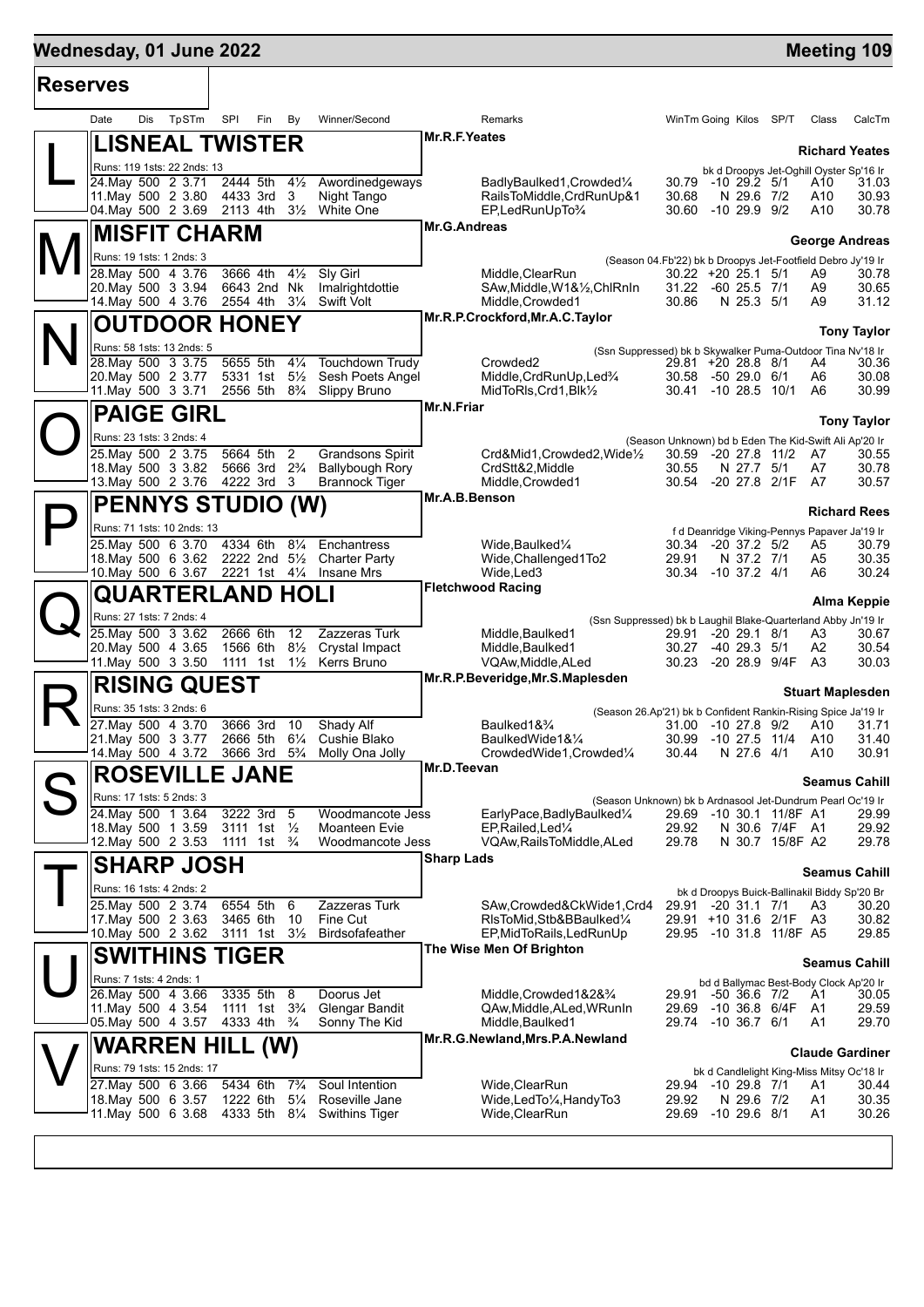## Wednesday, 01 June 2022 — Meeting 109

### Reserves

| Date | Dis | TpSTm | SPI | Fin | By | Winner/Second | Remarks | WinTm | Going | Kilos | SP/T | Class | CalcTm |
|---|---|---|---|---|---|---|---|---|---|---|---|---|---|

**L — LISNEAL TWISTER** — Mr.R.F.Yeates — Richard Yeates
Runs: 119 1sts: 22 2nds: 13 — bk d Droopys Jet-Oghill Oyster Sp'16 Ir

| Date | Dis | TpSTm | SPI | Fin | By | Winner/Second | Remarks | WinTm | Going | Kilos | SP/T | Class | CalcTm |
|---|---|---|---|---|---|---|---|---|---|---|---|---|---|
| 24.May | 500 | 2 3.71 | 2444 | 5th | 4½ | Awordinedgeways | BadlyBaulked1,Crowded¼ | 30.79 | -10 | 29.2 | 5/1 | A10 | 31.03 |
| 11.May | 500 | 2 3.80 | 4433 | 3rd | 3 | Night Tango | RailsToMiddle,CrdRunUp&1 | 30.68 | N | 29.6 | 7/2 | A10 | 30.93 |
| 04.May | 500 | 2 3.69 | 2113 | 4th | 3½ | White One | EP,LedRunUpTo¾ | 30.60 | -10 | 29.9 | 9/2 | A10 | 30.78 |

**M — MISFIT CHARM** — Mr.G.Andreas — George Andreas
Runs: 19 1sts: 1 2nds: 3 — (Season 04.Fb'22) bk b Droopys Jet-Footfield Debro Jy'19 Ir

| Date | Dis | TpSTm | SPI | Fin | By | Winner/Second | Remarks | WinTm | Going | Kilos | SP/T | Class | CalcTm |
|---|---|---|---|---|---|---|---|---|---|---|---|---|---|
| 28.May | 500 | 4 3.76 | 3666 | 4th | 4½ | Sly Girl | Middle,ClearRun | 30.22 | +20 | 25.1 | 5/1 | A9 | 30.78 |
| 20.May | 500 | 3 3.94 | 6643 | 2nd | Nk | Imalrightdottie | SAw,Middle,W1&½,ChlRnIn | 31.22 | -60 | 25.5 | 7/1 | A9 | 30.65 |
| 14.May | 500 | 4 3.76 | 2554 | 4th | 3¼ | Swift Volt | Middle,Crowded1 | 30.86 | N | 25.3 | 5/1 | A9 | 31.12 |

**N — OUTDOOR HONEY** — Mr.R.P.Crockford,Mr.A.C.Taylor — Tony Taylor
Runs: 58 1sts: 13 2nds: 5 — (Ssn Suppressed) bk b Skywalker Puma-Outdoor Tina Nv'18 Ir

| Date | Dis | TpSTm | SPI | Fin | By | Winner/Second | Remarks | WinTm | Going | Kilos | SP/T | Class | CalcTm |
|---|---|---|---|---|---|---|---|---|---|---|---|---|---|
| 28.May | 500 | 3 3.75 | 5655 | 5th | 4¼ | Touchdown Trudy | Crowded2 | 29.81 | +20 | 28.8 | 8/1 | A4 | 30.36 |
| 20.May | 500 | 2 3.77 | 5331 | 1st | 5½ | Sesh Poets Angel | Middle,CrdRunUp,Led¾ | 30.58 | -50 | 29.0 | 6/1 | A6 | 30.08 |
| 11.May | 500 | 3 3.71 | 2556 | 5th | 8¾ | Slippy Bruno | MidToRls,Crd1,Blk½ | 30.41 | -10 | 28.5 | 10/1 | A6 | 30.99 |

**O — PAIGE GIRL** — Mr.N.Friar — Tony Taylor
Runs: 23 1sts: 3 2nds: 4 — (Season Unknown) bd b Eden The Kid-Swift Ali Ap'20 Ir

| Date | Dis | TpSTm | SPI | Fin | By | Winner/Second | Remarks | WinTm | Going | Kilos | SP/T | Class | CalcTm |
|---|---|---|---|---|---|---|---|---|---|---|---|---|---|
| 25.May | 500 | 2 3.75 | 5664 | 5th | 2 | Grandsons Spirit | Crd&Mid1,Crowded2,Wide½ | 30.59 | -20 | 27.8 | 11/2 | A7 | 30.55 |
| 18.May | 500 | 3 3.82 | 5666 | 3rd | 2¾ | Ballybough Rory | CrdStt&2,Middle | 30.55 | N | 27.7 | 5/1 | A7 | 30.78 |
| 13.May | 500 | 2 3.76 | 4222 | 3rd | 3 | Brannock Tiger | Middle,Crowded1 | 30.54 | -20 | 27.8 | 2/1F | A7 | 30.57 |

**P — PENNYS STUDIO (W)** — Mr.A.B.Benson — Richard Rees
Runs: 71 1sts: 10 2nds: 13 — f d Deanridge Viking-Pennys Papaver Ja'19 Ir

| Date | Dis | TpSTm | SPI | Fin | By | Winner/Second | Remarks | WinTm | Going | Kilos | SP/T | Class | CalcTm |
|---|---|---|---|---|---|---|---|---|---|---|---|---|---|
| 25.May | 500 | 6 3.70 | 4334 | 6th | 8¼ | Enchantress | Wide,Baulked¼ | 30.34 | -20 | 37.2 | 5/2 | A5 | 30.79 |
| 18.May | 500 | 6 3.62 | 2222 | 2nd | 5½ | Charter Party | Wide,Challenged1To2 | 29.91 | N | 37.2 | 7/1 | A5 | 30.35 |
| 10.May | 500 | 6 3.67 | 2221 | 1st | 4¼ | Insane Mrs | Wide,Led3 | 30.34 | -10 | 37.2 | 4/1 | A6 | 30.24 |

**Q — QUARTERLAND HOLI** — Fletchwood Racing — Alma Keppie
Runs: 27 1sts: 7 2nds: 4 — (Ssn Suppressed) bk b Laughil Blake-Quarterland Abby Jn'19 Ir

| Date | Dis | TpSTm | SPI | Fin | By | Winner/Second | Remarks | WinTm | Going | Kilos | SP/T | Class | CalcTm |
|---|---|---|---|---|---|---|---|---|---|---|---|---|---|
| 25.May | 500 | 3 3.62 | 2666 | 6th | 12 | Zazzeras Turk | Middle,Baulked1 | 29.91 | -20 | 29.1 | 8/1 | A3 | 30.67 |
| 20.May | 500 | 4 3.65 | 1566 | 6th | 8½ | Crystal Impact | Middle,Baulked1 | 30.27 | -40 | 29.3 | 5/1 | A2 | 30.54 |
| 11.May | 500 | 3 3.50 | 1111 | 1st | 1½ | Kerrs Bruno | VQAw,Middle,ALed | 30.23 | -20 | 28.9 | 9/4F | A3 | 30.03 |

**R — RISING QUEST** — Mr.R.P.Beveridge,Mr.S.Maplesden — Stuart Maplesden
Runs: 35 1sts: 3 2nds: 6 — (Season 26.Ap'21) bk b Confident Rankin-Rising Spice Ja'19 Ir

| Date | Dis | TpSTm | SPI | Fin | By | Winner/Second | Remarks | WinTm | Going | Kilos | SP/T | Class | CalcTm |
|---|---|---|---|---|---|---|---|---|---|---|---|---|---|
| 27.May | 500 | 4 3.70 | 3666 | 3rd | 10 | Shady Alf | Baulked1&¾ | 31.00 | -10 | 27.8 | 9/2 | A10 | 31.71 |
| 21.May | 500 | 3 3.77 | 2666 | 5th | 6¼ | Cushie Blako | BaulkedWide1&¼ | 30.99 | -10 | 27.5 | 11/4 | A10 | 31.40 |
| 14.May | 500 | 4 3.72 | 3666 | 3rd | 5¾ | Molly Ona Jolly | CrowdedWide1,Crowded¼ | 30.44 | N | 27.6 | 4/1 | A10 | 30.91 |

**S — ROSEVILLE JANE** — Mr.D.Teevan — Seamus Cahill
Runs: 17 1sts: 5 2nds: 3 — (Season Unknown) bk b Ardnasool Jet-Dundrum Pearl Oc'19 Ir

| Date | Dis | TpSTm | SPI | Fin | By | Winner/Second | Remarks | WinTm | Going | Kilos | SP/T | Class | CalcTm |
|---|---|---|---|---|---|---|---|---|---|---|---|---|---|
| 24.May | 500 | 1 3.64 | 3222 | 3rd | 5 | Woodmancote Jess | EarlyPace,BadlyBaulked¼ | 29.69 | -10 | 30.1 | 11/8F | A1 | 29.99 |
| 18.May | 500 | 1 3.59 | 3111 | 1st | ½ | Moanteen Evie | EP,Railed,Led¼ | 29.92 | N | 30.6 | 7/4F | A1 | 29.92 |
| 12.May | 500 | 2 3.53 | 1111 | 1st | ¾ | Woodmancote Jess | VQAw,RailsToMiddle,ALed | 29.78 | N | 30.7 | 15/8F | A2 | 29.78 |

**T — SHARP JOSH** — Sharp Lads — Seamus Cahill
Runs: 16 1sts: 4 2nds: 2 — bk d Droopys Buick-Ballinakil Biddy Sp'20 Br

| Date | Dis | TpSTm | SPI | Fin | By | Winner/Second | Remarks | WinTm | Going | Kilos | SP/T | Class | CalcTm |
|---|---|---|---|---|---|---|---|---|---|---|---|---|---|
| 25.May | 500 | 2 3.74 | 6554 | 5th | 6 | Zazzeras Turk | SAw,Crowded&CkWide1,Crd4 | 29.91 | -20 | 31.1 | 7/1 | A3 | 30.20 |
| 17.May | 500 | 2 3.63 | 3465 | 6th | 10 | Fine Cut | RlsToMid,Stb&BBaulked¼ | 29.91 | +10 | 31.6 | 2/1F | A3 | 30.82 |
| 10.May | 500 | 2 3.62 | 3111 | 1st | 3½ | Birdsofafeather | EP,MidToRails,LedRunUp | 29.95 | -10 | 31.8 | 11/8F | A5 | 29.85 |

**U — SWITHINS TIGER** — The Wise Men Of Brighton — Seamus Cahill
Runs: 7 1sts: 4 2nds: 1 — bd d Ballymac Best-Body Clock Ap'20 Ir

| Date | Dis | TpSTm | SPI | Fin | By | Winner/Second | Remarks | WinTm | Going | Kilos | SP/T | Class | CalcTm |
|---|---|---|---|---|---|---|---|---|---|---|---|---|---|
| 26.May | 500 | 4 3.66 | 3335 | 5th | 8 | Doorus Jet | Middle,Crowded1&2&¾ | 29.91 | -50 | 36.6 | 7/2 | A1 | 30.05 |
| 11.May | 500 | 4 3.54 | 1111 | 1st | 3¾ | Glengar Bandit | QAw,Middle,ALed,WRunIn | 29.69 | -10 | 36.8 | 6/4F | A1 | 29.59 |
| 05.May | 500 | 4 3.57 | 4333 | 4th | ¾ | Sonny The Kid | Middle,Baulked1 | 29.74 | -10 | 36.7 | 6/1 | A1 | 29.70 |

**V — WARREN HILL (W)** — Mr.R.G.Newland,Mrs.P.A.Newland — Claude Gardiner
Runs: 79 1sts: 15 2nds: 17 — bk d Candlelight King-Miss Mitsy Oc'18 Ir

| Date | Dis | TpSTm | SPI | Fin | By | Winner/Second | Remarks | WinTm | Going | Kilos | SP/T | Class | CalcTm |
|---|---|---|---|---|---|---|---|---|---|---|---|---|---|
| 27.May | 500 | 6 3.66 | 5434 | 6th | 7¾ | Soul Intention | Wide,ClearRun | 29.94 | -10 | 29.8 | 7/1 | A1 | 30.44 |
| 18.May | 500 | 6 3.57 | 1222 | 6th | 5¼ | Roseville Jane | Wide,LedTo¼,HandyTo3 | 29.92 | N | 29.6 | 7/2 | A1 | 30.35 |
| 11.May | 500 | 6 3.68 | 4333 | 5th | 8¼ | Swithins Tiger | Wide,ClearRun | 29.69 | -10 | 29.6 | 8/1 | A1 | 30.26 |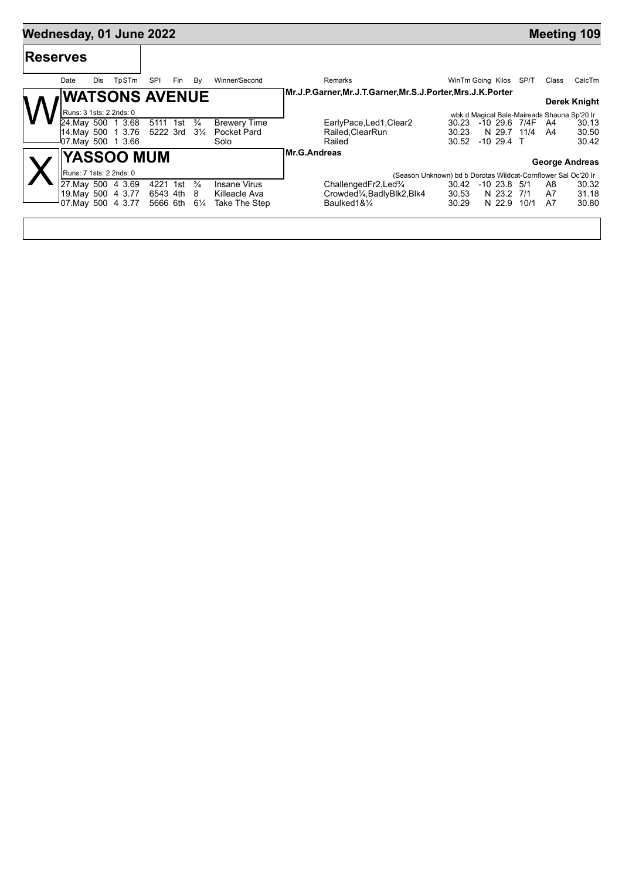## Wednesday, 01 June 2022

**Meeting 109**

### Reserves

**W — WATSONS AVENUE**

Mr.J.P.Garner,Mr.J.T.Garner,Mr.S.J.Porter,Mrs.J.K.Porter

**Derek Knight**

Runs: 3 1sts: 2 2nds: 0

wbk d Magical Bale-Maireads Shauna Sp'20 Ir

| Date | Dis | TpSTm | SPI | Fin | By | Winner/Second | Remarks | WinTm | Going | Kilos | SP/T | Class | CalcTm |
|---|---|---|---|---|---|---|---|---|---|---|---|---|---|
| 24.May | 500 | 1 3.68 | 5111 | 1st | ¾ | Brewery Time | EarlyPace,Led1,Clear2 | 30.23 | -10 | 29.6 | 7/4F | A4 | 30.13 |
| 14.May | 500 | 1 3.76 | 5222 | 3rd | 3¼ | Pocket Pard | Railed,ClearRun | 30.23 | N | 29.7 | 11/4 | A4 | 30.50 |
| 07.May | 500 | 1 3.66 | | | | Solo | Railed | 30.52 | -10 | 29.4 | T | | 30.42 |

**X — YASSOO MUM**

Mr.G.Andreas

**George Andreas**

Runs: 7 1sts: 2 2nds: 0

(Season Unknown) bd b Dorotas Wildcat-Cornflower Sal Oc'20 Ir

| Date | Dis | TpSTm | SPI | Fin | By | Winner/Second | Remarks | WinTm | Going | Kilos | SP/T | Class | CalcTm |
|---|---|---|---|---|---|---|---|---|---|---|---|---|---|
| 27.May | 500 | 4 3.69 | 4221 | 1st | ¾ | Insane Virus | ChallengedFr2,Led¾ | 30.42 | -10 | 23.8 | 5/1 | A8 | 30.32 |
| 19.May | 500 | 4 3.77 | 6543 | 4th | 8 | Killeacle Ava | Crowded¼,BadlyBlk2,Blk4 | 30.53 | N | 23.2 | 7/1 | A7 | 31.18 |
| 07.May | 500 | 4 3.77 | 5666 | 6th | 6¼ | Take The Step | Baulked1&¼ | 30.29 | N | 22.9 | 10/1 | A7 | 30.80 |